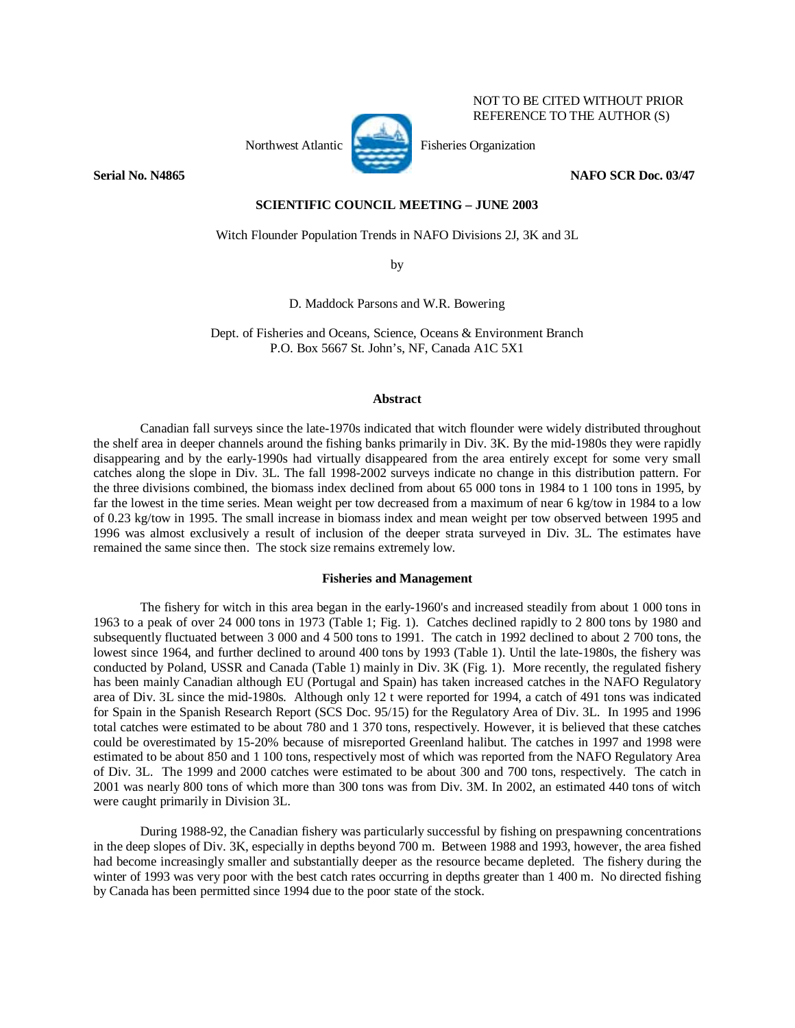NOT TO BE CITED WITHOUT PRIOR REFERENCE TO THE AUTHOR (S)

Northwest Atlantic Fisheries Organization

**Serial No. N4865** **NAFO SCR Doc. 03/47**

**SCIENTIFIC COUNCIL MEETING – JUNE 2003**

Witch Flounder Population Trends in NAFO Divisions 2J, 3K and 3L

by

D. Maddock Parsons and W.R. Bowering

Dept. of Fisheries and Oceans, Science, Oceans & Environment Branch
P.O. Box 5667 St. John's, NF, Canada A1C 5X1

## Abstract

Canadian fall surveys since the late-1970s indicated that witch flounder were widely distributed throughout the shelf area in deeper channels around the fishing banks primarily in Div. 3K. By the mid-1980s they were rapidly disappearing and by the early-1990s had virtually disappeared from the area entirely except for some very small catches along the slope in Div. 3L. The fall 1998-2002 surveys indicate no change in this distribution pattern. For the three divisions combined, the biomass index declined from about 65 000 tons in 1984 to 1 100 tons in 1995, by far the lowest in the time series. Mean weight per tow decreased from a maximum of near 6 kg/tow in 1984 to a low of 0.23 kg/tow in 1995. The small increase in biomass index and mean weight per tow observed between 1995 and 1996 was almost exclusively a result of inclusion of the deeper strata surveyed in Div. 3L. The estimates have remained the same since then. The stock size remains extremely low.

## Fisheries and Management

The fishery for witch in this area began in the early-1960's and increased steadily from about 1 000 tons in 1963 to a peak of over 24 000 tons in 1973 (Table 1; Fig. 1). Catches declined rapidly to 2 800 tons by 1980 and subsequently fluctuated between 3 000 and 4 500 tons to 1991. The catch in 1992 declined to about 2 700 tons, the lowest since 1964, and further declined to around 400 tons by 1993 (Table 1). Until the late-1980s, the fishery was conducted by Poland, USSR and Canada (Table 1) mainly in Div. 3K (Fig. 1). More recently, the regulated fishery has been mainly Canadian although EU (Portugal and Spain) has taken increased catches in the NAFO Regulatory area of Div. 3L since the mid-1980s. Although only 12 t were reported for 1994, a catch of 491 tons was indicated for Spain in the Spanish Research Report (SCS Doc. 95/15) for the Regulatory Area of Div. 3L. In 1995 and 1996 total catches were estimated to be about 780 and 1 370 tons, respectively. However, it is believed that these catches could be overestimated by 15-20% because of misreported Greenland halibut. The catches in 1997 and 1998 were estimated to be about 850 and 1 100 tons, respectively most of which was reported from the NAFO Regulatory Area of Div. 3L. The 1999 and 2000 catches were estimated to be about 300 and 700 tons, respectively. The catch in 2001 was nearly 800 tons of which more than 300 tons was from Div. 3M. In 2002, an estimated 440 tons of witch were caught primarily in Division 3L.

During 1988-92, the Canadian fishery was particularly successful by fishing on prespawning concentrations in the deep slopes of Div. 3K, especially in depths beyond 700 m. Between 1988 and 1993, however, the area fished had become increasingly smaller and substantially deeper as the resource became depleted. The fishery during the winter of 1993 was very poor with the best catch rates occurring in depths greater than 1 400 m. No directed fishing by Canada has been permitted since 1994 due to the poor state of the stock.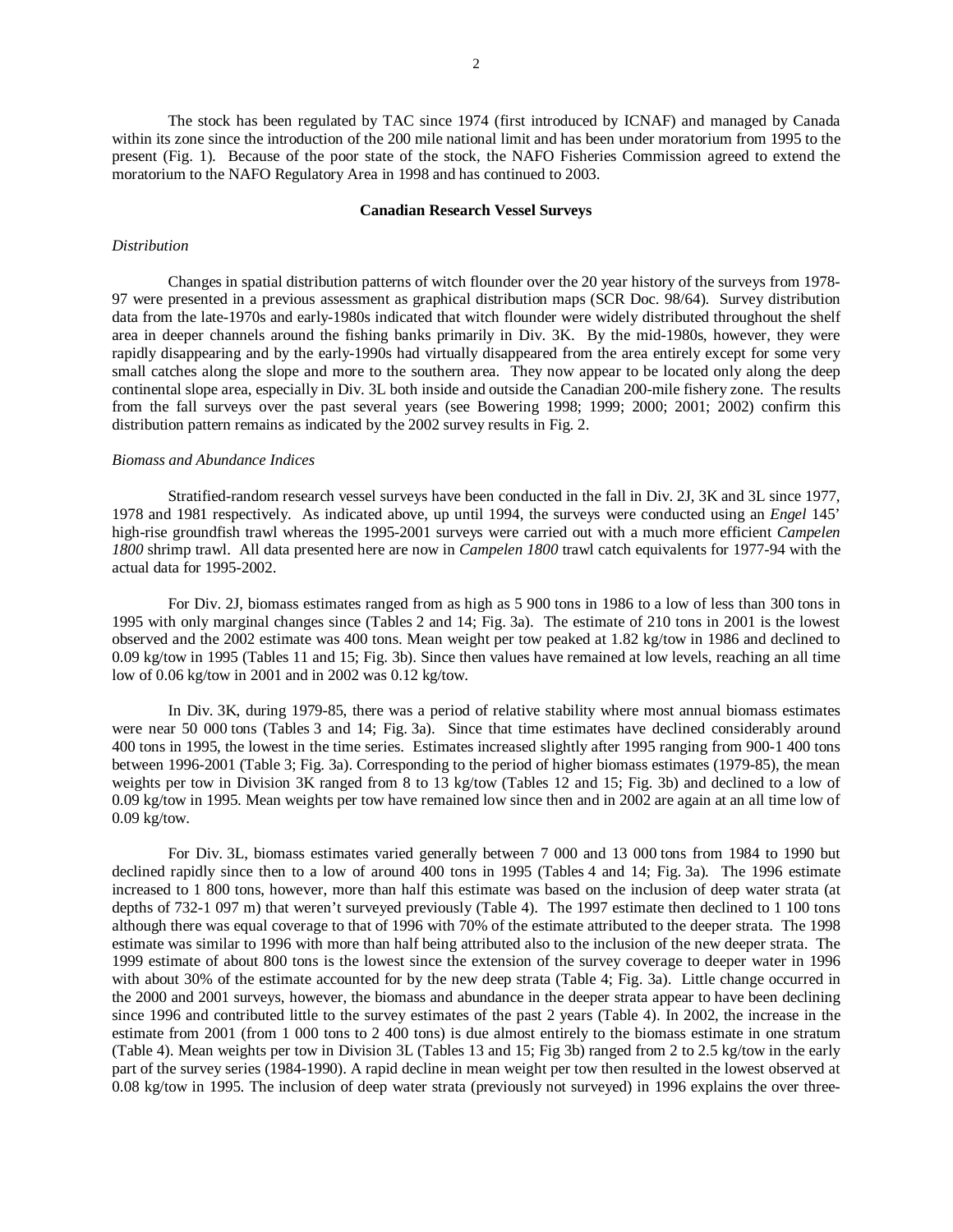The stock has been regulated by TAC since 1974 (first introduced by ICNAF) and managed by Canada within its zone since the introduction of the 200 mile national limit and has been under moratorium from 1995 to the present (Fig. 1). Because of the poor state of the stock, the NAFO Fisheries Commission agreed to extend the moratorium to the NAFO Regulatory Area in 1998 and has continued to 2003.

## Canadian Research Vessel Surveys

### *Distribution*

Changes in spatial distribution patterns of witch flounder over the 20 year history of the surveys from 1978-97 were presented in a previous assessment as graphical distribution maps (SCR Doc. 98/64). Survey distribution data from the late-1970s and early-1980s indicated that witch flounder were widely distributed throughout the shelf area in deeper channels around the fishing banks primarily in Div. 3K. By the mid-1980s, however, they were rapidly disappearing and by the early-1990s had virtually disappeared from the area entirely except for some very small catches along the slope and more to the southern area. They now appear to be located only along the deep continental slope area, especially in Div. 3L both inside and outside the Canadian 200-mile fishery zone. The results from the fall surveys over the past several years (see Bowering 1998; 1999; 2000; 2001; 2002) confirm this distribution pattern remains as indicated by the 2002 survey results in Fig. 2.

### *Biomass and Abundance Indices*

Stratified-random research vessel surveys have been conducted in the fall in Div. 2J, 3K and 3L since 1977, 1978 and 1981 respectively. As indicated above, up until 1994, the surveys were conducted using an *Engel* 145' high-rise groundfish trawl whereas the 1995-2001 surveys were carried out with a much more efficient *Campelen 1800* shrimp trawl. All data presented here are now in *Campelen 1800* trawl catch equivalents for 1977-94 with the actual data for 1995-2002.

For Div. 2J, biomass estimates ranged from as high as 5 900 tons in 1986 to a low of less than 300 tons in 1995 with only marginal changes since (Tables 2 and 14; Fig. 3a). The estimate of 210 tons in 2001 is the lowest observed and the 2002 estimate was 400 tons. Mean weight per tow peaked at 1.82 kg/tow in 1986 and declined to 0.09 kg/tow in 1995 (Tables 11 and 15; Fig. 3b). Since then values have remained at low levels, reaching an all time low of 0.06 kg/tow in 2001 and in 2002 was 0.12 kg/tow.

In Div. 3K, during 1979-85, there was a period of relative stability where most annual biomass estimates were near 50 000 tons (Tables 3 and 14; Fig. 3a). Since that time estimates have declined considerably around 400 tons in 1995, the lowest in the time series. Estimates increased slightly after 1995 ranging from 900-1 400 tons between 1996-2001 (Table 3; Fig. 3a). Corresponding to the period of higher biomass estimates (1979-85), the mean weights per tow in Division 3K ranged from 8 to 13 kg/tow (Tables 12 and 15; Fig. 3b) and declined to a low of 0.09 kg/tow in 1995. Mean weights per tow have remained low since then and in 2002 are again at an all time low of 0.09 kg/tow.

For Div. 3L, biomass estimates varied generally between 7 000 and 13 000 tons from 1984 to 1990 but declined rapidly since then to a low of around 400 tons in 1995 (Tables 4 and 14; Fig. 3a). The 1996 estimate increased to 1 800 tons, however, more than half this estimate was based on the inclusion of deep water strata (at depths of 732-1 097 m) that weren't surveyed previously (Table 4). The 1997 estimate then declined to 1 100 tons although there was equal coverage to that of 1996 with 70% of the estimate attributed to the deeper strata. The 1998 estimate was similar to 1996 with more than half being attributed also to the inclusion of the new deeper strata. The 1999 estimate of about 800 tons is the lowest since the extension of the survey coverage to deeper water in 1996 with about 30% of the estimate accounted for by the new deep strata (Table 4; Fig. 3a). Little change occurred in the 2000 and 2001 surveys, however, the biomass and abundance in the deeper strata appear to have been declining since 1996 and contributed little to the survey estimates of the past 2 years (Table 4). In 2002, the increase in the estimate from 2001 (from 1 000 tons to 2 400 tons) is due almost entirely to the biomass estimate in one stratum (Table 4). Mean weights per tow in Division 3L (Tables 13 and 15; Fig 3b) ranged from 2 to 2.5 kg/tow in the early part of the survey series (1984-1990). A rapid decline in mean weight per tow then resulted in the lowest observed at 0.08 kg/tow in 1995. The inclusion of deep water strata (previously not surveyed) in 1996 explains the over three-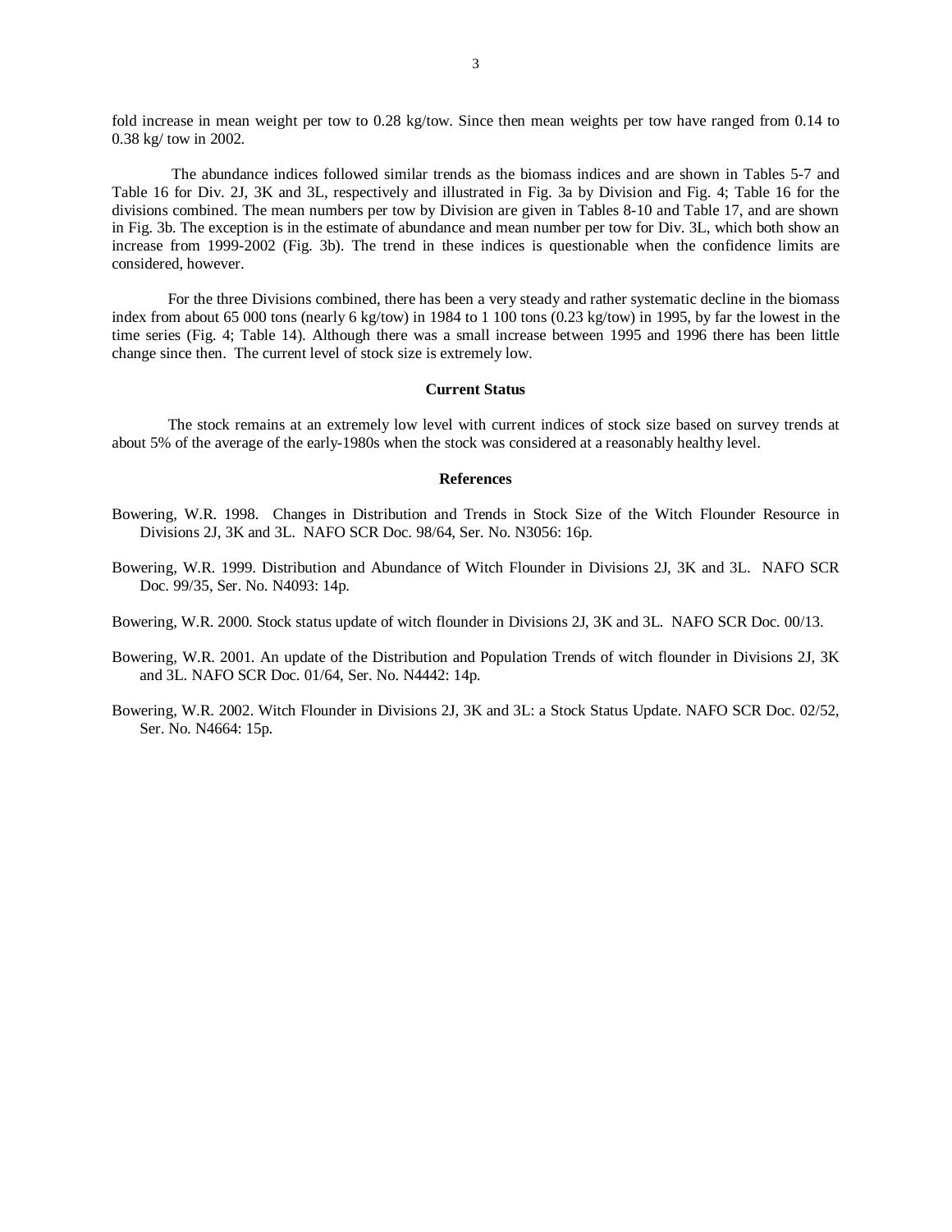fold increase in mean weight per tow to 0.28 kg/tow. Since then mean weights per tow have ranged from 0.14 to 0.38 kg/ tow in 2002.

The abundance indices followed similar trends as the biomass indices and are shown in Tables 5-7 and Table 16 for Div. 2J, 3K and 3L, respectively and illustrated in Fig. 3a by Division and Fig. 4; Table 16 for the divisions combined. The mean numbers per tow by Division are given in Tables 8-10 and Table 17, and are shown in Fig. 3b. The exception is in the estimate of abundance and mean number per tow for Div. 3L, which both show an increase from 1999-2002 (Fig. 3b). The trend in these indices is questionable when the confidence limits are considered, however.

For the three Divisions combined, there has been a very steady and rather systematic decline in the biomass index from about 65 000 tons (nearly 6 kg/tow) in 1984 to 1 100 tons (0.23 kg/tow) in 1995, by far the lowest in the time series (Fig. 4; Table 14). Although there was a small increase between 1995 and 1996 there has been little change since then. The current level of stock size is extremely low.

## Current Status

The stock remains at an extremely low level with current indices of stock size based on survey trends at about 5% of the average of the early-1980s when the stock was considered at a reasonably healthy level.

## References

Bowering, W.R. 1998. Changes in Distribution and Trends in Stock Size of the Witch Flounder Resource in Divisions 2J, 3K and 3L. NAFO SCR Doc. 98/64, Ser. No. N3056: 16p.

Bowering, W.R. 1999. Distribution and Abundance of Witch Flounder in Divisions 2J, 3K and 3L. NAFO SCR Doc. 99/35, Ser. No. N4093: 14p.

Bowering, W.R. 2000. Stock status update of witch flounder in Divisions 2J, 3K and 3L. NAFO SCR Doc. 00/13.

Bowering, W.R. 2001. An update of the Distribution and Population Trends of witch flounder in Divisions 2J, 3K and 3L. NAFO SCR Doc. 01/64, Ser. No. N4442: 14p.

Bowering, W.R. 2002. Witch Flounder in Divisions 2J, 3K and 3L: a Stock Status Update. NAFO SCR Doc. 02/52, Ser. No. N4664: 15p.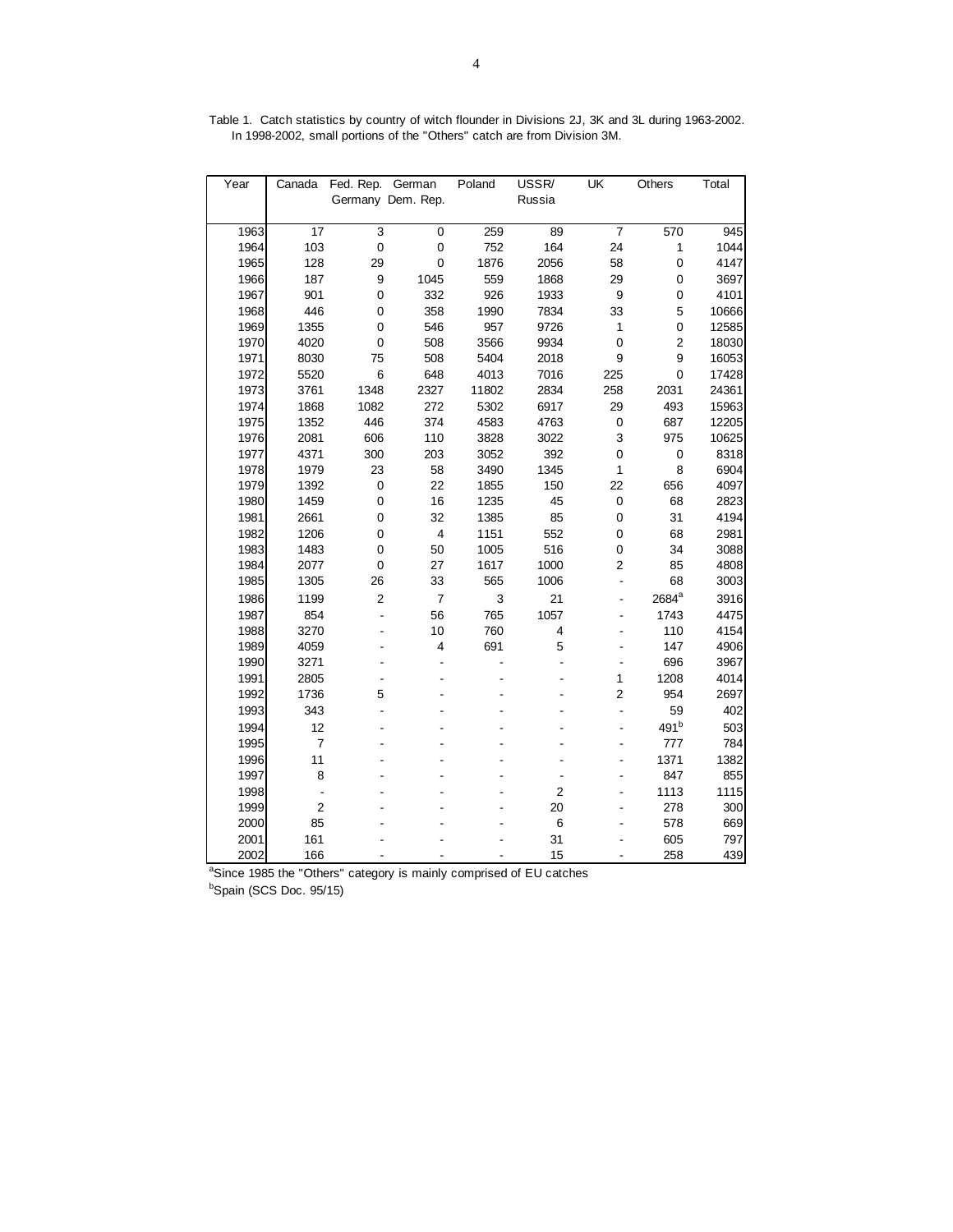Table 1. Catch statistics by country of witch flounder in Divisions 2J, 3K and 3L during 1963-2002. In 1998-2002, small portions of the "Others" catch are from Division 3M.

| Year | Canada | Fed. Rep. Germany | German Dem. Rep. | Poland | USSR/ Russia | UK | Others | Total |
|---|---|---|---|---|---|---|---|---|
| 1963 | 17 | 3 | 0 | 259 | 89 | 7 | 570 | 945 |
| 1964 | 103 | 0 | 0 | 752 | 164 | 24 | 1 | 1044 |
| 1965 | 128 | 29 | 0 | 1876 | 2056 | 58 | 0 | 4147 |
| 1966 | 187 | 9 | 1045 | 559 | 1868 | 29 | 0 | 3697 |
| 1967 | 901 | 0 | 332 | 926 | 1933 | 9 | 0 | 4101 |
| 1968 | 446 | 0 | 358 | 1990 | 7834 | 33 | 5 | 10666 |
| 1969 | 1355 | 0 | 546 | 957 | 9726 | 1 | 0 | 12585 |
| 1970 | 4020 | 0 | 508 | 3566 | 9934 | 0 | 2 | 18030 |
| 1971 | 8030 | 75 | 508 | 5404 | 2018 | 9 | 9 | 16053 |
| 1972 | 5520 | 6 | 648 | 4013 | 7016 | 225 | 0 | 17428 |
| 1973 | 3761 | 1348 | 2327 | 11802 | 2834 | 258 | 2031 | 24361 |
| 1974 | 1868 | 1082 | 272 | 5302 | 6917 | 29 | 493 | 15963 |
| 1975 | 1352 | 446 | 374 | 4583 | 4763 | 0 | 687 | 12205 |
| 1976 | 2081 | 606 | 110 | 3828 | 3022 | 3 | 975 | 10625 |
| 1977 | 4371 | 300 | 203 | 3052 | 392 | 0 | 0 | 8318 |
| 1978 | 1979 | 23 | 58 | 3490 | 1345 | 1 | 8 | 6904 |
| 1979 | 1392 | 0 | 22 | 1855 | 150 | 22 | 656 | 4097 |
| 1980 | 1459 | 0 | 16 | 1235 | 45 | 0 | 68 | 2823 |
| 1981 | 2661 | 0 | 32 | 1385 | 85 | 0 | 31 | 4194 |
| 1982 | 1206 | 0 | 4 | 1151 | 552 | 0 | 68 | 2981 |
| 1983 | 1483 | 0 | 50 | 1005 | 516 | 0 | 34 | 3088 |
| 1984 | 2077 | 0 | 27 | 1617 | 1000 | 2 | 85 | 4808 |
| 1985 | 1305 | 26 | 33 | 565 | 1006 | - | 68 | 3003 |
| 1986 | 1199 | 2 | 7 | 3 | 21 | - | 2684[a] | 3916 |
| 1987 | 854 | - | 56 | 765 | 1057 | - | 1743 | 4475 |
| 1988 | 3270 | - | 10 | 760 | 4 | - | 110 | 4154 |
| 1989 | 4059 | - | 4 | 691 | 5 | - | 147 | 4906 |
| 1990 | 3271 | - | - | - | - | - | 696 | 3967 |
| 1991 | 2805 | - | - | - | - | 1 | 1208 | 4014 |
| 1992 | 1736 | 5 | - | - | - | 2 | 954 | 2697 |
| 1993 | 343 | - | - | - | - | - | 59 | 402 |
| 1994 | 12 | - | - | - | - | - | 491[b] | 503 |
| 1995 | 7 | - | - | - | - | - | 777 | 784 |
| 1996 | 11 | - | - | - | - | - | 1371 | 1382 |
| 1997 | 8 | - | - | - | - | - | 847 | 855 |
| 1998 | - | - | - | - | 2 | - | 1113 | 1115 |
| 1999 | 2 | - | - | - | 20 | - | 278 | 300 |
| 2000 | 85 | - | - | - | 6 | - | 578 | 669 |
| 2001 | 161 | - | - | - | 31 | - | 605 | 797 |
| 2002 | 166 | - | - | - | 15 | - | 258 | 439 |

[a]Since 1985 the "Others" category is mainly comprised of EU catches

[b]Spain (SCS Doc. 95/15)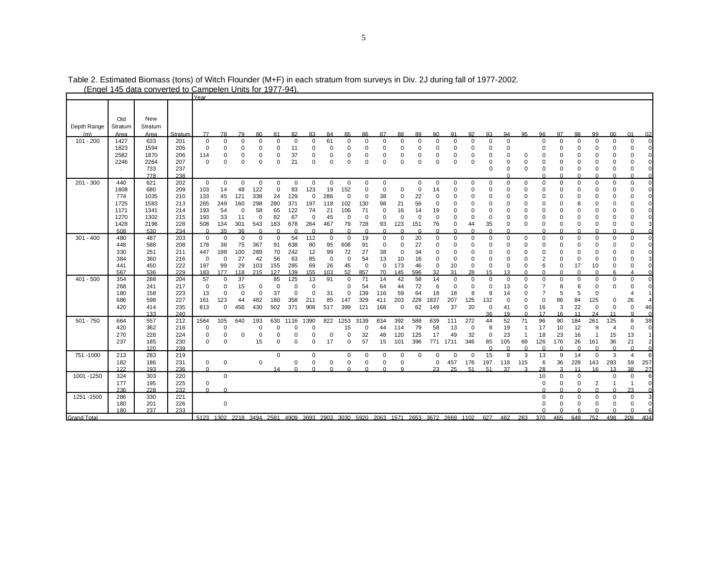Table 2. Estimated Biomass (tons) of Witch Flounder (M+F) in each stratum from surveys in Div. 2J during fall of 1977-2002.
(Engel 145 data converted to Campelen Units for 1977-94).

| Depth Range (m) | Old Stratum Area | New Stratum Area | Stratum | Year 77 | 78 | 79 | 80 | 81 | 82 | 83 | 84 | 85 | 86 | 87 | 88 | 89 | 90 | 91 | 92 | 93 | 94 | 95 | 96 | 97 | 98 | 99 | 00 | 01 | 02 |
|---|---|---|---|---|---|---|---|---|---|---|---|---|---|---|---|---|---|---|---|---|---|---|---|---|---|---|---|---|---|
| 101 - 200 | 1427 | 633 | 201 | 0 | 0 | 0 | 0 | 0 | 0 | 0 | 0 | 0 | 0 | 0 | 0 | 0 | 0 | 0 | 0 | 0 | 0 | | 0 | 0 | 0 | 0 | 0 | 0 | 0 |
| | 1823 | 1594 | 205 | 0 | 0 | 0 | 0 | 0 | 11 | 0 | 0 | 0 | 0 | 0 | 0 | 0 | 0 | 0 | 0 | 0 | 0 | | 0 | 0 | 0 | 0 | 0 | 0 | 0 |
| | 2582 | 1870 | 206 | 114 | 0 | 0 | 0 | 0 | 37 | 0 | 0 | 0 | 0 | 0 | 0 | 0 | 0 | 0 | 0 | 0 | 0 | 0 | 0 | 0 | 0 | 0 | 0 | 0 | 0 |
| | 2246 | 2264 | 207 | 0 | 0 | 0 | 0 | 0 | 21 | 0 | 0 | 0 | 0 | 0 | 0 | 0 | 0 | 0 | 0 | 0 | 0 | 0 | 0 | 0 | 0 | 0 | 0 | 0 | 0 |
| | . | 733 | 237 | | | | | | | | | | | | | | | | | 0 | 0 | 0 | 0 | 0 | 0 | 0 | 0 | 0 | 0 |
| | | 778 | 238 | | | | | | | | | | | | | | | | | | 0 | | 0 | 0 | 0 | 0 | 0 | 0 | 0 |
| 201 - 300 | 440 | 621 | 202 | 0 | 0 | 0 | 0 | 0 | 0 | 0 | 0 | 0 | 0 | 0 | | 0 | 0 | 0 | 0 | 0 | 0 | 0 | 0 | 0 | 0 | 0 | 0 | 0 | 0 |
| | 1608 | 680 | 209 | 103 | 14 | 48 | 122 | 0 | 83 | 123 | 19 | 152 | 0 | 0 | 0 | 0 | 14 | 0 | 0 | 0 | 0 | 0 | 0 | 0 | 0 | 0 | 0 | 0 | 0 |
| | 774 | 1035 | 210 | 133 | 45 | 121 | 338 | 24 | 129 | 0 | 286 | 0 | 0 | 38 | 0 | 22 | 0 | 0 | 0 | 0 | 0 | 0 | 0 | 0 | 0 | 0 | 0 | 0 | 0 |
| | 1725 | 1583 | 213 | 265 | 249 | 160 | 298 | 280 | 371 | 197 | 118 | 102 | 130 | 98 | 21 | 56 | 0 | 0 | 0 | 0 | 0 | 0 | 0 | 0 | 8 | 0 | 0 | 0 | 0 |
| | 1171 | 1341 | 214 | 193 | 54 | 0 | 58 | 65 | 122 | 74 | 21 | 106 | 71 | 0 | 16 | 14 | 19 | 0 | 0 | 0 | 0 | 0 | 0 | 0 | 0 | 0 | 0 | 0 | 0 |
| | 1270 | 1302 | 215 | 193 | 33 | 11 | 0 | 82 | 67 | 0 | 45 | 0 | 0 | 0 | 0 | 0 | 0 | 0 | 0 | 0 | 0 | 0 | 0 | 0 | 0 | 0 | 0 | 0 | 0 |
| | 1428 | 2196 | 228 | 508 | 134 | 301 | 543 | 183 | 678 | 264 | 467 | 79 | 728 | 93 | 123 | 151 | 76 | 0 | 44 | 35 | 0 | 0 | 0 | 0 | 0 | 0 | 0 | 0 | 3 |
| | 508 | 530 | 234 | 0 | 35 | 36 | 0 | 0 | 0 | 0 | 0 | 0 | 0 | 0 | 0 | 0 | 0 | 0 | 0 | 0 | 0 | | 0 | 0 | 0 | 0 | 0 | 0 | 0 |
| 301 - 400 | 480 | 487 | 203 | 0 | 0 | 0 | 0 | 0 | 54 | 112 | 0 | 0 | 19 | 0 | 0 | 20 | 0 | 0 | 0 | 0 | 0 | 0 | 0 | 0 | 0 | 0 | 0 | 0 | 0 |
| | 448 | 588 | 208 | 178 | 36 | 75 | 367 | 91 | 638 | 80 | 95 | 608 | 91 | 0 | 0 | 27 | 0 | 0 | 0 | 0 | 0 | 0 | 0 | 0 | 0 | 0 | 0 | 0 | 0 |
| | 330 | 251 | 211 | 447 | 198 | 100 | 289 | 70 | 242 | 12 | 99 | 72 | 27 | 38 | 0 | 34 | 0 | 0 | 0 | 0 | 0 | 0 | 0 | 0 | 0 | 0 | 0 | 0 | 0 |
| | 384 | 360 | 216 | 0 | 0 | 27 | 42 | 56 | 63 | 85 | 0 | 0 | 54 | 13 | 10 | 16 | 0 | 0 | 0 | 0 | 0 | 0 | 2 | 0 | 0 | 0 | 0 | 0 | 3 |
| | 441 | 450 | 222 | 197 | 99 | 29 | 103 | 155 | 285 | 69 | 26 | 45 | 0 | 0 | 173 | 46 | 0 | 10 | 0 | 0 | 0 | 0 | 6 | 0 | 17 | 10 | 0 | 0 | 0 |
| | 567 | 536 | 229 | 183 | 177 | 118 | 215 | 127 | 139 | 155 | 103 | 52 | 857 | 70 | 145 | 596 | 32 | 31 | 28 | 15 | 13 | 0 | 0 | 0 | 0 | 0 | 6 | 4 | 0 |
| 401 - 500 | 354 | 288 | 204 | 57 | 0 | 37 | | 85 | 125 | 13 | 91 | 0 | 71 | 14 | 42 | 58 | 14 | 0 | 0 | 0 | 0 | 0 | 0 | 0 | 0 | 0 | 0 | 0 | 0 |
| | 268 | 241 | 217 | 0 | 0 | 15 | 0 | 0 | 0 | 0 | | 0 | 54 | 64 | 44 | 72 | 6 | 0 | 0 | 0 | 13 | 0 | 7 | 8 | 6 | 0 | 0 | 0 | 0 |
| | 180 | 158 | 223 | 13 | 0 | 0 | 0 | 37 | 0 | 0 | 31 | 0 | 139 | 116 | 59 | 64 | 18 | 18 | 8 | 8 | 14 | 0 | 7 | 5 | 5 | 0 | | 4 | 1 |
| | 686 | 598 | 227 | 161 | 123 | 44 | 482 | 180 | 358 | 211 | 85 | 147 | 329 | 411 | 203 | 228 | 1837 | 207 | 125 | 132 | 0 | 0 | 0 | 86 | 84 | 125 | 0 | 26 | 4 |
| | 420 | 414 | 235 | 813 | 0 | 456 | 430 | 502 | 371 | 908 | 517 | 399 | 121 | 168 | 0 | 62 | 149 | 37 | 20 | 0 | 41 | 0 | 16 | 3 | 22 | 0 | 0 | 0 | 46 |
| | . | 133 | 240 | | | | | | | | | | | | | | | | | 36 | 19 | 0 | 17 | 16 | 11 | 24 | 11 | 9 | 0 |
| 501 - 750 | 664 | 557 | 212 | 1564 | 105 | 640 | 193 | 630 | 1116 | 1390 | 822 | 1253 | 3139 | 834 | 392 | 588 | 639 | 111 | 272 | 44 | 52 | 71 | 96 | 90 | 184 | 261 | 125 | 8 | 38 |
| | 420 | 362 | 218 | 0 | 0 | | 0 | 0 | 0 | 0 | | 15 | 0 | 44 | 114 | 79 | 58 | 13 | 0 | 8 | 19 | 1 | 17 | 10 | 12 | 9 | 4 | 0 | 0 |
| | 270 | 228 | 224 | 0 | 0 | 0 | 0 | 0 | 0 | 0 | 0 | 0 | 32 | 48 | 120 | 125 | 17 | 49 | 32 | 0 | 23 | 1 | 18 | 23 | 16 | 1 | 15 | 13 | 1 |
| | 237 | 185 | 230 | 0 | 0 | | 15 | 0 | 0 | 0 | 17 | 0 | 57 | 15 | 101 | 396 | 771 | 1711 | 346 | 85 | 105 | 69 | 126 | 176 | 26 | 161 | 36 | 21 | 2 |
| | . | 120 | 239 | | | | | | | | | | | | | | | | | 0 | 0 | 0 | 0 | 0 | 0 | 0 | 0 | 0 | 0 |
| 751 -1000 | 213 | 283 | 219 | | | | | 0 | | 0 | | 0 | 0 | 0 | 0 | 0 | 0 | 0 | 0 | 15 | 8 | 3 | 13 | 9 | 14 | 0 | 3 | 4 | 6 |
| | 182 | 186 | 231 | 0 | 0 | | 0 | | 0 | 0 | 0 | 0 | 0 | 0 | 0 | | 0 | 457 | 176 | 197 | 118 | 115 | 6 | 36 | 228 | 143 | 283 | 59 | 257 |
| | 122 | 193 | 236 | 0 | | | | 14 | 0 | 0 | 0 | 0 | 0 | 0 | 9 | | 23 | 25 | 51 | 51 | 37 | 3 | 28 | 3 | 11 | 16 | 13 | 38 | 27 |
| 1001 -1250 | 324 | 303 | 220 | | 0 | | | | | | | | | | | | | | | | | | 10 | 0 | 0 | | 0 | 0 | 6 |
| | 177 | 195 | 225 | 0 | | | | | | | | | | | | | | | | | | | 0 | 0 | 0 | 2 | 1 | 1 | 0 |
| | 236 | 228 | 232 | 0 | 0 | | | | | | | | | | | | | | | | | | 0 | 0 | 0 | 0 | 0 | 23 | 0 |
| 1251 -1500 | 286 | 330 | 221 | | | | | | | | | | | | | | | | | | | | 0 | 0 | 0 | 0 | 0 | 0 | 3 |
| | 180 | 201 | 226 | | 0 | | | | | | | | | | | | | | | | | | 0 | 0 | 0 | 0 | 0 | 0 | 0 |
| | 180 | 237 | 233 | | | | | | | | | | | | | | | | | | | | 0 | 0 | 6 | 0 | 0 | 0 | 6 |
| Grand Total | | | | 5123 | 1302 | 2218 | 3494 | 2581 | 4909 | 3693 | 2903 | 3030 | 5920 | 2063 | 1571 | 2653 | 3672 | 2669 | 1102 | 627 | 462 | 263 | 370 | 465 | 649 | 752 | 498 | 209 | 404 |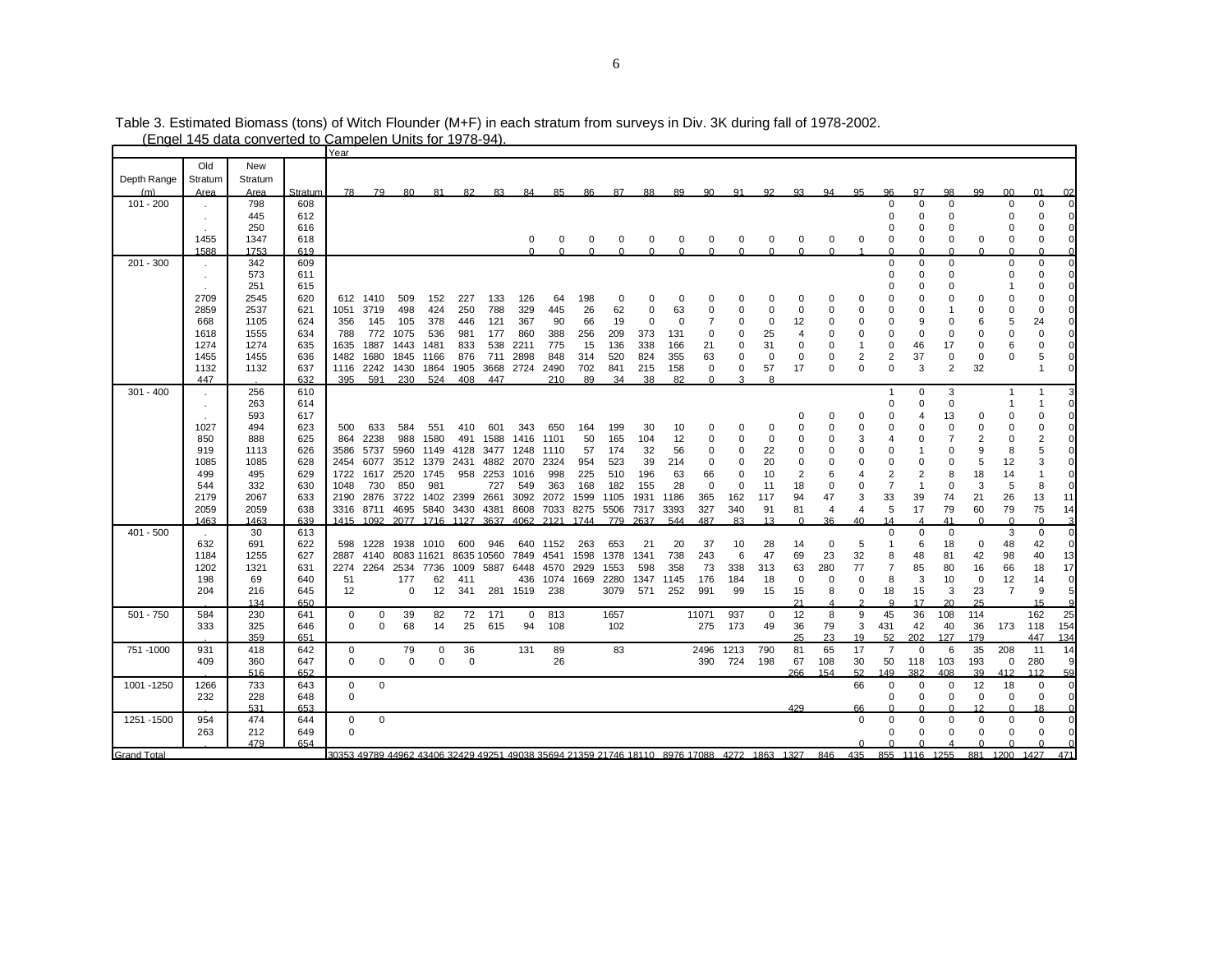Table 3. Estimated Biomass (tons) of Witch Flounder (M+F) in each stratum from surveys in Div. 3K during fall of 1978-2002.
(Engel 145 data converted to Campelen Units for 1978-94).

| | | | | Year | | | | | | | | | | | | | | | | | | | | | | | | |
|---|---|---|---|---|---|---|---|---|---|---|---|---|---|---|---|---|---|---|---|---|---|---|---|---|---|---|---|---|
| Depth Range (m) | Old Stratum Area | New Stratum Area | Stratum | 78 | 79 | 80 | 81 | 82 | 83 | 84 | 85 | 86 | 87 | 88 | 89 | 90 | 91 | 92 | 93 | 94 | 95 | 96 | 97 | 98 | 99 | 00 | 01 | 02 |
| 101 - 200 | . | 798 | 608 | | | | | | | | | | | | | | | | | | | 0 | 0 | 0 | | 0 | 0 | 0 |
| | . | 445 | 612 | | | | | | | | | | | | | | | | | | | 0 | 0 | 0 | | 0 | 0 | 0 |
| | . | 250 | 616 | | | | | | | | | | | | | | | | | | | 0 | 0 | 0 | | 0 | 0 | 0 |
| | 1455 | 1347 | 618 | | | | | | | 0 | 0 | 0 | 0 | 0 | 0 | 0 | 0 | 0 | 0 | 0 | 0 | 0 | 0 | 0 | 0 | 0 | 0 | 0 |
| | 1588 | 1753 | 619 | | | | | | | 0 | 0 | 0 | 0 | 0 | 0 | 0 | 0 | 0 | 0 | 0 | 1 | 0 | 0 | 0 | 0 | 0 | 0 | 0 |
| 201 - 300 | . | 342 | 609 | | | | | | | | | | | | | | | | | | | 0 | 0 | 0 | | 0 | 0 | 0 |
| | . | 573 | 611 | | | | | | | | | | | | | | | | | | | 0 | 0 | 0 | | 0 | 0 | 0 |
| | . | 251 | 615 | | | | | | | | | | | | | | | | | | | 0 | 0 | 0 | | 1 | 0 | 0 |
| | 2709 | 2545 | 620 | 612 | 1410 | 509 | 152 | 227 | 133 | 126 | 64 | 198 | 0 | 0 | 0 | 0 | 0 | 0 | 0 | 0 | 0 | 0 | 0 | 0 | 0 | 0 | 0 | 0 |
| | 2859 | 2537 | 621 | 1051 | 3719 | 498 | 424 | 250 | 788 | 329 | 445 | 26 | 62 | 0 | 63 | 0 | 0 | 0 | 0 | 0 | 0 | 0 | 0 | 1 | 0 | 0 | 0 | 0 |
| | 668 | 1105 | 624 | 356 | 145 | 105 | 378 | 446 | 121 | 367 | 90 | 66 | 19 | 0 | 0 | 7 | 0 | 0 | 12 | 0 | 0 | 0 | 9 | 0 | 6 | 5 | 24 | 0 |
| | 1618 | 1555 | 634 | 788 | 772 | 1075 | 536 | 981 | 177 | 860 | 388 | 256 | 209 | 373 | 131 | 0 | 0 | 25 | 4 | 0 | 0 | 0 | 0 | 0 | 0 | 0 | 0 | 0 |
| | 1274 | 1274 | 635 | 1635 | 1887 | 1443 | 1481 | 833 | 538 | 2211 | 775 | 15 | 136 | 338 | 166 | 21 | 0 | 31 | 0 | 0 | 1 | 0 | 46 | 17 | 0 | 6 | 0 | 0 |
| | 1455 | 1455 | 636 | 1482 | 1680 | 1845 | 1166 | 876 | 711 | 2898 | 848 | 314 | 520 | 824 | 355 | 63 | 0 | 0 | 0 | 0 | 2 | 2 | 37 | 0 | 0 | 0 | 5 | 0 |
| | 1132 | 1132 | 637 | 1116 | 2242 | 1430 | 1864 | 1905 | 3668 | 2724 | 2490 | 702 | 841 | 215 | 158 | 0 | 0 | 57 | 17 | 0 | 0 | 0 | 3 | 2 | 32 | | 1 | 0 |
| | 447 | . | 632 | 395 | 591 | 230 | 524 | 408 | 447 | | 210 | 89 | 34 | 38 | 82 | 0 | 3 | 8 | | | | | | | | | | |
| 301 - 400 | . | 256 | 610 | | | | | | | | | | | | | | | | | | | 1 | 0 | 3 | | 1 | 1 | 3 |
| | . | 263 | 614 | | | | | | | | | | | | | | | | | | | 0 | 0 | 0 | | 1 | 1 | 0 |
| | . | 593 | 617 | | | | | | | | | | | | | | | | 0 | 0 | 0 | 0 | 4 | 13 | 0 | 0 | 0 | 0 |
| | 1027 | 494 | 623 | 500 | 633 | 584 | 551 | 410 | 601 | 343 | 650 | 164 | 199 | 30 | 10 | 0 | 0 | 0 | 0 | 0 | 0 | 0 | 0 | 0 | 0 | 0 | 0 | 0 |
| | 850 | 888 | 625 | 864 | 2238 | 988 | 1580 | 491 | 1588 | 1416 | 1101 | 50 | 165 | 104 | 12 | 0 | 0 | 0 | 0 | 0 | 3 | 4 | 0 | 7 | 2 | 0 | 2 | 0 |
| | 919 | 1113 | 626 | 3586 | 5737 | 5960 | 1149 | 4128 | 3477 | 1248 | 1110 | 57 | 174 | 32 | 56 | 0 | 0 | 22 | 0 | 0 | 0 | 0 | 1 | 0 | 9 | 8 | 5 | 0 |
| | 1085 | 1085 | 628 | 2454 | 6077 | 3512 | 1379 | 2431 | 4882 | 2070 | 2324 | 954 | 523 | 39 | 214 | 0 | 0 | 20 | 0 | 0 | 0 | 0 | 0 | 0 | 5 | 12 | 3 | 0 |
| | 499 | 495 | 629 | 1722 | 1617 | 2520 | 1745 | 958 | 2253 | 1016 | 998 | 225 | 510 | 196 | 63 | 66 | 0 | 10 | 2 | 6 | 4 | 2 | 2 | 8 | 18 | 14 | 1 | 0 |
| | 544 | 332 | 630 | 1048 | 730 | 850 | 981 | | 727 | 549 | 363 | 168 | 182 | 155 | 28 | 0 | 0 | 11 | 18 | 0 | 0 | 7 | 1 | 0 | 3 | 5 | 8 | 0 |
| | 2179 | 2067 | 633 | 2190 | 2876 | 3722 | 1402 | 2399 | 2661 | 3092 | 2072 | 1599 | 1105 | 1931 | 1186 | 365 | 162 | 117 | 94 | 47 | 3 | 33 | 39 | 74 | 21 | 26 | 13 | 11 |
| | 2059 | 2059 | 638 | 3316 | 8711 | 4695 | 5840 | 3430 | 4381 | 8608 | 7033 | 8275 | 5506 | 7317 | 3393 | 327 | 340 | 91 | 81 | 4 | 4 | 5 | 17 | 79 | 60 | 79 | 75 | 14 |
| | 1463 | 1463 | 639 | 1415 | 1092 | 2077 | 1716 | 1127 | 3637 | 4062 | 2121 | 1744 | 779 | 2637 | 544 | 487 | 83 | 13 | 0 | 36 | 40 | 14 | 4 | 41 | 0 | 0 | 0 | 3 |
| 401 - 500 | . | 30 | 613 | | | | | | | | | | | | | | | | | | | 0 | 0 | 0 | | 3 | 0 | 0 |
| | 632 | 691 | 622 | 598 | 1228 | 1938 | 1010 | 600 | 946 | 640 | 1152 | 263 | 653 | 21 | 20 | 37 | 10 | 28 | 14 | 0 | 5 | 1 | 6 | 18 | 0 | 48 | 42 | 0 |
| | 1184 | 1255 | 627 | 2887 | 4140 | 8083 | 11621 | 8635 | 10560 | 7849 | 4541 | 1598 | 1378 | 1341 | 738 | 243 | 6 | 47 | 69 | 23 | 32 | 8 | 48 | 81 | 42 | 98 | 40 | 13 |
| | 1202 | 1321 | 631 | 2274 | 2264 | 2534 | 7736 | 1009 | 5887 | 6448 | 4570 | 2929 | 1553 | 598 | 358 | 73 | 338 | 313 | 63 | 280 | 77 | 7 | 85 | 80 | 16 | 66 | 18 | 17 |
| | 198 | 69 | 640 | 51 | | 177 | 62 | 411 | | 436 | 1074 | 1669 | 2280 | 1347 | 1145 | 176 | 184 | 18 | 0 | 0 | 0 | 8 | 3 | 10 | 0 | 12 | 14 | 0 |
| | 204 | 216 | 645 | 12 | | 0 | 12 | 341 | 281 | 1519 | 238 | | 3079 | 571 | 252 | 991 | 99 | 15 | 15 | 8 | 0 | 18 | 15 | 3 | 23 | 7 | 9 | 5 |
| | . | 134 | 650 | | | | | | | | | | | | | | | | 21 | 4 | 2 | 9 | 17 | 20 | 25 | | 15 | 9 |
| 501 - 750 | 584 | 230 | 641 | 0 | 0 | 39 | 82 | 72 | 171 | 0 | 813 | | 1657 | | | 11071 | 937 | 0 | 12 | 8 | 9 | 45 | 36 | 108 | 114 | | 162 | 25 |
| | 333 | 325 | 646 | 0 | 0 | 68 | 14 | 25 | 615 | 94 | 108 | | 102 | | | 275 | 173 | 49 | 36 | 79 | 3 | 431 | 42 | 40 | 36 | 173 | 118 | 154 |
| | . | 359 | 651 | | | | | | | | | | | | | | | | 25 | 23 | 19 | 52 | 202 | 127 | 179 | | 447 | 134 |
| 751 -1000 | 931 | 418 | 642 | 0 | | 79 | 0 | 36 | | 131 | 89 | | 83 | | | 2496 | 1213 | 790 | 81 | 65 | 17 | 7 | 0 | 6 | 35 | 208 | 11 | 14 |
| | 409 | 360 | 647 | 0 | 0 | 0 | 0 | 0 | | | 26 | | | | | 390 | 724 | 198 | 67 | 108 | 30 | 50 | 118 | 103 | 193 | 0 | 280 | 9 |
| | . | 516 | 652 | | | | | | | | | | | | | | | | 266 | 154 | 52 | 149 | 382 | 408 | 39 | 412 | 112 | 59 |
| 1001 -1250 | 1266 | 733 | 643 | 0 | 0 | | | | | | | | | | | | | | | | 66 | 0 | 0 | 0 | 12 | 18 | 0 | 0 |
| | 232 | 228 | 648 | 0 | | | | | | | | | | | | | | | | | | 0 | 0 | 0 | 0 | 0 | 0 | 0 |
| | . | 531 | 653 | | | | | | | | | | | | | | | | 429 | | 66 | 0 | 0 | 0 | 12 | 0 | 18 | 0 |
| 1251 -1500 | 954 | 474 | 644 | 0 | 0 | | | | | | | | | | | | | | | | 0 | 0 | 0 | 0 | 0 | 0 | 0 | 0 |
| | 263 | 212 | 649 | 0 | | | | | | | | | | | | | | | | | | 0 | 0 | 0 | 0 | 0 | 0 | 0 |
| | . | 479 | 654 | | | | | | | | | | | | | | | | | | 0 | 0 | 0 | 4 | 0 | 0 | 0 | 0 |
| Grand Total | | | | 30353 | 49789 | 44962 | 43406 | 32429 | 49251 | 49038 | 35694 | 21359 | 21746 | 18110 | 8976 | 17088 | 4272 | 1863 | 1327 | 846 | 435 | 855 | 1116 | 1255 | 881 | 1200 | 1427 | 471 |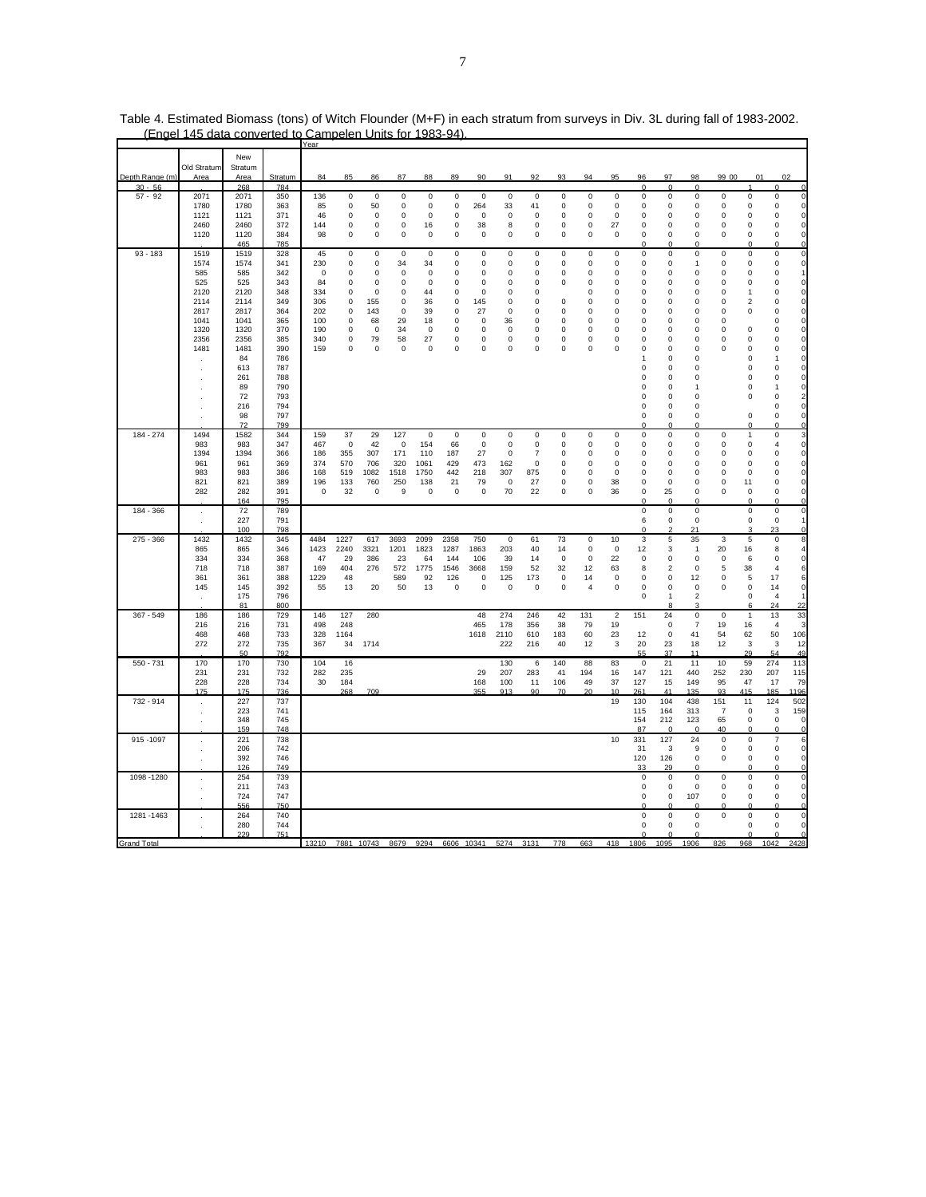Table 4. Estimated Biomass (tons) of Witch Flounder (M+F) in each stratum from surveys in Div. 3L during fall of 1983-2002. (Engel 145 data converted to Campelen Units for 1983-94).

| Depth Range (m) | Old Stratum Area | New Stratum Area | Stratum | 84 | 85 | 86 | 87 | 88 | 89 | 90 | 91 | 92 | 93 | 94 | 95 | 96 | 97 | 98 | 99 | 00 | 01 | 02 |
|---|---|---|---|---|---|---|---|---|---|---|---|---|---|---|---|---|---|---|---|---|---|---|
| | | | | Year | | | | | | | | | | | | | | | | | | |
| 30 - 56 | . | 268 | 784 | | | | | | | | | | | | | 0 | 0 | 0 | | 1 | 0 | 0 |
| 57 - 92 | 2071 | 2071 | 350 | 136 | 0 | 0 | 0 | 0 | 0 | 0 | 0 | 0 | 0 | 0 | 0 | 0 | 0 | 0 | 0 | 0 | 0 | 0 |
| | 1780 | 1780 | 363 | 85 | 0 | 50 | 0 | 0 | 0 | 264 | 33 | 41 | 0 | 0 | 0 | 0 | 0 | 0 | 0 | 0 | 0 | 0 |
| | 1121 | 1121 | 371 | 46 | 0 | 0 | 0 | 0 | 0 | 0 | 0 | 0 | 0 | 0 | 0 | 0 | 0 | 0 | 0 | 0 | 0 | 0 |
| | 2460 | 2460 | 372 | 144 | 0 | 0 | 0 | 16 | 0 | 38 | 8 | 0 | 0 | 0 | 27 | 0 | 0 | 0 | 0 | 0 | 0 | 0 |
| | 1120 | 1120 | 384 | 98 | 0 | 0 | 0 | 0 | 0 | 0 | 0 | 0 | 0 | 0 | 0 | 0 | 0 | 0 | 0 | 0 | 0 | 0 |
| | . | 465 | 785 | | | | | | | | | | | | | 0 | 0 | 0 | | 0 | 0 | 0 |
| 93 - 183 | 1519 | 1519 | 328 | 45 | 0 | 0 | 0 | 0 | 0 | 0 | 0 | 0 | 0 | 0 | 0 | 0 | 0 | 0 | 0 | 0 | 0 | 0 |
| | 1574 | 1574 | 341 | 230 | 0 | 0 | 34 | 34 | 0 | 0 | 0 | 0 | 0 | 0 | 0 | 0 | 0 | 1 | 0 | 0 | 0 | 0 |
| | 585 | 585 | 342 | 0 | 0 | 0 | 0 | 0 | 0 | 0 | 0 | 0 | 0 | 0 | 0 | 0 | 0 | 0 | 0 | 0 | 0 | 1 |
| | 525 | 525 | 343 | 84 | 0 | 0 | 0 | 0 | 0 | 0 | 0 | 0 | 0 | 0 | 0 | 0 | 0 | 0 | 0 | 0 | 0 | 0 |
| | 2120 | 2120 | 348 | 334 | 0 | 0 | 0 | 44 | 0 | 0 | 0 | 0 | | 0 | 0 | 0 | 0 | 0 | 0 | 1 | 0 | 0 |
| | 2114 | 2114 | 349 | 306 | 0 | 155 | 0 | 36 | 0 | 145 | 0 | 0 | 0 | 0 | 0 | 0 | 0 | 0 | 0 | 2 | 0 | 0 |
| | 2817 | 2817 | 364 | 202 | 0 | 143 | 0 | 39 | 0 | 27 | 0 | 0 | 0 | 0 | 0 | 0 | 0 | 0 | 0 | 0 | 0 | 0 |
| | 1041 | 1041 | 365 | 100 | 0 | 68 | 29 | 18 | 0 | 0 | 36 | 0 | 0 | 0 | 0 | 0 | 0 | 0 | 0 | | 0 | 0 |
| | 1320 | 1320 | 370 | 190 | 0 | 0 | 34 | 0 | 0 | 0 | 0 | 0 | 0 | 0 | 0 | 0 | 0 | 0 | 0 | 0 | 0 | 0 |
| | 2356 | 2356 | 385 | 340 | 0 | 79 | 58 | 27 | 0 | 0 | 0 | 0 | 0 | 0 | 0 | 0 | 0 | 0 | 0 | 0 | 0 | 0 |
| | 1481 | 1481 | 390 | 159 | 0 | 0 | 0 | 0 | 0 | 0 | 0 | 0 | 0 | 0 | 0 | 0 | 0 | 0 | 0 | 0 | 0 | 0 |
| | . | 84 | 786 | | | | | | | | | | | | | 1 | 0 | 0 | | 0 | 1 | 0 |
| | . | 613 | 787 | | | | | | | | | | | | | 0 | 0 | 0 | | 0 | 0 | 0 |
| | . | 261 | 788 | | | | | | | | | | | | | 0 | 0 | 0 | | 0 | 0 | 0 |
| | . | 89 | 790 | | | | | | | | | | | | | 0 | 0 | 1 | | 0 | 1 | 0 |
| | . | 72 | 793 | | | | | | | | | | | | | 0 | 0 | 0 | | 0 | 0 | 2 |
| | . | 216 | 794 | | | | | | | | | | | | | 0 | 0 | 0 | | | 0 | 0 |
| | . | 98 | 797 | | | | | | | | | | | | | 0 | 0 | 0 | | 0 | 0 | 0 |
| | . | 72 | 799 | | | | | | | | | | | | | 0 | 0 | 0 | | 0 | 0 | 0 |
| 184 - 274 | 1494 | 1582 | 344 | 159 | 37 | 29 | 127 | 0 | 0 | 0 | 0 | 0 | 0 | 0 | 0 | 0 | 0 | 0 | 0 | 1 | 0 | 3 |
| | 983 | 983 | 347 | 467 | 0 | 42 | 0 | 154 | 66 | 0 | 0 | 0 | 0 | 0 | 0 | 0 | 0 | 0 | 0 | 0 | 4 | 0 |
| | 1394 | 1394 | 366 | 186 | 355 | 307 | 171 | 110 | 187 | 27 | 0 | 7 | 0 | 0 | 0 | 0 | 0 | 0 | 0 | 0 | 0 | 0 |
| | 961 | 961 | 369 | 374 | 570 | 706 | 320 | 1061 | 429 | 473 | 162 | 0 | 0 | 0 | 0 | 0 | 0 | 0 | 0 | 0 | 0 | 0 |
| | 983 | 983 | 386 | 168 | 519 | 1082 | 1518 | 1750 | 442 | 218 | 307 | 875 | 0 | 0 | 0 | 0 | 0 | 0 | 0 | 0 | 0 | 0 |
| | 821 | 821 | 389 | 196 | 133 | 760 | 250 | 138 | 21 | 79 | 0 | 27 | 0 | 0 | 38 | 0 | 0 | 0 | 0 | 11 | 0 | 0 |
| | 282 | 282 | 391 | 0 | 32 | 0 | 9 | 0 | 0 | 0 | 70 | 22 | 0 | 0 | 36 | 0 | 25 | 0 | 0 | 0 | 0 | 0 |
| | . | 164 | 795 | | | | | | | | | | | | | 0 | 0 | 0 | | 0 | 0 | 0 |
| 184 - 366 | . | 72 | 789 | | | | | | | | | | | | | 0 | 0 | 0 | | 0 | 0 | 0 |
| | . | 227 | 791 | | | | | | | | | | | | | 6 | 0 | 0 | | 0 | 0 | 1 |
| | . | 100 | 798 | | | | | | | | | | | | | 0 | 2 | 21 | | 3 | 23 | 0 |
| 275 - 366 | 1432 | 1432 | 345 | 4484 | 1227 | 617 | 3693 | 2099 | 2358 | 750 | 0 | 61 | 73 | 0 | 10 | 3 | 5 | 35 | 3 | 5 | 0 | 8 |
| | 865 | 865 | 346 | 1423 | 2240 | 3321 | 1201 | 1823 | 1287 | 1863 | 203 | 40 | 14 | 0 | 0 | 12 | 3 | 1 | 20 | 16 | 8 | 4 |
| | 334 | 334 | 368 | 47 | 29 | 386 | 23 | 64 | 144 | 106 | 39 | 14 | 0 | 0 | 22 | 0 | 0 | 0 | 0 | 6 | 0 | 0 |
| | 718 | 718 | 387 | 169 | 404 | 276 | 572 | 1775 | 1546 | 3668 | 159 | 52 | 32 | 12 | 63 | 8 | 2 | 0 | 5 | 38 | 4 | 6 |
| | 361 | 361 | 388 | 1229 | 48 | | 589 | 92 | 126 | 0 | 125 | 173 | 0 | 14 | 0 | 0 | 0 | 12 | 0 | 5 | 17 | 6 |
| | 145 | 145 | 392 | 55 | 13 | 20 | 50 | 13 | 0 | 0 | 0 | 0 | 0 | 4 | 0 | 0 | 0 | 0 | 0 | 0 | 14 | 0 |
| | . | 175 | 796 | | | | | | | | | | | | | 0 | 1 | 2 | | 0 | 4 | 1 |
| | . | 81 | 800 | | | | | | | | | | | | | | 8 | 3 | | 6 | 24 | 22 |
| 367 - 549 | 186 | 186 | 729 | 146 | 127 | 280 | | | | 48 | 274 | 246 | 42 | 131 | 2 | 151 | 24 | 0 | 0 | 1 | 13 | 33 |
| | 216 | 216 | 731 | 498 | 248 | | | | | 465 | 178 | 356 | 38 | 79 | 19 | | 0 | 7 | 19 | 16 | 4 | 3 |
| | 468 | 468 | 733 | 328 | 1164 | | | | | 1618 | 2110 | 610 | 183 | 60 | 23 | 12 | 0 | 41 | 54 | 62 | 50 | 106 |
| | 272 | 272 | 735 | 367 | 34 | 1714 | | | | | 222 | 216 | 40 | 12 | 3 | 20 | 23 | 18 | 12 | 3 | 3 | 12 |
| | . | 50 | 792 | | | | | | | | | | | | | 55 | 37 | 11 | | 29 | 54 | 49 |
| 550 - 731 | 170 | 170 | 730 | 104 | 16 | | | | | | 130 | 6 | 140 | 88 | 83 | 0 | 21 | 11 | 10 | 59 | 274 | 113 |
| | 231 | 231 | 732 | 282 | 235 | | | | | 29 | 207 | 283 | 41 | 194 | 16 | 147 | 121 | 440 | 252 | 230 | 207 | 115 |
| | 228 | 228 | 734 | 30 | 184 | | | | | 168 | 100 | 11 | 106 | 49 | 37 | 127 | 15 | 149 | 95 | 47 | 17 | 79 |
| | 175 | 175 | 736 | | 268 | 709 | | | | 355 | 913 | 90 | 70 | 20 | 10 | 261 | 41 | 135 | 93 | 415 | 185 | 1196 |
| 732 - 914 | . | 227 | 737 | | | | | | | | | | | | 19 | 130 | 104 | 438 | 151 | 11 | 124 | 502 |
| | . | 223 | 741 | | | | | | | | | | | | | 115 | 164 | 313 | 7 | 0 | 3 | 159 |
| | . | 348 | 745 | | | | | | | | | | | | | 154 | 212 | 123 | 65 | 0 | 0 | 0 |
| | . | 159 | 748 | | | | | | | | | | | | | 87 | 0 | 0 | 40 | 0 | 0 | 0 |
| 915 - 1097 | . | 221 | 738 | | | | | | | | | | | | 10 | 331 | 127 | 24 | 0 | 0 | 7 | 6 |
| | . | 206 | 742 | | | | | | | | | | | | | 31 | 3 | 9 | 0 | 0 | 0 | 0 |
| | . | 392 | 746 | | | | | | | | | | | | | 120 | 126 | 0 | 0 | 0 | 0 | 0 |
| | . | 126 | 749 | | | | | | | | | | | | | 33 | 29 | 0 | | 0 | 0 | 0 |
| 1098 - 1280 | . | 254 | 739 | | | | | | | | | | | | | 0 | 0 | 0 | 0 | 0 | 0 | 0 |
| | . | 211 | 743 | | | | | | | | | | | | | 0 | 0 | 0 | 0 | 0 | 0 | 0 |
| | . | 724 | 747 | | | | | | | | | | | | | 0 | 0 | 107 | 0 | 0 | 0 | 0 |
| | . | 556 | 750 | | | | | | | | | | | | | 0 | 0 | 0 | 0 | 0 | 0 | 0 |
| 1281 - 1463 | . | 264 | 740 | | | | | | | | | | | | | 0 | 0 | 0 | 0 | 0 | 0 | 0 |
| | . | 280 | 744 | | | | | | | | | | | | | 0 | 0 | 0 | | 0 | 0 | 0 |
| | . | 229 | 751 | | | | | | | | | | | | | 0 | 0 | 0 | | 0 | 0 | 0 |
| Grand Total | | | | 13210 | 7881 | 10743 | 8679 | 9294 | 6606 | 10341 | 5274 | 3131 | 778 | 663 | 418 | 1806 | 1095 | 1906 | 826 | 968 | 1042 | 2428 |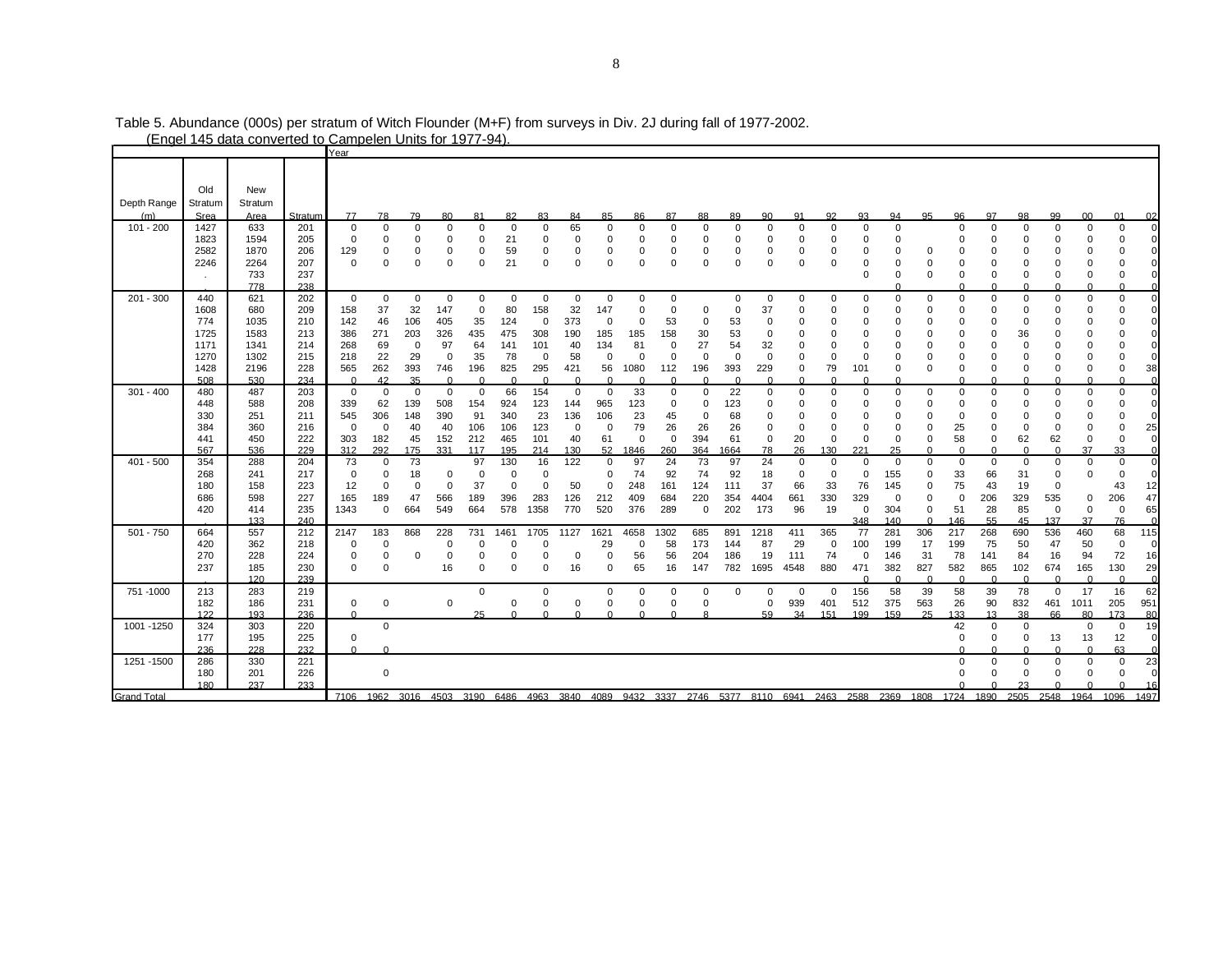Table 5. Abundance (000s) per stratum of Witch Flounder (M+F) from surveys in Div. 2J during fall of 1977-2002.
(Engel 145 data converted to Campelen Units for 1977-94).

| Depth Range (m) | Old Stratum Srea | New Stratum Area | Stratum | Year 77 | 78 | 79 | 80 | 81 | 82 | 83 | 84 | 85 | 86 | 87 | 88 | 89 | 90 | 91 | 92 | 93 | 94 | 95 | 96 | 97 | 98 | 99 | 00 | 01 | 02 |
|---|---|---|---|---|---|---|---|---|---|---|---|---|---|---|---|---|---|---|---|---|---|---|---|---|---|---|---|---|---|
| 101 - 200 | 1427 | 633 | 201 | 0 | 0 | 0 | 0 | 0 | 0 | 0 | 65 | 0 | 0 | 0 | 0 | 0 | 0 | 0 | 0 | 0 | 0 | | 0 | 0 | 0 | 0 | 0 | 0 | 0 |
| | 1823 | 1594 | 205 | 0 | 0 | 0 | 0 | 0 | 21 | 0 | 0 | 0 | 0 | 0 | 0 | 0 | 0 | 0 | 0 | 0 | 0 | | 0 | 0 | 0 | 0 | 0 | 0 | 0 |
| | 2582 | 1870 | 206 | 129 | 0 | 0 | 0 | 0 | 59 | 0 | 0 | 0 | 0 | 0 | 0 | 0 | 0 | 0 | 0 | 0 | 0 | 0 | 0 | 0 | 0 | 0 | 0 | 0 | 0 |
| | 2246 | 2264 | 207 | 0 | 0 | 0 | 0 | 0 | 21 | 0 | 0 | 0 | 0 | 0 | 0 | 0 | 0 | 0 | 0 | 0 | 0 | 0 | 0 | 0 | 0 | 0 | 0 | 0 | 0 |
| | . | 733 | 237 | | | | | | | | | | | | | | | | | 0 | 0 | 0 | 0 | 0 | 0 | 0 | 0 | 0 | 0 |
| | | 778 | 238 | | | | | | | | | | | | | | | | | | 0 | | 0 | 0 | 0 | 0 | 0 | 0 | 0 |
| 201 - 300 | 440 | 621 | 202 | 0 | 0 | 0 | 0 | 0 | 0 | 0 | 0 | 0 | 0 | 0 | | | 0 | 0 | 0 | 0 | 0 | 0 | 0 | 0 | 0 | 0 | 0 | 0 | 0 |
| | 1608 | 680 | 209 | 158 | 37 | 32 | 147 | 0 | 80 | 158 | 32 | 147 | 0 | 0 | 0 | 0 | 37 | 0 | 0 | 0 | 0 | 0 | 0 | 0 | 0 | 0 | 0 | 0 | 0 |
| | 774 | 1035 | 210 | 142 | 46 | 106 | 405 | 35 | 124 | 0 | 373 | 0 | 0 | 53 | 0 | 53 | 0 | 0 | 0 | 0 | 0 | 0 | 0 | 0 | 0 | 0 | 0 | 0 | 0 |
| | 1725 | 1583 | 213 | 386 | 271 | 203 | 326 | 435 | 475 | 308 | 190 | 185 | 185 | 158 | 30 | 53 | 0 | 0 | 0 | 0 | 0 | 0 | 0 | 0 | 36 | 0 | 0 | 0 | 0 |
| | 1171 | 1341 | 214 | 268 | 69 | 0 | 97 | 64 | 141 | 101 | 40 | 134 | 81 | 0 | 27 | 54 | 32 | 0 | 0 | 0 | 0 | 0 | 0 | 0 | 0 | 0 | 0 | 0 | 0 |
| | 1270 | 1302 | 215 | 218 | 22 | 29 | 0 | 35 | 78 | 0 | 58 | 0 | 0 | 0 | 0 | 0 | 0 | 0 | 0 | 0 | 0 | 0 | 0 | 0 | 0 | 0 | 0 | 0 | 0 |
| | 1428 | 2196 | 228 | 565 | 262 | 393 | 746 | 196 | 825 | 295 | 421 | 56 | 1080 | 112 | 196 | 393 | 229 | 0 | 79 | 101 | 0 | 0 | 0 | 0 | 0 | 0 | 0 | 0 | 38 |
| | 508 | 530 | 234 | 0 | 42 | 35 | 0 | 0 | 0 | 0 | 0 | 0 | 0 | 0 | 0 | 0 | 0 | 0 | 0 | 0 | 0 | | 0 | 0 | 0 | 0 | 0 | 0 | 0 |
| 301 - 400 | 480 | 487 | 203 | 0 | 0 | 0 | 0 | 0 | 66 | 154 | 0 | 0 | 33 | 0 | 0 | 22 | 0 | 0 | 0 | 0 | 0 | 0 | 0 | 0 | 0 | 0 | 0 | 0 | 0 |
| | 448 | 588 | 208 | 339 | 62 | 139 | 508 | 154 | 924 | 123 | 144 | 965 | 123 | 0 | 0 | 123 | 0 | 0 | 0 | 0 | 0 | 0 | 0 | 0 | 0 | 0 | 0 | 0 | 0 |
| | 330 | 251 | 211 | 545 | 306 | 148 | 390 | 91 | 340 | 23 | 136 | 106 | 23 | 45 | 0 | 68 | 0 | 0 | 0 | 0 | 0 | 0 | 0 | 0 | 0 | 0 | 0 | 0 | 0 |
| | 384 | 360 | 216 | 0 | 0 | 40 | 40 | 106 | 106 | 123 | 0 | 0 | 79 | 26 | 26 | 26 | 0 | 0 | 0 | 0 | 0 | 0 | 25 | 0 | 0 | 0 | 0 | 0 | 25 |
| | 441 | 450 | 222 | 303 | 182 | 45 | 152 | 212 | 465 | 101 | 40 | 61 | 0 | 0 | 394 | 61 | 0 | 20 | 0 | 0 | 0 | 0 | 58 | 0 | 62 | 62 | 0 | 0 | 0 |
| | 567 | 536 | 229 | 312 | 292 | 175 | 331 | 117 | 195 | 214 | 130 | 52 | 1846 | 260 | 364 | 1664 | 78 | 26 | 130 | 221 | 25 | 0 | 0 | 0 | 0 | 0 | 37 | 33 | 0 |
| 401 - 500 | 354 | 288 | 204 | 73 | 0 | 73 | | 97 | 130 | 16 | 122 | 0 | 97 | 24 | 73 | 97 | 24 | 0 | 0 | 0 | 0 | 0 | 0 | 0 | 0 | 0 | 0 | 0 | 0 |
| | 268 | 241 | 217 | 0 | 0 | 18 | 0 | 0 | 0 | 0 | | 0 | 74 | 92 | 74 | 92 | 18 | 0 | 0 | 0 | 155 | 0 | 33 | 66 | 31 | 0 | 0 | 0 | 0 |
| | 180 | 158 | 223 | 12 | 0 | 0 | 0 | 37 | 0 | 0 | 50 | 0 | 248 | 161 | 124 | 111 | 37 | 66 | 33 | 76 | 145 | 0 | 75 | 43 | 19 | 0 | | 43 | 12 |
| | 686 | 598 | 227 | 165 | 189 | 47 | 566 | 189 | 396 | 283 | 126 | 212 | 409 | 684 | 220 | 354 | 4404 | 661 | 330 | 329 | 0 | 0 | 0 | 206 | 329 | 535 | 0 | 206 | 47 |
| | 420 | 414 | 235 | 1343 | 0 | 664 | 549 | 664 | 578 | 1358 | 770 | 520 | 376 | 289 | 0 | 202 | 173 | 96 | 19 | 0 | 304 | 0 | 51 | 28 | 85 | 0 | 0 | 0 | 65 |
| | . | 133 | 240 | | | | | | | | | | | | | | | | | 348 | 140 | 0 | 146 | 55 | 45 | 137 | 37 | 76 | 0 |
| 501 - 750 | 664 | 557 | 212 | 2147 | 183 | 868 | 228 | 731 | 1461 | 1705 | 1127 | 1621 | 4658 | 1302 | 685 | 891 | 1218 | 411 | 365 | 77 | 281 | 306 | 217 | 268 | 690 | 536 | 460 | 68 | 115 |
| | 420 | 362 | 218 | 0 | 0 | | 0 | 0 | 0 | 0 | | 29 | 0 | 58 | 173 | 144 | 87 | 29 | 0 | 100 | 199 | 17 | 199 | 75 | 50 | 47 | 50 | 0 | 0 |
| | 270 | 228 | 224 | 0 | 0 | 0 | 0 | 0 | 0 | 0 | 0 | 0 | 56 | 56 | 204 | 186 | 19 | 111 | 74 | 0 | 146 | 31 | 78 | 141 | 84 | 16 | 94 | 72 | 16 |
| | 237 | 185 | 230 | 0 | 0 | | 16 | 0 | 0 | 0 | 16 | 0 | 65 | 16 | 147 | 782 | 1695 | 4548 | 880 | 471 | 382 | 827 | 582 | 865 | 102 | 674 | 165 | 130 | 29 |
| | . | 120 | 239 | | | | | | | | | | | | | | | | | 0 | 0 | 0 | 0 | 0 | 0 | 0 | 0 | 0 | 0 |
| 751 -1000 | 213 | 283 | 219 | | | | | | 0 | | 0 | | 0 | 0 | 0 | 0 | 0 | 0 | 0 | 156 | 58 | 39 | 58 | 39 | 78 | 0 | 17 | 16 | 62 |
| | 182 | 186 | 231 | 0 | 0 | | 0 | | 0 | | 0 | 0 | 0 | 0 | 0 | | 0 | 939 | 401 | 512 | 375 | 563 | 26 | 90 | 832 | 461 | 1011 | 205 | 951 |
| | 122 | 193 | 236 | 0 | | | | | 25 | 0 | 0 | 0 | 0 | 0 | 8 | | 59 | 34 | 151 | 199 | 159 | 25 | 133 | 13 | 38 | 66 | 80 | 173 | 80 |
| 1001 -1250 | 324 | 303 | 220 | | 0 | | | | | | | | | | | | | | | | | | 42 | 0 | 0 | | 0 | 0 | 19 |
| | 177 | 195 | 225 | 0 | | | | | | | | | | | | | | | | | | | 0 | 0 | 0 | 13 | 13 | 12 | 0 |
| | 236 | 228 | 232 | 0 | 0 | | | | | | | | | | | | | | | | | | 0 | 0 | 0 | 0 | 0 | 63 | 0 |
| 1251 -1500 | 286 | 330 | 221 | | | | | | | | | | | | | | | | | | | | 0 | 0 | 0 | 0 | 0 | 0 | 23 |
| | 180 | 201 | 226 | | 0 | | | | | | | | | | | | | | | | | | 0 | 0 | 0 | 0 | 0 | 0 | 0 |
| | 180 | 237 | 233 | | | | | | | | | | | | | | | | | | | | 0 | 0 | 23 | 0 | 0 | 0 | 16 |
| Grand Total | | | | 7106 | 1962 | 3016 | 4503 | 3190 | 6486 | 4963 | 3840 | 4089 | 9432 | 3337 | 2746 | 5377 | 8110 | 6941 | 2463 | 2588 | 2369 | 1808 | 1724 | 1890 | 2505 | 2548 | 1964 | 1096 | 1497 |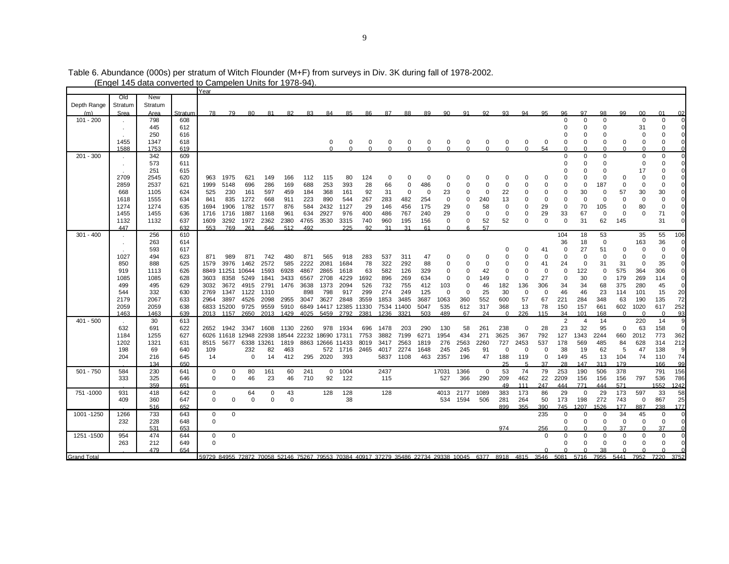Table 6. Abundance (000s) per stratum of Witch Flounder (M+F) from surveys in Div. 3K during fall of 1978-2002.
(Engel 145 data converted to Campelen Units for 1978-94).

| Depth Range (m) | Old Stratum Srea | New Stratum Area | Stratum | Year 78 | 79 | 80 | 81 | 82 | 83 | 84 | 85 | 86 | 87 | 88 | 89 | 90 | 91 | 92 | 93 | 94 | 95 | 96 | 97 | 98 | 99 | 00 | 01 | 02 |
|---|---|---|---|---|---|---|---|---|---|---|---|---|---|---|---|---|---|---|---|---|---|---|---|---|---|---|---|---|
| 101 - 200 | . | 798 | 608 | | | | | | | | | | | | | | | | | | | 0 | 0 | 0 | | 0 | 0 | 0 |
| | . | 445 | 612 | | | | | | | | | | | | | | | | | | | 0 | 0 | 0 | | 31 | 0 | 0 |
| | . | 250 | 616 | | | | | | | | | | | | | | | | | | | 0 | 0 | 0 | | 0 | 0 | 0 |
| | 1455 | 1347 | 618 | | | | | | | 0 | 0 | 0 | 0 | 0 | 0 | 0 | 0 | 0 | 0 | 0 | 0 | 0 | 0 | 0 | 0 | 0 | 0 | 0 |
| | 1588 | 1753 | 619 | | | | | | | 0 | 0 | 0 | 0 | 0 | 0 | 0 | 0 | 0 | 0 | 0 | 54 | 0 | 0 | 0 | 0 | 0 | 0 | 0 |
| 201 - 300 | . | 342 | 609 | | | | | | | | | | | | | | | | | | | 0 | 0 | 0 | | 0 | 0 | 0 |
| | . | 573 | 611 | | | | | | | | | | | | | | | | | | | 0 | 0 | 0 | | 0 | 0 | 0 |
| | . | 251 | 615 | | | | | | | | | | | | | | | | | | | 0 | 0 | 0 | | 17 | 0 | 0 |
| | 2709 | 2545 | 620 | 963 | 1975 | 621 | 149 | 166 | 112 | 115 | 80 | 124 | 0 | 0 | 0 | 0 | 0 | 0 | 0 | 0 | 0 | 0 | 0 | 0 | 0 | 0 | 0 | 0 |
| | 2859 | 2537 | 621 | 1999 | 5148 | 696 | 286 | 169 | 688 | 253 | 393 | 28 | 66 | 0 | 486 | 0 | 0 | 0 | 0 | 0 | 0 | 0 | 0 | 187 | 0 | 0 | 0 | 0 |
| | 668 | 1105 | 624 | 525 | 230 | 161 | 597 | 459 | 184 | 368 | 161 | 92 | 31 | 0 | 0 | 23 | 0 | 0 | 22 | 0 | 0 | 0 | 30 | 0 | 57 | 30 | 30 | 0 |
| | 1618 | 1555 | 634 | 841 | 835 | 1272 | 668 | 911 | 223 | 890 | 544 | 267 | 283 | 482 | 254 | 0 | 0 | 240 | 13 | 0 | 0 | 0 | 0 | 0 | 0 | 0 | 0 | 0 |
| | 1274 | 1274 | 635 | 1694 | 1906 | 1782 | 1577 | 876 | 584 | 2432 | 1127 | 29 | 146 | 456 | 175 | 29 | 0 | 58 | 0 | 0 | 29 | 0 | 70 | 105 | 0 | 80 | 0 | 0 |
| | 1455 | 1455 | 636 | 1716 | 1716 | 1887 | 1168 | 961 | 634 | 2927 | 976 | 400 | 486 | 767 | 240 | 29 | 0 | 0 | 0 | 0 | 29 | 33 | 67 | 0 | 0 | 0 | 71 | 0 |
| | 1132 | 1132 | 637 | 1609 | 3292 | 1972 | 2362 | 2380 | 4765 | 3530 | 3315 | 740 | 960 | 195 | 156 | 0 | 0 | 52 | 52 | 0 | 0 | 0 | 31 | 62 | 145 | | 31 | 0 |
| | 447 | . | 632 | 553 | 769 | 261 | 646 | 512 | 492 | | 225 | 92 | 31 | 31 | 61 | 0 | 6 | 57 | | | | | | | | | | |
| 301 - 400 | . | 256 | 610 | | | | | | | | | | | | | | | | | | | 104 | 18 | 53 | | 35 | 55 | 106 |
| | . | 263 | 614 | | | | | | | | | | | | | | | | | | | 36 | 18 | 0 | | 163 | 36 | 0 |
| | . | 593 | 617 | | | | | | | | | | | | | | | | 0 | 0 | 41 | 0 | 27 | 51 | 0 | 0 | 0 | 0 |
| | 1027 | 494 | 623 | 871 | 989 | 871 | 742 | 480 | 871 | 565 | 918 | 283 | 537 | 311 | 47 | 0 | 0 | 0 | 0 | 0 | 0 | 0 | 0 | 0 | 0 | 0 | 0 | 0 |
| | 850 | 888 | 625 | 1579 | 3976 | 1462 | 2572 | 585 | 2222 | 2081 | 1684 | 78 | 322 | 292 | 88 | 0 | 0 | 0 | 0 | 0 | 41 | 24 | 0 | 31 | 31 | 0 | 35 | 0 |
| | 919 | 1113 | 626 | 8849 | 11251 | 10644 | 1593 | 6928 | 4867 | 2865 | 1618 | 63 | 582 | 126 | 329 | 0 | 0 | 42 | 0 | 0 | 0 | 0 | 122 | 0 | 575 | 364 | 306 | 0 |
| | 1085 | 1085 | 628 | 3603 | 8358 | 5249 | 1841 | 3433 | 6567 | 2708 | 4229 | 1692 | 896 | 269 | 634 | 0 | 0 | 149 | 0 | 0 | 27 | 0 | 30 | 0 | 179 | 269 | 114 | 0 |
| | 499 | 495 | 629 | 3032 | 3672 | 4915 | 2791 | 1476 | 3638 | 1373 | 2094 | 526 | 732 | 755 | 412 | 103 | 0 | 46 | 182 | 136 | 306 | 34 | 34 | 68 | 375 | 280 | 45 | 0 |
| | 544 | 332 | 630 | 2769 | 1347 | 1122 | 1310 | | 898 | 798 | 917 | 299 | 274 | 249 | 125 | 0 | 0 | 25 | 30 | 0 | 0 | 46 | 46 | 23 | 114 | 101 | 15 | 20 |
| | 2179 | 2067 | 633 | 2964 | 3897 | 4526 | 2098 | 2955 | 3047 | 3627 | 2848 | 3559 | 1853 | 3485 | 3687 | 1063 | 360 | 552 | 600 | 57 | 67 | 221 | 284 | 348 | 63 | 190 | 135 | 72 |
| | 2059 | 2059 | 638 | 6833 | 15200 | 9725 | 9559 | 5910 | 6849 | 14417 | 12385 | 11330 | 7534 | 11400 | 5047 | 535 | 612 | 317 | 368 | 13 | 78 | 150 | 157 | 661 | 602 | 1020 | 617 | 252 |
| | 1463 | 1463 | 639 | 2013 | 1157 | 2650 | 2013 | 1429 | 4025 | 5459 | 2792 | 2381 | 1236 | 3321 | 503 | 489 | 67 | 24 | 0 | 226 | 115 | 34 | 101 | 168 | 0 | 0 | 0 | 93 |
| 401 - 500 | . | 30 | 613 | | | | | | | | | | | | | | | | | | | 2 | 4 | 14 | | 220 | 14 | 9 |
| | 632 | 691 | 622 | 2652 | 1942 | 3347 | 1608 | 1130 | 2260 | 978 | 1934 | 696 | 1478 | 203 | 290 | 130 | 58 | 261 | 238 | 0 | 28 | 23 | 32 | 95 | 0 | 63 | 158 | 0 |
| | 1184 | 1255 | 627 | 6026 | 11618 | 12948 | 22938 | 18544 | 22232 | 18690 | 17311 | 7753 | 3882 | 7199 | 6271 | 1954 | 434 | 271 | 3625 | 367 | 792 | 127 | 1343 | 2244 | 660 | 2012 | 773 | 362 |
| | 1202 | 1321 | 631 | 8515 | 5677 | 6338 | 13261 | 1819 | 8863 | 12666 | 11433 | 8019 | 3417 | 2563 | 1819 | 276 | 2563 | 2260 | 727 | 2453 | 537 | 178 | 569 | 485 | 84 | 628 | 314 | 212 |
| | 198 | 69 | 640 | 109 | | 232 | 82 | 463 | | 572 | 1716 | 2465 | 4017 | 2274 | 1648 | 245 | 245 | 91 | 0 | 0 | 0 | 38 | 19 | 62 | 5 | 47 | 138 | 9 |
| | 204 | 216 | 645 | 14 | | 0 | 14 | 412 | 295 | 2020 | 393 | | 5837 | 1108 | 463 | 2357 | 196 | 47 | 188 | 119 | 0 | 149 | 45 | 13 | 104 | 74 | 110 | 74 |
| | . | 134 | 650 | | | | | | | | | | | | | | | | 25 | 5 | 37 | 28 | 147 | 313 | 179 | | 166 | 99 |
| 501 - 750 | 584 | 230 | 641 | 0 | 0 | 80 | 161 | 60 | 241 | 0 | 1004 | | 2437 | | | 17031 | 1366 | 0 | 53 | 74 | 79 | 253 | 190 | 506 | 378 | | 791 | 156 |
| | 333 | 325 | 646 | 0 | 0 | 46 | 23 | 46 | 710 | 92 | 122 | | 115 | | | 527 | 366 | 290 | 209 | 462 | 22 | 2209 | 156 | 156 | 156 | 797 | 536 | 786 |
| | . | 359 | 651 | | | | | | | | | | | | | | | | 49 | 111 | 247 | 444 | 771 | 444 | 571 | | 1552 | 1242 |
| 751 -1000 | 931 | 418 | 642 | 0 | | 64 | 0 | 43 | | 128 | 128 | | 128 | | | 4013 | 2177 | 1089 | 383 | 173 | 86 | 29 | 0 | 29 | 173 | 597 | 33 | 58 |
| | 409 | 360 | 647 | 0 | 0 | 0 | 0 | 0 | | | 38 | | | | | 534 | 1594 | 506 | 281 | 264 | 50 | 173 | 198 | 272 | 743 | 0 | 867 | 25 |
| | . | 516 | 652 | | | | | | | | | | | | | | | | 899 | 355 | 390 | 745 | 1207 | 1526 | 177 | 887 | 238 | 177 |
| 1001 -1250 | 1266 | 733 | 643 | 0 | 0 | | | | | | | | | | | | | | | | 235 | 0 | 0 | 0 | 34 | 45 | 0 | 0 |
| | 232 | 228 | 648 | 0 | | | | | | | | | | | | | | | | | | 0 | 0 | 0 | 0 | 0 | 0 | 0 |
| | . | 531 | 653 | | | | | | | | | | | | | | | | 974 | | 256 | 0 | 0 | 0 | 37 | 0 | 37 | 0 |
| 1251 -1500 | 954 | 474 | 644 | 0 | 0 | | | | | | | | | | | | | | | | 0 | 0 | 0 | 0 | 0 | 0 | 0 | 0 |
| | 263 | 212 | 649 | 0 | | | | | | | | | | | | | | | | | | 0 | 0 | 0 | 0 | 0 | 0 | 0 |
| | . | 479 | 654 | | | | | | | | | | | | | | | | | | 0 | 0 | 0 | 38 | 0 | 0 | 0 | 0 |
| Grand Total | | | | 59729 | 84955 | 72872 | 70058 | 52146 | 75267 | 79553 | 70384 | 40917 | 37279 | 35486 | 22734 | 29338 | 10045 | 6377 | 8918 | 4815 | 3546 | 5081 | 5716 | 7955 | 5441 | 7952 | 7220 | 3752 |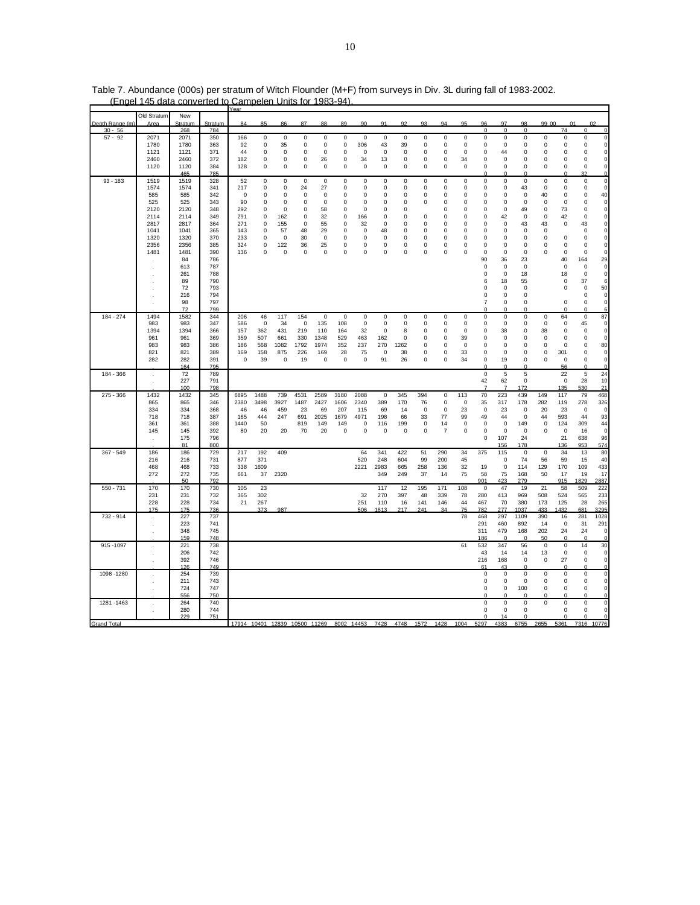Table 7. Abundance (000s) per stratum of Witch Flounder (M+F) from surveys in Div. 3L during fall of 1983-2002. (Engel 145 data converted to Campelen Units for 1983-94).

| | | | | Year | | | | | | | | | | | | | | | | | | |
|---|---|---|---|---|---|---|---|---|---|---|---|---|---|---|---|---|---|---|---|---|---|---|
| Depth Range (m) | Old Stratum Area | New Stratum | Stratum | 84 | 85 | 86 | 87 | 88 | 89 | 90 | 91 | 92 | 93 | 94 | 95 | 96 | 97 | 98 | 99 | 00 | 01 | 02 |
| 30 - 56 | . | 268 | 784 | | | | | | | | | | | | | 0 | 0 | 0 | | 74 | 0 | 0 |
| 57 - 92 | 2071 | 2071 | 350 | 166 | 0 | 0 | 0 | 0 | 0 | 0 | 0 | 0 | 0 | 0 | 0 | 0 | 0 | 0 | 0 | 0 | 0 | 0 |
| | 1780 | 1780 | 363 | 92 | 0 | 35 | 0 | 0 | 0 | 306 | 43 | 39 | 0 | 0 | 0 | 0 | 0 | 0 | 0 | 0 | 0 | 0 |
| | 1121 | 1121 | 371 | 44 | 0 | 0 | 0 | 0 | 0 | 0 | 0 | 0 | 0 | 0 | 0 | 0 | 44 | 0 | 0 | 0 | 0 | 0 |
| | 2460 | 2460 | 372 | 182 | 0 | 0 | 0 | 26 | 0 | 34 | 13 | 0 | 0 | 0 | 34 | 0 | 0 | 0 | 0 | 0 | 0 | 0 |
| | 1120 | 1120 | 384 | 128 | 0 | 0 | 0 | 0 | 0 | 0 | 0 | 0 | 0 | 0 | 0 | 0 | 0 | 0 | 0 | 0 | 0 | 0 |
| | . | 465 | 785 | | | | | | | | | | | | | 0 | 0 | 0 | | 0 | 32 | 0 |
| 93 - 183 | 1519 | 1519 | 328 | 52 | 0 | 0 | 0 | 0 | 0 | 0 | 0 | 0 | 0 | 0 | 0 | 0 | 0 | 0 | 0 | 0 | 0 | 0 |
| | 1574 | 1574 | 341 | 217 | 0 | 0 | 24 | 27 | 0 | 0 | 0 | 0 | 0 | 0 | 0 | 0 | 0 | 43 | 0 | 0 | 0 | 0 |
| | 585 | 585 | 342 | 0 | 0 | 0 | 0 | 0 | 0 | 0 | 0 | 0 | 0 | 0 | 0 | 0 | 0 | 0 | 40 | 0 | 0 | 40 |
| | 525 | 525 | 343 | 90 | 0 | 0 | 0 | 0 | 0 | 0 | 0 | 0 | 0 | 0 | 0 | 0 | 0 | 0 | 0 | 0 | 0 | 0 |
| | 2120 | 2120 | 348 | 292 | 0 | 0 | 0 | 58 | 0 | 0 | 0 | 0 | | 0 | 0 | 0 | 0 | 49 | 0 | 73 | 0 | 0 |
| | 2114 | 2114 | 349 | 291 | 0 | 162 | 0 | 32 | 0 | 166 | 0 | 0 | 0 | 0 | 0 | 0 | 42 | 0 | 0 | 42 | 0 | 0 |
| | 2817 | 2817 | 364 | 271 | 0 | 155 | 0 | 55 | 0 | 32 | 0 | 0 | 0 | 0 | 0 | 0 | 0 | 43 | 43 | 0 | 43 | 0 |
| | 1041 | 1041 | 365 | 143 | 0 | 57 | 48 | 29 | 0 | 0 | 48 | 0 | 0 | 0 | 0 | 0 | 0 | 0 | 0 | | | 0 |
| | 1320 | 1320 | 370 | 233 | 0 | 0 | 30 | 0 | 0 | 0 | 0 | 0 | 0 | 0 | 0 | 0 | 0 | 0 | 0 | 0 | 0 | 0 |
| | 2356 | 2356 | 385 | 324 | 0 | 122 | 36 | 25 | 0 | 0 | 0 | 0 | 0 | 0 | 0 | 0 | 0 | 0 | 0 | 0 | 0 | 0 |
| | 1481 | 1481 | 390 | 136 | 0 | 0 | 0 | 0 | 0 | 0 | 0 | 0 | 0 | 0 | 0 | 0 | 0 | 0 | 0 | 0 | 0 | 0 |
| | . | 84 | 786 | | | | | | | | | | | | | 90 | 36 | 23 | | 40 | 164 | 29 |
| | . | 613 | 787 | | | | | | | | | | | | | 0 | 0 | 0 | | 0 | 0 | 0 |
| | . | 261 | 788 | | | | | | | | | | | | | 0 | 0 | 18 | | 18 | 0 | 0 |
| | . | 89 | 790 | | | | | | | | | | | | | 6 | 18 | 55 | | 0 | 37 | 6 |
| | . | 72 | 793 | | | | | | | | | | | | | 0 | 0 | 0 | | 0 | 0 | 50 |
| | . | 216 | 794 | | | | | | | | | | | | | 0 | 0 | 0 | | | 0 | 0 |
| | . | 98 | 797 | | | | | | | | | | | | | 7 | 0 | 0 | | 0 | 0 | 0 |
| | . | 72 | 799 | | | | | | | | | | | | | 0 | 0 | 0 | | 0 | 0 | 6 |
| 184 - 274 | 1494 | 1582 | 344 | 206 | 46 | 117 | 154 | 0 | 0 | 0 | 0 | 0 | 0 | 0 | 0 | 0 | 0 | 0 | 0 | 64 | 0 | 87 |
| | 983 | 983 | 347 | 586 | 0 | 34 | 0 | 135 | 108 | 0 | 0 | 0 | 0 | 0 | 0 | 0 | 0 | 0 | 0 | 0 | 45 | 0 |
| | 1394 | 1394 | 366 | 157 | 362 | 431 | 219 | 110 | 164 | 32 | 0 | 8 | 0 | 0 | 0 | 0 | 38 | 0 | 38 | 0 | 0 | 0 |
| | 961 | 961 | 369 | 359 | 507 | 661 | 330 | 1348 | 529 | 463 | 162 | 0 | 0 | 0 | 39 | 0 | 0 | 0 | 0 | 0 | 0 | 0 |
| | 983 | 983 | 386 | 186 | 568 | 1082 | 1792 | 1974 | 352 | 237 | 270 | 1262 | 0 | 0 | 0 | 0 | 0 | 0 | 0 | 0 | 0 | 80 |
| | 821 | 821 | 389 | 169 | 158 | 875 | 226 | 169 | 28 | 75 | 0 | 38 | 0 | 0 | 33 | 0 | 0 | 0 | 0 | 301 | 0 | 0 |
| | 282 | 282 | 391 | 0 | 39 | 0 | 19 | 0 | 0 | 0 | 91 | 26 | 0 | 0 | 34 | 0 | 19 | 0 | 0 | 0 | 0 | 0 |
| | . | 164 | 795 | | | | | | | | | | | | | 0 | 0 | 0 | | 56 | 0 | 0 |
| 184 - 366 | . | 72 | 789 | | | | | | | | | | | | | 0 | 5 | 5 | | 22 | 5 | 24 |
| | . | 227 | 791 | | | | | | | | | | | | | 42 | 62 | 0 | | 0 | 28 | 10 |
| | . | 100 | 798 | | | | | | | | | | | | | 7 | 7 | 172 | | 135 | 530 | 21 |
| 275 - 366 | 1432 | 1432 | 345 | 6895 | 1488 | 739 | 4531 | 2589 | 3180 | 2088 | 0 | 345 | 394 | 0 | 113 | 70 | 223 | 439 | 149 | 117 | 79 | 468 |
| | 865 | 865 | 346 | 2380 | 3498 | 3927 | 1487 | 2427 | 1606 | 2340 | 389 | 170 | 76 | 0 | 0 | 35 | 317 | 178 | 282 | 119 | 278 | 326 |
| | 334 | 334 | 368 | 46 | 46 | 459 | 23 | 69 | 207 | 115 | 69 | 14 | 0 | 0 | 23 | 0 | 23 | 0 | 20 | 23 | 0 | 0 |
| | 718 | 718 | 387 | 165 | 444 | 247 | 691 | 2025 | 1679 | 4971 | 198 | 66 | 33 | 77 | 99 | 49 | 44 | 0 | 44 | 593 | 44 | 93 |
| | 361 | 361 | 388 | 1440 | 50 | | 819 | 149 | 149 | 0 | 116 | 199 | 0 | 14 | 0 | 0 | 0 | 149 | 0 | 124 | 309 | 44 |
| | 145 | 145 | 392 | 80 | 20 | 20 | 70 | 20 | 0 | 0 | 0 | 0 | 0 | 7 | 0 | 0 | 0 | 0 | 0 | 0 | 16 | 0 |
| | . | 175 | 796 | | | | | | | | | | | | | 0 | 107 | 24 | | 21 | 638 | 96 |
| | . | 81 | 800 | | | | | | | | | | | | | | 156 | 178 | | 136 | 953 | 574 |
| 367 - 549 | 186 | 186 | 729 | 217 | 192 | 409 | | | | 64 | 341 | 422 | 51 | 290 | 34 | 375 | 115 | 0 | 0 | 34 | 13 | 80 |
| | 216 | 216 | 731 | 877 | 371 | | | | | 520 | 248 | 604 | 99 | 200 | 45 | | 0 | 74 | 56 | 59 | 15 | 40 |
| | 468 | 468 | 733 | 338 | 1609 | | | | | 2221 | 2983 | 665 | 258 | 136 | 32 | 19 | 0 | 114 | 129 | 170 | 109 | 433 |
| | 272 | 272 | 735 | 661 | 37 | 2320 | | | | | 349 | 249 | 37 | 14 | 75 | 58 | 75 | 168 | 50 | 17 | 19 | 17 |
| | . | 50 | 792 | | | | | | | | | | | | | 901 | 423 | 279 | | 915 | 1829 | 2887 |
| 550 - 731 | 170 | 170 | 730 | 105 | 23 | | | | | | 117 | 12 | 195 | 171 | 108 | 0 | 47 | 19 | 21 | 58 | 509 | 222 |
| | 231 | 231 | 732 | 365 | 302 | | | | | 32 | 270 | 397 | 48 | 339 | 78 | 280 | 413 | 969 | 508 | 524 | 565 | 233 |
| | 228 | 228 | 734 | 21 | 267 | | | | | 251 | 110 | 16 | 141 | 146 | 44 | 467 | 70 | 380 | 173 | 125 | 28 | 265 |
| | 175 | 175 | 736 | | 373 | 987 | | | | 506 | 1613 | 217 | 241 | 34 | 75 | 782 | 277 | 1037 | 433 | 1432 | 681 | 3295 |
| 732 - 914 | . | 227 | 737 | | | | | | | | | | | | 78 | 468 | 297 | 1109 | 390 | 16 | 281 | 1028 |
| | . | 223 | 741 | | | | | | | | | | | | | 291 | 460 | 892 | 14 | 0 | 31 | 291 |
| | . | 348 | 745 | | | | | | | | | | | | | 311 | 479 | 168 | 202 | 24 | 24 | 0 |
| | . | 159 | 748 | | | | | | | | | | | | | 186 | 0 | 0 | 50 | 0 | 0 | 0 |
| 915 -1097 | . | 221 | 738 | | | | | | | | | | | | 61 | 532 | 347 | 56 | 0 | 0 | 14 | 30 |
| | . | 206 | 742 | | | | | | | | | | | | | 43 | 14 | 14 | 13 | 0 | 0 | 0 |
| | . | 392 | 746 | | | | | | | | | | | | | 216 | 168 | 0 | 0 | 27 | 0 | 0 |
| | . | 126 | 749 | | | | | | | | | | | | | 61 | 43 | 0 | | 0 | 0 | 0 |
| 1098 -1280 | . | 254 | 739 | | | | | | | | | | | | | 0 | 0 | 0 | 0 | 0 | 0 | 0 |
| | . | 211 | 743 | | | | | | | | | | | | | 0 | 0 | 0 | 0 | 0 | 0 | 0 |
| | . | 724 | 747 | | | | | | | | | | | | | 0 | 0 | 100 | 0 | 0 | 0 | 0 |
| | . | 556 | 750 | | | | | | | | | | | | | 0 | 0 | 0 | 0 | 0 | 0 | 0 |
| 1281 -1463 | . | 264 | 740 | | | | | | | | | | | | | 0 | 0 | 0 | 0 | 0 | 0 | 0 |
| | . | 280 | 744 | | | | | | | | | | | | | 0 | 0 | 0 | | 0 | 0 | 0 |
| | . | 229 | 751 | | | | | | | | | | | | | 0 | 14 | 0 | | 0 | 0 | 0 |
| Grand Total | | | | 17914 | 10401 | 12839 | 10500 | 11269 | 8002 | 14453 | 7428 | 4748 | 1572 | 1428 | 1004 | 5297 | 4383 | 6755 | 2655 | 5361 | 7316 | 10776 |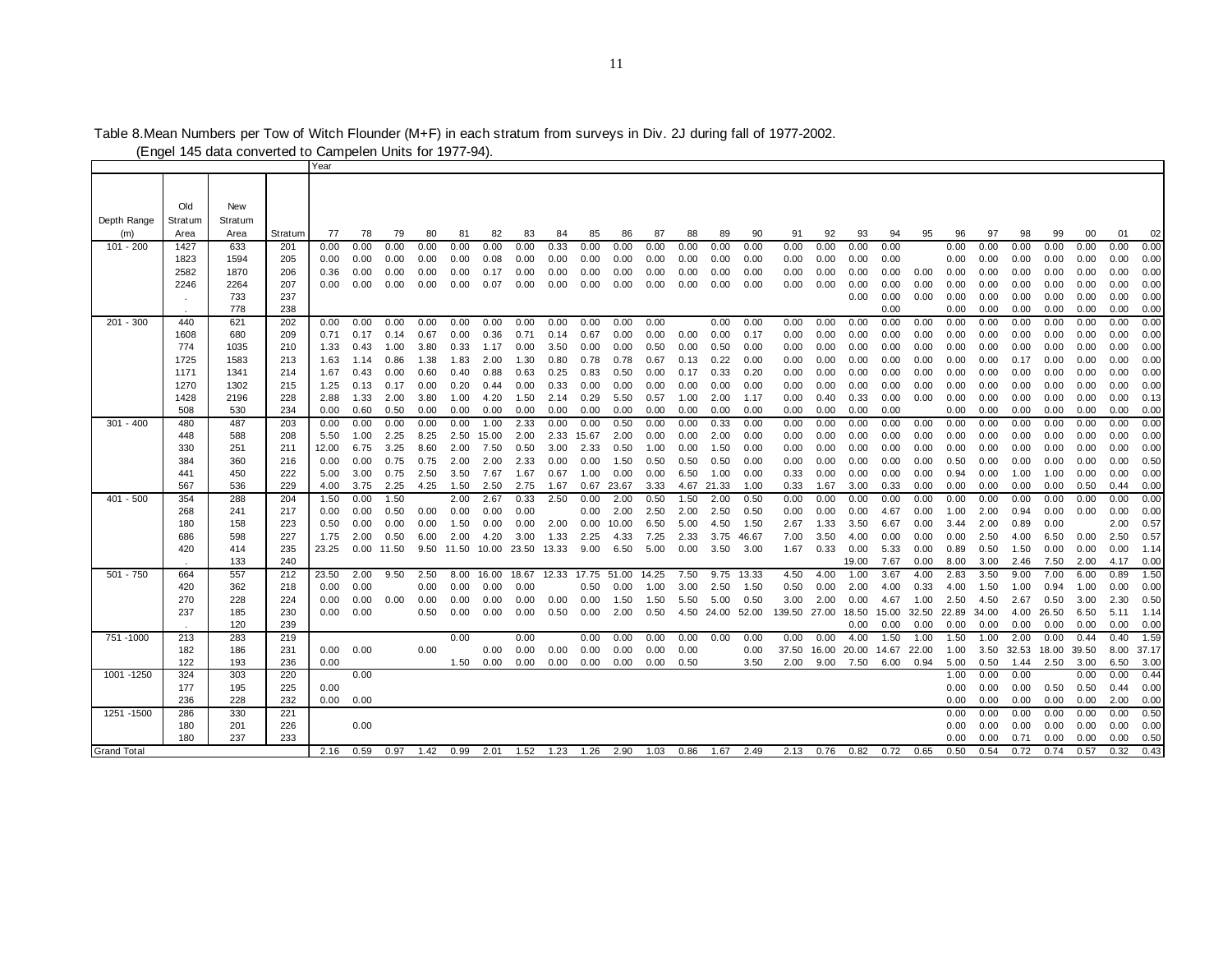Table 8. Mean Numbers per Tow of Witch Flounder (M+F) in each stratum from surveys in Div. 2J during fall of 1977-2002.
(Engel 145 data converted to Campelen Units for 1977-94).

| Depth Range (m) | Old Stratum Area | New Stratum Area | Stratum | Year | | | | | | | | | | | | | | | | | | | | | | | | | |
|---|---|---|---|---|---|---|---|---|---|---|---|---|---|---|---|---|---|---|---|---|---|---|---|---|---|---|---|---|---|
| | | | | 77 | 78 | 79 | 80 | 81 | 82 | 83 | 84 | 85 | 86 | 87 | 88 | 89 | 90 | 91 | 92 | 93 | 94 | 95 | 96 | 97 | 98 | 99 | 00 | 01 | 02 |
| 101 - 200 | 1427 | 633 | 201 | 0.00 | 0.00 | 0.00 | 0.00 | 0.00 | 0.00 | 0.00 | 0.33 | 0.00 | 0.00 | 0.00 | 0.00 | 0.00 | 0.00 | 0.00 | 0.00 | 0.00 | 0.00 | | 0.00 | 0.00 | 0.00 | 0.00 | 0.00 | 0.00 | 0.00 |
| | 1823 | 1594 | 205 | 0.00 | 0.00 | 0.00 | 0.00 | 0.00 | 0.08 | 0.00 | 0.00 | 0.00 | 0.00 | 0.00 | 0.00 | 0.00 | 0.00 | 0.00 | 0.00 | 0.00 | 0.00 | | 0.00 | 0.00 | 0.00 | 0.00 | 0.00 | 0.00 | 0.00 |
| | 2582 | 1870 | 206 | 0.36 | 0.00 | 0.00 | 0.00 | 0.00 | 0.17 | 0.00 | 0.00 | 0.00 | 0.00 | 0.00 | 0.00 | 0.00 | 0.00 | 0.00 | 0.00 | 0.00 | 0.00 | 0.00 | 0.00 | 0.00 | 0.00 | 0.00 | 0.00 | 0.00 | 0.00 |
| | 2246 | 2264 | 207 | 0.00 | 0.00 | 0.00 | 0.00 | 0.00 | 0.07 | 0.00 | 0.00 | 0.00 | 0.00 | 0.00 | 0.00 | 0.00 | 0.00 | 0.00 | 0.00 | 0.00 | 0.00 | 0.00 | 0.00 | 0.00 | 0.00 | 0.00 | 0.00 | 0.00 | 0.00 |
| | . | 733 | 237 | | | | | | | | | | | | | | | | | 0.00 | 0.00 | 0.00 | 0.00 | 0.00 | 0.00 | 0.00 | 0.00 | 0.00 | 0.00 |
| | . | 778 | 238 | | | | | | | | | | | | | | | | | | 0.00 | | 0.00 | 0.00 | 0.00 | 0.00 | 0.00 | 0.00 | 0.00 |
| 201 - 300 | 440 | 621 | 202 | 0.00 | 0.00 | 0.00 | 0.00 | 0.00 | 0.00 | 0.00 | 0.00 | 0.00 | 0.00 | 0.00 | | 0.00 | 0.00 | 0.00 | 0.00 | 0.00 | 0.00 | 0.00 | 0.00 | 0.00 | 0.00 | 0.00 | 0.00 | 0.00 | 0.00 |
| | 1608 | 680 | 209 | 0.71 | 0.17 | 0.14 | 0.67 | 0.00 | 0.36 | 0.71 | 0.14 | 0.67 | 0.00 | 0.00 | 0.00 | 0.00 | 0.17 | 0.00 | 0.00 | 0.00 | 0.00 | 0.00 | 0.00 | 0.00 | 0.00 | 0.00 | 0.00 | 0.00 | 0.00 |
| | 774 | 1035 | 210 | 1.33 | 0.43 | 1.00 | 3.80 | 0.33 | 1.17 | 0.00 | 3.50 | 0.00 | 0.00 | 0.50 | 0.00 | 0.50 | 0.00 | 0.00 | 0.00 | 0.00 | 0.00 | 0.00 | 0.00 | 0.00 | 0.00 | 0.00 | 0.00 | 0.00 | 0.00 |
| | 1725 | 1583 | 213 | 1.63 | 1.14 | 0.86 | 1.38 | 1.83 | 2.00 | 1.30 | 0.80 | 0.78 | 0.78 | 0.67 | 0.13 | 0.22 | 0.00 | 0.00 | 0.00 | 0.00 | 0.00 | 0.00 | 0.00 | 0.00 | 0.17 | 0.00 | 0.00 | 0.00 | 0.00 |
| | 1171 | 1341 | 214 | 1.67 | 0.43 | 0.00 | 0.60 | 0.40 | 0.88 | 0.63 | 0.25 | 0.83 | 0.50 | 0.00 | 0.17 | 0.33 | 0.20 | 0.00 | 0.00 | 0.00 | 0.00 | 0.00 | 0.00 | 0.00 | 0.00 | 0.00 | 0.00 | 0.00 | 0.00 |
| | 1270 | 1302 | 215 | 1.25 | 0.13 | 0.17 | 0.00 | 0.20 | 0.44 | 0.00 | 0.33 | 0.00 | 0.00 | 0.00 | 0.00 | 0.00 | 0.00 | 0.00 | 0.00 | 0.00 | 0.00 | 0.00 | 0.00 | 0.00 | 0.00 | 0.00 | 0.00 | 0.00 | 0.00 |
| | 1428 | 2196 | 228 | 2.88 | 1.33 | 2.00 | 3.80 | 1.00 | 4.20 | 1.50 | 2.14 | 0.29 | 5.50 | 0.57 | 1.00 | 2.00 | 1.17 | 0.00 | 0.40 | 0.33 | 0.00 | 0.00 | 0.00 | 0.00 | 0.00 | 0.00 | 0.00 | 0.00 | 0.13 |
| | 508 | 530 | 234 | 0.00 | 0.60 | 0.50 | 0.00 | 0.00 | 0.00 | 0.00 | 0.00 | 0.00 | 0.00 | 0.00 | 0.00 | 0.00 | 0.00 | 0.00 | 0.00 | 0.00 | 0.00 | | 0.00 | 0.00 | 0.00 | 0.00 | 0.00 | 0.00 | 0.00 |
| 301 - 400 | 480 | 487 | 203 | 0.00 | 0.00 | 0.00 | 0.00 | 0.00 | 1.00 | 2.33 | 0.00 | 0.00 | 0.50 | 0.00 | 0.00 | 0.33 | 0.00 | 0.00 | 0.00 | 0.00 | 0.00 | 0.00 | 0.00 | 0.00 | 0.00 | 0.00 | 0.00 | 0.00 | 0.00 |
| | 448 | 588 | 208 | 5.50 | 1.00 | 2.25 | 8.25 | 2.50 | 15.00 | 2.00 | 2.33 | 15.67 | 2.00 | 0.00 | 0.00 | 2.00 | 0.00 | 0.00 | 0.00 | 0.00 | 0.00 | 0.00 | 0.00 | 0.00 | 0.00 | 0.00 | 0.00 | 0.00 | 0.00 |
| | 330 | 251 | 211 | 12.00 | 6.75 | 3.25 | 8.60 | 2.00 | 7.50 | 0.50 | 3.00 | 2.33 | 0.50 | 1.00 | 0.00 | 1.50 | 0.00 | 0.00 | 0.00 | 0.00 | 0.00 | 0.00 | 0.00 | 0.00 | 0.00 | 0.00 | 0.00 | 0.00 | 0.00 |
| | 384 | 360 | 216 | 0.00 | 0.00 | 0.75 | 0.75 | 2.00 | 2.00 | 2.33 | 0.00 | 0.00 | 1.50 | 0.50 | 0.50 | 0.50 | 0.00 | 0.00 | 0.00 | 0.00 | 0.00 | 0.00 | 0.50 | 0.00 | 0.00 | 0.00 | 0.00 | 0.00 | 0.50 |
| | 441 | 450 | 222 | 5.00 | 3.00 | 0.75 | 2.50 | 3.50 | 7.67 | 1.67 | 0.67 | 1.00 | 0.00 | 0.00 | 6.50 | 1.00 | 0.00 | 0.33 | 0.00 | 0.00 | 0.00 | 0.00 | 0.94 | 0.00 | 1.00 | 1.00 | 0.00 | 0.00 | 0.00 |
| | 567 | 536 | 229 | 4.00 | 3.75 | 2.25 | 4.25 | 1.50 | 2.50 | 2.75 | 1.67 | 0.67 | 23.67 | 3.33 | 4.67 | 21.33 | 1.00 | 0.33 | 1.67 | 3.00 | 0.33 | 0.00 | 0.00 | 0.00 | 0.00 | 0.00 | 0.50 | 0.44 | 0.00 |
| 401 - 500 | 354 | 288 | 204 | 1.50 | 0.00 | 1.50 | | 2.00 | 2.67 | 0.33 | 2.50 | 0.00 | 2.00 | 0.50 | 1.50 | 2.00 | 0.50 | 0.00 | 0.00 | 0.00 | 0.00 | 0.00 | 0.00 | 0.00 | 0.00 | 0.00 | 0.00 | 0.00 | 0.00 |
| | 268 | 241 | 217 | 0.00 | 0.00 | 0.50 | 0.00 | 0.00 | 0.00 | 0.00 | | 0.00 | 2.00 | 2.50 | 2.00 | 2.50 | 0.50 | 0.00 | 0.00 | 0.00 | 4.67 | 0.00 | 1.00 | 2.00 | 0.94 | 0.00 | 0.00 | 0.00 | 0.00 |
| | 180 | 158 | 223 | 0.50 | 0.00 | 0.00 | 0.00 | 1.50 | 0.00 | 0.00 | 2.00 | 0.00 | 10.00 | 6.50 | 5.00 | 4.50 | 1.50 | 2.67 | 1.33 | 3.50 | 6.67 | 0.00 | 3.44 | 2.00 | 0.89 | 0.00 | | 2.00 | 0.57 |
| | 686 | 598 | 227 | 1.75 | 2.00 | 0.50 | 6.00 | 2.00 | 4.20 | 3.00 | 1.33 | 2.25 | 4.33 | 7.25 | 2.33 | 3.75 | 46.67 | 7.00 | 3.50 | 4.00 | 0.00 | 0.00 | 0.00 | 2.50 | 4.00 | 6.50 | 0.00 | 2.50 | 0.57 |
| | 420 | 414 | 235 | 23.25 | 0.00 | 11.50 | 9.50 | 11.50 | 10.00 | 23.50 | 13.33 | 9.00 | 6.50 | 5.00 | 0.00 | 3.50 | 3.00 | 1.67 | 0.33 | 0.00 | 5.33 | 0.00 | 0.89 | 0.50 | 1.50 | 0.00 | 0.00 | 0.00 | 1.14 |
| | . | 133 | 240 | | | | | | | | | | | | | | | | | 19.00 | 7.67 | 0.00 | 8.00 | 3.00 | 2.46 | 7.50 | 2.00 | 4.17 | 0.00 |
| 501 - 750 | 664 | 557 | 212 | 23.50 | 2.00 | 9.50 | 2.50 | 8.00 | 16.00 | 18.67 | 12.33 | 17.75 | 51.00 | 14.25 | 7.50 | 9.75 | 13.33 | 4.50 | 4.00 | 1.00 | 3.67 | 4.00 | 2.83 | 3.50 | 9.00 | 7.00 | 6.00 | 0.89 | 1.50 |
| | 420 | 362 | 218 | 0.00 | 0.00 | | 0.00 | 0.00 | 0.00 | 0.00 | | 0.50 | 0.00 | 1.00 | 3.00 | 2.50 | 1.50 | 0.50 | 0.00 | 2.00 | 4.00 | 0.33 | 4.00 | 1.50 | 1.00 | 0.94 | 1.00 | 0.00 | 0.00 |
| | 270 | 228 | 224 | 0.00 | 0.00 | 0.00 | 0.00 | 0.00 | 0.00 | 0.00 | 0.00 | 0.00 | 1.50 | 1.50 | 5.50 | 5.00 | 0.50 | 3.00 | 2.00 | 0.00 | 4.67 | 1.00 | 2.50 | 4.50 | 2.67 | 0.50 | 3.00 | 2.30 | 0.50 |
| | 237 | 185 | 230 | 0.00 | 0.00 | | 0.50 | 0.00 | 0.00 | 0.00 | 0.50 | 0.00 | 2.00 | 0.50 | 4.50 | 24.00 | 52.00 | 139.50 | 27.00 | 18.50 | 15.00 | 32.50 | 22.89 | 34.00 | 4.00 | 26.50 | 6.50 | 5.11 | 1.14 |
| | . | 120 | 239 | | | | | | | | | | | | | | | | | 0.00 | 0.00 | 0.00 | 0.00 | 0.00 | 0.00 | 0.00 | 0.00 | 0.00 | 0.00 |
| 751 -1000 | 213 | 283 | 219 | | | | | 0.00 | | 0.00 | | 0.00 | 0.00 | 0.00 | 0.00 | 0.00 | 0.00 | 0.00 | 0.00 | 4.00 | 1.50 | 1.00 | 1.50 | 1.00 | 2.00 | 0.00 | 0.44 | 0.40 | 1.59 |
| | 182 | 186 | 231 | 0.00 | 0.00 | | 0.00 | | 0.00 | 0.00 | 0.00 | 0.00 | 0.00 | 0.00 | 0.00 | | 0.00 | 37.50 | 16.00 | 20.00 | 14.67 | 22.00 | 1.00 | 3.50 | 32.53 | 18.00 | 39.50 | 8.00 | 37.17 |
| | 122 | 193 | 236 | 0.00 | | | | 1.50 | 0.00 | 0.00 | 0.00 | 0.00 | 0.00 | 0.00 | 0.50 | | 3.50 | 2.00 | 9.00 | 7.50 | 6.00 | 0.94 | 5.00 | 0.50 | 1.44 | 2.50 | 3.00 | 6.50 | 3.00 |
| 1001 -1250 | 324 | 303 | 220 | | 0.00 | | | | | | | | | | | | | | | | | | 1.00 | 0.00 | 0.00 | | 0.00 | 0.00 | 0.44 |
| | 177 | 195 | 225 | 0.00 | | | | | | | | | | | | | | | | | | | 0.00 | 0.00 | 0.00 | 0.50 | 0.50 | 0.44 | 0.00 |
| | 236 | 228 | 232 | 0.00 | 0.00 | | | | | | | | | | | | | | | | | | 0.00 | 0.00 | 0.00 | 0.00 | 0.00 | 2.00 | 0.00 |
| 1251 -1500 | 286 | 330 | 221 | | | | | | | | | | | | | | | | | | | | 0.00 | 0.00 | 0.00 | 0.00 | 0.00 | 0.00 | 0.50 |
| | 180 | 201 | 226 | | 0.00 | | | | | | | | | | | | | | | | | | 0.00 | 0.00 | 0.00 | 0.00 | 0.00 | 0.00 | 0.00 |
| | 180 | 237 | 233 | | | | | | | | | | | | | | | | | | | | 0.00 | 0.00 | 0.71 | 0.00 | 0.00 | 0.00 | 0.50 |
| Grand Total | | | | 2.16 | 0.59 | 0.97 | 1.42 | 0.99 | 2.01 | 1.52 | 1.23 | 1.26 | 2.90 | 1.03 | 0.86 | 1.67 | 2.49 | 2.13 | 0.76 | 0.82 | 0.72 | 0.65 | 0.50 | 0.54 | 0.72 | 0.74 | 0.57 | 0.32 | 0.43 |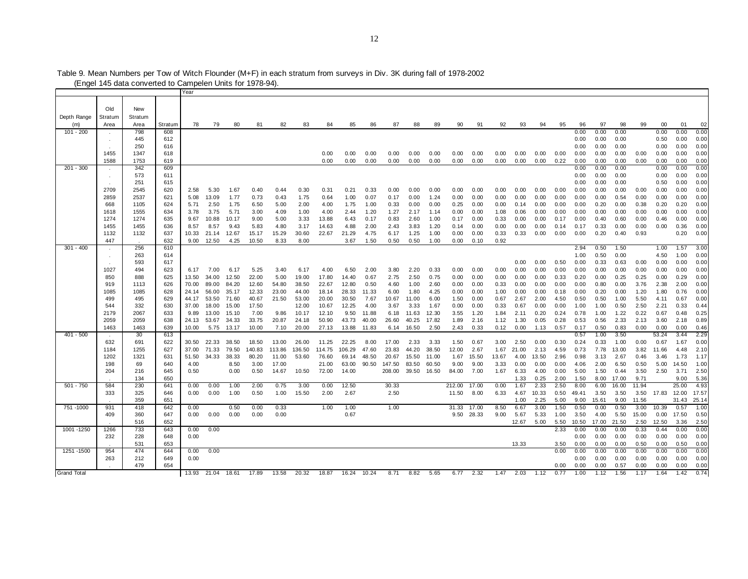Table 9. Mean Numbers per Tow of Witch Flounder (M+F) in each stratum from surveys in Div. 3K during fall of 1978-2002
(Engel 145 data converted to Campelen Units for 1978-94).

| Depth Range (m) | Old Stratum Area | New Stratum Area | Stratum | Year 78 | 79 | 80 | 81 | 82 | 83 | 84 | 85 | 86 | 87 | 88 | 89 | 90 | 91 | 92 | 93 | 94 | 95 | 96 | 97 | 98 | 99 | 00 | 01 | 02 |
|---|---|---|---|---|---|---|---|---|---|---|---|---|---|---|---|---|---|---|---|---|---|---|---|---|---|---|---|---|
| 101 - 200 | . | 798 | 608 | | | | | | | | | | | | | | | | | | | 0.00 | 0.00 | 0.00 | | 0.00 | 0.00 | 0.00 |
| | . | 445 | 612 | | | | | | | | | | | | | | | | | | | 0.00 | 0.00 | 0.00 | | 0.50 | 0.00 | 0.00 |
| | . | 250 | 616 | | | | | | | | | | | | | | | | | | | 0.00 | 0.00 | 0.00 | | 0.00 | 0.00 | 0.00 |
| | 1455 | 1347 | 618 | | | | | | | 0.00 | 0.00 | 0.00 | 0.00 | 0.00 | 0.00 | 0.00 | 0.00 | 0.00 | 0.00 | 0.00 | 0.00 | 0.00 | 0.00 | 0.00 | 0.00 | 0.00 | 0.00 | 0.00 |
| | 1588 | 1753 | 619 | | | | | | | 0.00 | 0.00 | 0.00 | 0.00 | 0.00 | 0.00 | 0.00 | 0.00 | 0.00 | 0.00 | 0.00 | 0.22 | 0.00 | 0.00 | 0.00 | 0.00 | 0.00 | 0.00 | 0.00 |
| 201 - 300 | . | 342 | 609 | | | | | | | | | | | | | | | | | | | 0.00 | 0.00 | 0.00 | | 0.00 | 0.00 | 0.00 |
| | . | 573 | 611 | | | | | | | | | | | | | | | | | | | 0.00 | 0.00 | 0.00 | | 0.00 | 0.00 | 0.00 |
| | . | 251 | 615 | | | | | | | | | | | | | | | | | | | 0.00 | 0.00 | 0.00 | | 0.50 | 0.00 | 0.00 |
| | 2709 | 2545 | 620 | 2.58 | 5.30 | 1.67 | 0.40 | 0.44 | 0.30 | 0.31 | 0.21 | 0.33 | 0.00 | 0.00 | 0.00 | 0.00 | 0.00 | 0.00 | 0.00 | 0.00 | 0.00 | 0.00 | 0.00 | 0.00 | 0.00 | 0.00 | 0.00 | 0.00 |
| | 2859 | 2537 | 621 | 5.08 | 13.09 | 1.77 | 0.73 | 0.43 | 1.75 | 0.64 | 1.00 | 0.07 | 0.17 | 0.00 | 1.24 | 0.00 | 0.00 | 0.00 | 0.00 | 0.00 | 0.00 | 0.00 | 0.00 | 0.54 | 0.00 | 0.00 | 0.00 | 0.00 |
| | 668 | 1105 | 624 | 5.71 | 2.50 | 1.75 | 6.50 | 5.00 | 2.00 | 4.00 | 1.75 | 1.00 | 0.33 | 0.00 | 0.00 | 0.25 | 0.00 | 0.00 | 0.14 | 0.00 | 0.00 | 0.00 | 0.20 | 0.00 | 0.38 | 0.20 | 0.20 | 0.00 |
| | 1618 | 1555 | 634 | 3.78 | 3.75 | 5.71 | 3.00 | 4.09 | 1.00 | 4.00 | 2.44 | 1.20 | 1.27 | 2.17 | 1.14 | 0.00 | 0.00 | 1.08 | 0.06 | 0.00 | 0.00 | 0.00 | 0.00 | 0.00 | 0.00 | 0.00 | 0.00 | 0.00 |
| | 1274 | 1274 | 635 | 9.67 | 10.88 | 10.17 | 9.00 | 5.00 | 3.33 | 13.88 | 6.43 | 0.17 | 0.83 | 2.60 | 1.00 | 0.17 | 0.00 | 0.33 | 0.00 | 0.00 | 0.17 | 0.00 | 0.40 | 0.60 | 0.00 | 0.46 | 0.00 | 0.00 |
| | 1455 | 1455 | 636 | 8.57 | 8.57 | 9.43 | 5.83 | 4.80 | 3.17 | 14.63 | 4.88 | 2.00 | 2.43 | 3.83 | 1.20 | 0.14 | 0.00 | 0.00 | 0.00 | 0.00 | 0.14 | 0.17 | 0.33 | 0.00 | 0.00 | 0.00 | 0.36 | 0.00 |
| | 1132 | 1132 | 637 | 10.33 | 21.14 | 12.67 | 15.17 | 15.29 | 30.60 | 22.67 | 21.29 | 4.75 | 6.17 | 1.25 | 1.00 | 0.00 | 0.00 | 0.33 | 0.33 | 0.00 | 0.00 | 0.00 | 0.20 | 0.40 | 0.93 | | 0.20 | 0.00 |
| | 447 | . | 632 | 9.00 | 12.50 | 4.25 | 10.50 | 8.33 | 8.00 | | 3.67 | 1.50 | 0.50 | 0.50 | 1.00 | 0.00 | 0.10 | 0.92 | | | | | | | | | | |
| 301 - 400 | . | 256 | 610 | | | | | | | | | | | | | | | | | | | 2.94 | 0.50 | 1.50 | | 1.00 | 1.57 | 3.00 |
| | . | 263 | 614 | | | | | | | | | | | | | | | | | | | 1.00 | 0.50 | 0.00 | | 4.50 | 1.00 | 0.00 |
| | . | 593 | 617 | | | | | | | | | | | | | | | | 0.00 | 0.00 | 0.50 | 0.00 | 0.33 | 0.63 | 0.00 | 0.00 | 0.00 | 0.00 |
| | 1027 | 494 | 623 | 6.17 | 7.00 | 6.17 | 5.25 | 3.40 | 6.17 | 4.00 | 6.50 | 2.00 | 3.80 | 2.20 | 0.33 | 0.00 | 0.00 | 0.00 | 0.00 | 0.00 | 0.00 | 0.00 | 0.00 | 0.00 | 0.00 | 0.00 | 0.00 | 0.00 |
| | 850 | 888 | 625 | 13.50 | 34.00 | 12.50 | 22.00 | 5.00 | 19.00 | 17.80 | 14.40 | 0.67 | 2.75 | 2.50 | 0.75 | 0.00 | 0.00 | 0.00 | 0.00 | 0.00 | 0.33 | 0.20 | 0.00 | 0.25 | 0.25 | 0.00 | 0.29 | 0.00 |
| | 919 | 1113 | 626 | 70.00 | 89.00 | 84.20 | 12.60 | 54.80 | 38.50 | 22.67 | 12.80 | 0.50 | 4.60 | 1.00 | 2.60 | 0.00 | 0.00 | 0.33 | 0.00 | 0.00 | 0.00 | 0.00 | 0.80 | 0.00 | 3.76 | 2.38 | 2.00 | 0.00 |
| | 1085 | 1085 | 628 | 24.14 | 56.00 | 35.17 | 12.33 | 23.00 | 44.00 | 18.14 | 28.33 | 11.33 | 6.00 | 1.80 | 4.25 | 0.00 | 0.00 | 1.00 | 0.00 | 0.00 | 0.18 | 0.00 | 0.20 | 0.00 | 1.20 | 1.80 | 0.76 | 0.00 |
| | 499 | 495 | 629 | 44.17 | 53.50 | 71.60 | 40.67 | 21.50 | 53.00 | 20.00 | 30.50 | 7.67 | 10.67 | 11.00 | 6.00 | 1.50 | 0.00 | 0.67 | 2.67 | 2.00 | 4.50 | 0.50 | 0.50 | 1.00 | 5.50 | 4.11 | 0.67 | 0.00 |
| | 544 | 332 | 630 | 37.00 | 18.00 | 15.00 | 17.50 | | 12.00 | 10.67 | 12.25 | 4.00 | 3.67 | 3.33 | 1.67 | 0.00 | 0.00 | 0.33 | 0.67 | 0.00 | 0.00 | 1.00 | 1.00 | 0.50 | 2.50 | 2.21 | 0.33 | 0.44 |
| | 2179 | 2067 | 633 | 9.89 | 13.00 | 15.10 | 7.00 | 9.86 | 10.17 | 12.10 | 9.50 | 11.88 | 6.18 | 11.63 | 12.30 | 3.55 | 1.20 | 1.84 | 2.11 | 0.20 | 0.24 | 0.78 | 1.00 | 1.22 | 0.22 | 0.67 | 0.48 | 0.25 |
| | 2059 | 2059 | 638 | 24.13 | 53.67 | 34.33 | 33.75 | 20.87 | 24.18 | 50.90 | 43.73 | 40.00 | 26.60 | 40.25 | 17.82 | 1.89 | 2.16 | 1.12 | 1.30 | 0.05 | 0.28 | 0.53 | 0.56 | 2.33 | 2.13 | 3.60 | 2.18 | 0.89 |
| | 1463 | 1463 | 639 | 10.00 | 5.75 | 13.17 | 10.00 | 7.10 | 20.00 | 27.13 | 13.88 | 11.83 | 6.14 | 16.50 | 2.50 | 2.43 | 0.33 | 0.12 | 0.00 | 1.13 | 0.57 | 0.17 | 0.50 | 0.83 | 0.00 | 0.00 | 0.00 | 0.46 |
| 401 - 500 | . | 30 | 613 | | | | | | | | | | | | | | | | | | | 0.57 | 1.00 | 3.50 | | 53.24 | 3.44 | 2.29 |
| | 632 | 691 | 622 | 30.50 | 22.33 | 38.50 | 18.50 | 13.00 | 26.00 | 11.25 | 22.25 | 8.00 | 17.00 | 2.33 | 3.33 | 1.50 | 0.67 | 3.00 | 2.50 | 0.00 | 0.30 | 0.24 | 0.33 | 1.00 | 0.00 | 0.67 | 1.67 | 0.00 |
| | 1184 | 1255 | 627 | 37.00 | 71.33 | 79.50 | 140.83 | 113.86 | 136.50 | 114.75 | 106.29 | 47.60 | 23.83 | 44.20 | 38.50 | 12.00 | 2.67 | 1.67 | 21.00 | 2.13 | 4.59 | 0.73 | 7.78 | 13.00 | 3.82 | 11.66 | 4.48 | 2.10 |
| | 1202 | 1321 | 631 | 51.50 | 34.33 | 38.33 | 80.20 | 11.00 | 53.60 | 76.60 | 69.14 | 48.50 | 20.67 | 15.50 | 11.00 | 1.67 | 15.50 | 13.67 | 4.00 | 13.50 | 2.96 | 0.98 | 3.13 | 2.67 | 0.46 | 3.46 | 1.73 | 1.17 |
| | 198 | 69 | 640 | 4.00 | | 8.50 | 3.00 | 17.00 | | 21.00 | 63.00 | 90.50 | 147.50 | 83.50 | 60.50 | 9.00 | 9.00 | 3.33 | 0.00 | 0.00 | 0.00 | 4.06 | 2.00 | 6.50 | 0.50 | 5.00 | 14.50 | 1.00 |
| | 204 | 216 | 645 | 0.50 | | 0.00 | 0.50 | 14.67 | 10.50 | 72.00 | 14.00 | | 208.00 | 39.50 | 16.50 | 84.00 | 7.00 | 1.67 | 6.33 | 4.00 | 0.00 | 5.00 | 1.50 | 0.44 | 3.50 | 2.50 | 3.71 | 2.50 |
| | . | 134 | 650 | | | | | | | | | | | | | | | | 1.33 | 0.25 | 2.00 | 1.50 | 8.00 | 17.00 | 9.71 | | 9.00 | 5.36 |
| 501 - 750 | 584 | 230 | 641 | 0.00 | 0.00 | 1.00 | 2.00 | 0.75 | 3.00 | 0.00 | 12.50 | | 30.33 | | | 212.00 | 17.00 | 0.00 | 1.67 | 2.33 | 2.50 | 8.00 | 6.00 | 16.00 | 11.94 | | 25.00 | 4.93 |
| | 333 | 325 | 646 | 0.00 | 0.00 | 1.00 | 0.50 | 1.00 | 15.50 | 2.00 | 2.67 | | 2.50 | | | 11.50 | 8.00 | 6.33 | 4.67 | 10.33 | 0.50 | 49.41 | 3.50 | 3.50 | 3.50 | 17.83 | 12.00 | 17.57 |
| | . | 359 | 651 | | | | | | | | | | | | | | | | 1.00 | 2.25 | 5.00 | 9.00 | 15.61 | 9.00 | 11.56 | | 31.43 | 25.14 |
| 751 -1000 | 931 | 418 | 642 | 0.00 | | 0.50 | 0.00 | 0.33 | | 1.00 | 1.00 | | 1.00 | | | 31.33 | 17.00 | 8.50 | 6.67 | 3.00 | 1.50 | 0.50 | 0.00 | 0.50 | 3.00 | 10.39 | 0.57 | 1.00 |
| | 409 | 360 | 647 | 0.00 | 0.00 | 0.00 | 0.00 | 0.00 | | | 0.67 | | | | | 9.50 | 28.33 | 9.00 | 5.67 | 5.33 | 1.00 | 3.50 | 4.00 | 5.50 | 15.00 | 0.00 | 17.50 | 0.50 |
| | . | 516 | 652 | | | | | | | | | | | | | | | | 12.67 | 5.00 | 5.50 | 10.50 | 17.00 | 21.50 | 2.50 | 12.50 | 3.36 | 2.50 |
| 1001 -1250 | 1266 | 733 | 643 | 0.00 | 0.00 | | | | | | | | | | | | | | | | 2.33 | 0.00 | 0.00 | 0.00 | 0.33 | 0.44 | 0.00 | 0.00 |
| | 232 | 228 | 648 | 0.00 | | | | | | | | | | | | | | | | | | 0.00 | 0.00 | 0.00 | 0.00 | 0.00 | 0.00 | 0.00 |
| | . | 531 | 653 | | | | | | | | | | | | | | | | 13.33 | | 3.50 | 0.00 | 0.00 | 0.00 | 0.50 | 0.00 | 0.50 | 0.00 |
| 1251 -1500 | 954 | 474 | 644 | 0.00 | 0.00 | | | | | | | | | | | | | | | | 0.00 | 0.00 | 0.00 | 0.00 | 0.00 | 0.00 | 0.00 | 0.00 |
| | 263 | 212 | 649 | 0.00 | | | | | | | | | | | | | | | | | | 0.00 | 0.00 | 0.00 | 0.00 | 0.00 | 0.00 | 0.00 |
| | . | 479 | 654 | | | | | | | | | | | | | | | | | 0.00 | 0.00 | 0.00 | 0.00 | 0.57 | 0.00 | 0.00 | 0.00 | 0.00 |
| Grand Total | | | | 13.93 | 21.04 | 18.61 | 17.89 | 13.58 | 20.32 | 18.87 | 16.24 | 10.24 | 8.71 | 8.82 | 5.65 | 6.77 | 2.32 | 1.47 | 2.03 | 1.12 | 0.77 | 1.00 | 1.12 | 1.56 | 1.17 | 1.64 | 1.42 | 0.74 |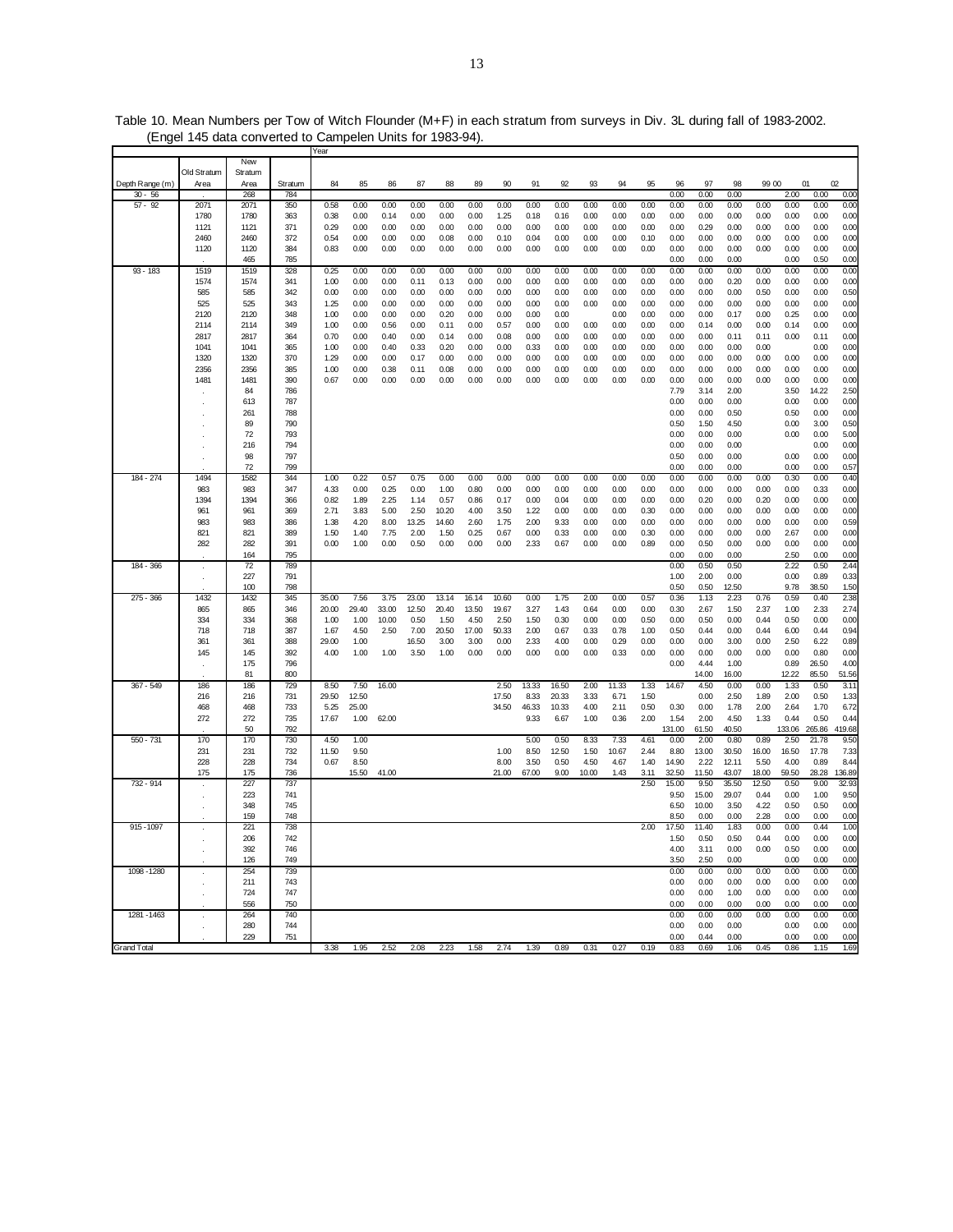Table 10. Mean Numbers per Tow of Witch Flounder (M+F) in each stratum from surveys in Div. 3L during fall of 1983-2002. (Engel 145 data converted to Campelen Units for 1983-94).

| | | | | Year | | | | | | | | | | | | | | | | | | |
|---|---|---|---|---|---|---|---|---|---|---|---|---|---|---|---|---|---|---|---|---|---|---|
| Depth Range (m) | Old Stratum Area | New Stratum Area | Stratum | 84 | 85 | 86 | 87 | 88 | 89 | 90 | 91 | 92 | 93 | 94 | 95 | 96 | 97 | 98 | 99 | 00 | 01 | 02 |
| 30 - 56 | . | 268 | 784 | | | | | | | | | | | | | 0.00 | 0.00 | 0.00 | | 2.00 | 0.00 | 0.00 |
| 57 - 92 | 2071 | 2071 | 350 | 0.58 | 0.00 | 0.00 | 0.00 | 0.00 | 0.00 | 0.00 | 0.00 | 0.00 | 0.00 | 0.00 | 0.00 | 0.00 | 0.00 | 0.00 | 0.00 | 0.00 | 0.00 | 0.00 |
| | 1780 | 1780 | 363 | 0.38 | 0.00 | 0.14 | 0.00 | 0.00 | 0.00 | 1.25 | 0.18 | 0.16 | 0.00 | 0.00 | 0.00 | 0.00 | 0.00 | 0.00 | 0.00 | 0.00 | 0.00 | 0.00 |
| | 1121 | 1121 | 371 | 0.29 | 0.00 | 0.00 | 0.00 | 0.00 | 0.00 | 0.00 | 0.00 | 0.00 | 0.00 | 0.00 | 0.00 | 0.00 | 0.29 | 0.00 | 0.00 | 0.00 | 0.00 | 0.00 |
| | 2460 | 2460 | 372 | 0.54 | 0.00 | 0.00 | 0.00 | 0.08 | 0.00 | 0.10 | 0.04 | 0.00 | 0.00 | 0.00 | 0.10 | 0.00 | 0.00 | 0.00 | 0.00 | 0.00 | 0.00 | 0.00 |
| | 1120 | 1120 | 384 | 0.83 | 0.00 | 0.00 | 0.00 | 0.00 | 0.00 | 0.00 | 0.00 | 0.00 | 0.00 | 0.00 | 0.00 | 0.00 | 0.00 | 0.00 | 0.00 | 0.00 | 0.00 | 0.00 |
| | . | 465 | 785 | | | | | | | | | | | | | 0.00 | 0.00 | 0.00 | | 0.00 | 0.50 | 0.00 |
| 93 - 183 | 1519 | 1519 | 328 | 0.25 | 0.00 | 0.00 | 0.00 | 0.00 | 0.00 | 0.00 | 0.00 | 0.00 | 0.00 | 0.00 | 0.00 | 0.00 | 0.00 | 0.00 | 0.00 | 0.00 | 0.00 | 0.00 |
| | 1574 | 1574 | 341 | 1.00 | 0.00 | 0.00 | 0.11 | 0.13 | 0.00 | 0.00 | 0.00 | 0.00 | 0.00 | 0.00 | 0.00 | 0.00 | 0.00 | 0.20 | 0.00 | 0.00 | 0.00 | 0.00 |
| | 585 | 585 | 342 | 0.00 | 0.00 | 0.00 | 0.00 | 0.00 | 0.00 | 0.00 | 0.00 | 0.00 | 0.00 | 0.00 | 0.00 | 0.00 | 0.00 | 0.00 | 0.50 | 0.00 | 0.00 | 0.50 |
| | 525 | 525 | 343 | 1.25 | 0.00 | 0.00 | 0.00 | 0.00 | 0.00 | 0.00 | 0.00 | 0.00 | 0.00 | 0.00 | 0.00 | 0.00 | 0.00 | 0.00 | 0.00 | 0.00 | 0.00 | 0.00 |
| | 2120 | 2120 | 348 | 1.00 | 0.00 | 0.00 | 0.00 | 0.20 | 0.00 | 0.00 | 0.00 | 0.00 | | 0.00 | 0.00 | 0.00 | 0.00 | 0.17 | 0.00 | 0.25 | 0.00 | 0.00 |
| | 2114 | 2114 | 349 | 1.00 | 0.00 | 0.56 | 0.00 | 0.11 | 0.00 | 0.57 | 0.00 | 0.00 | 0.00 | 0.00 | 0.00 | 0.00 | 0.14 | 0.00 | 0.00 | 0.14 | 0.00 | 0.00 |
| | 2817 | 2817 | 364 | 0.70 | 0.00 | 0.40 | 0.00 | 0.14 | 0.00 | 0.08 | 0.00 | 0.00 | 0.00 | 0.00 | 0.00 | 0.00 | 0.00 | 0.11 | 0.11 | 0.00 | 0.11 | 0.00 |
| | 1041 | 1041 | 365 | 1.00 | 0.00 | 0.40 | 0.33 | 0.20 | 0.00 | 0.00 | 0.33 | 0.00 | 0.00 | 0.00 | 0.00 | 0.00 | 0.00 | 0.00 | 0.00 | | 0.00 | 0.00 |
| | 1320 | 1320 | 370 | 1.29 | 0.00 | 0.00 | 0.17 | 0.00 | 0.00 | 0.00 | 0.00 | 0.00 | 0.00 | 0.00 | 0.00 | 0.00 | 0.00 | 0.00 | 0.00 | 0.00 | 0.00 | 0.00 |
| | 2356 | 2356 | 385 | 1.00 | 0.00 | 0.38 | 0.11 | 0.08 | 0.00 | 0.00 | 0.00 | 0.00 | 0.00 | 0.00 | 0.00 | 0.00 | 0.00 | 0.00 | 0.00 | 0.00 | 0.00 | 0.00 |
| | 1481 | 1481 | 390 | 0.67 | 0.00 | 0.00 | 0.00 | 0.00 | 0.00 | 0.00 | 0.00 | 0.00 | 0.00 | 0.00 | 0.00 | 0.00 | 0.00 | 0.00 | 0.00 | 0.00 | 0.00 | 0.00 |
| | . | 84 | 786 | | | | | | | | | | | | | 7.79 | 3.14 | 2.00 | | 3.50 | 14.22 | 2.50 |
| | . | 613 | 787 | | | | | | | | | | | | | 0.00 | 0.00 | 0.00 | | 0.00 | 0.00 | 0.00 |
| | . | 261 | 788 | | | | | | | | | | | | | 0.00 | 0.00 | 0.50 | | 0.50 | 0.00 | 0.00 |
| | . | 89 | 790 | | | | | | | | | | | | | 0.50 | 1.50 | 4.50 | | 0.00 | 3.00 | 0.50 |
| | . | 72 | 793 | | | | | | | | | | | | | 0.00 | 0.00 | 0.00 | | 0.00 | 0.00 | 5.00 |
| | . | 216 | 794 | | | | | | | | | | | | | 0.00 | 0.00 | 0.00 | | | 0.00 | 0.00 |
| | . | 98 | 797 | | | | | | | | | | | | | 0.50 | 0.00 | 0.00 | | 0.00 | 0.00 | 0.00 |
| | . | 72 | 799 | | | | | | | | | | | | | 0.00 | 0.00 | 0.00 | | 0.00 | 0.00 | 0.57 |
| 184 - 274 | 1494 | 1582 | 344 | 1.00 | 0.22 | 0.57 | 0.75 | 0.00 | 0.00 | 0.00 | 0.00 | 0.00 | 0.00 | 0.00 | 0.00 | 0.00 | 0.00 | 0.00 | 0.00 | 0.30 | 0.00 | 0.40 |
| | 983 | 983 | 347 | 4.33 | 0.00 | 0.25 | 0.00 | 1.00 | 0.80 | 0.00 | 0.00 | 0.00 | 0.00 | 0.00 | 0.00 | 0.00 | 0.00 | 0.00 | 0.00 | 0.00 | 0.33 | 0.00 |
| | 1394 | 1394 | 366 | 0.82 | 1.89 | 2.25 | 1.14 | 0.57 | 0.86 | 0.17 | 0.00 | 0.04 | 0.00 | 0.00 | 0.00 | 0.00 | 0.20 | 0.00 | 0.20 | 0.00 | 0.00 | 0.00 |
| | 961 | 961 | 369 | 2.71 | 3.83 | 5.00 | 2.50 | 10.20 | 4.00 | 3.50 | 1.22 | 0.00 | 0.00 | 0.00 | 0.30 | 0.00 | 0.00 | 0.00 | 0.00 | 0.00 | 0.00 | 0.00 |
| | 983 | 983 | 386 | 1.38 | 4.20 | 8.00 | 13.25 | 14.60 | 2.60 | 1.75 | 2.00 | 9.33 | 0.00 | 0.00 | 0.00 | 0.00 | 0.00 | 0.00 | 0.00 | 0.00 | 0.00 | 0.59 |
| | 821 | 821 | 389 | 1.50 | 1.40 | 7.75 | 2.00 | 1.50 | 0.25 | 0.67 | 0.00 | 0.33 | 0.00 | 0.00 | 0.30 | 0.00 | 0.00 | 0.00 | 0.00 | 2.67 | 0.00 | 0.00 |
| | 282 | 282 | 391 | 0.00 | 1.00 | 0.00 | 0.50 | 0.00 | 0.00 | 0.00 | 2.33 | 0.67 | 0.00 | 0.00 | 0.89 | 0.00 | 0.50 | 0.00 | 0.00 | 0.00 | 0.00 | 0.00 |
| | . | 164 | 795 | | | | | | | | | | | | | 0.00 | 0.00 | 0.00 | | 2.50 | 0.00 | 0.00 |
| 184 - 366 | . | 72 | 789 | | | | | | | | | | | | | 0.00 | 0.50 | 0.50 | | 2.22 | 0.50 | 2.44 |
| | . | 227 | 791 | | | | | | | | | | | | | 1.00 | 2.00 | 0.00 | | 0.00 | 0.89 | 0.33 |
| | . | 100 | 798 | | | | | | | | | | | | | 0.50 | 0.50 | 12.50 | | 9.78 | 38.50 | 1.50 |
| 275 - 366 | 1432 | 1432 | 345 | 35.00 | 7.56 | 3.75 | 23.00 | 13.14 | 16.14 | 10.60 | 0.00 | 1.75 | 2.00 | 0.00 | 0.57 | 0.36 | 1.13 | 2.23 | 0.76 | 0.59 | 0.40 | 2.38 |
| | 865 | 865 | 346 | 20.00 | 29.40 | 33.00 | 12.50 | 20.40 | 13.50 | 19.67 | 3.27 | 1.43 | 0.64 | 0.00 | 0.00 | 0.30 | 2.67 | 1.50 | 2.37 | 1.00 | 2.33 | 2.74 |
| | 334 | 334 | 368 | 1.00 | 1.00 | 10.00 | 0.50 | 1.50 | 4.50 | 2.50 | 1.50 | 0.30 | 0.00 | 0.00 | 0.50 | 0.00 | 0.50 | 0.00 | 0.44 | 0.50 | 0.00 | 0.00 |
| | 718 | 718 | 387 | 1.67 | 4.50 | 2.50 | 7.00 | 20.50 | 17.00 | 50.33 | 2.00 | 0.67 | 0.33 | 0.78 | 1.00 | 0.50 | 0.44 | 0.00 | 0.44 | 6.00 | 0.44 | 0.94 |
| | 361 | 361 | 388 | 29.00 | 1.00 | | 16.50 | 3.00 | 3.00 | 0.00 | 2.33 | 4.00 | 0.00 | 0.29 | 0.00 | 0.00 | 0.00 | 3.00 | 0.00 | 2.50 | 6.22 | 0.89 |
| | 145 | 145 | 392 | 4.00 | 1.00 | 1.00 | 3.50 | 1.00 | 0.00 | 0.00 | 0.00 | 0.00 | 0.00 | 0.33 | 0.00 | 0.00 | 0.00 | 0.00 | 0.00 | 0.00 | 0.80 | 0.00 |
| | . | 175 | 796 | | | | | | | | | | | | | 0.00 | 4.44 | 1.00 | | 0.89 | 26.50 | 4.00 |
| | . | 81 | 800 | | | | | | | | | | | | | | 14.00 | 16.00 | | 12.22 | 85.50 | 51.56 |
| 367 - 549 | 186 | 186 | 729 | 8.50 | 7.50 | 16.00 | | | | 2.50 | 13.33 | 16.50 | 2.00 | 11.33 | 1.33 | 14.67 | 4.50 | 0.00 | 0.00 | 1.33 | 0.50 | 3.11 |
| | 216 | 216 | 731 | 29.50 | 12.50 | | | | | 17.50 | 8.33 | 20.33 | 3.33 | 6.71 | 1.50 | | 0.00 | 2.50 | 1.89 | 2.00 | 0.50 | 1.33 |
| | 468 | 468 | 733 | 5.25 | 25.00 | | | | | 34.50 | 46.33 | 10.33 | 4.00 | 2.11 | 0.50 | 0.30 | 0.00 | 1.78 | 2.00 | 2.64 | 1.70 | 6.72 |
| | 272 | 272 | 735 | 17.67 | 1.00 | 62.00 | | | | | 9.33 | 6.67 | 1.00 | 0.36 | 2.00 | 1.54 | 2.00 | 4.50 | 1.33 | 0.44 | 0.50 | 0.44 |
| | . | 50 | 792 | | | | | | | | | | | | | 131.00 | 61.50 | 40.50 | | 133.06 | 265.86 | 419.68 |
| 550 - 731 | 170 | 170 | 730 | 4.50 | 1.00 | | | | | | 5.00 | 0.50 | 8.33 | 7.33 | 4.61 | 0.00 | 2.00 | 0.80 | 0.89 | 2.50 | 21.78 | 9.50 |
| | 231 | 231 | 732 | 11.50 | 9.50 | | | | | 1.00 | 8.50 | 12.50 | 1.50 | 10.67 | 2.44 | 8.80 | 13.00 | 30.50 | 16.00 | 16.50 | 17.78 | 7.33 |
| | 228 | 228 | 734 | 0.67 | 8.50 | | | | | 8.00 | 3.50 | 0.50 | 4.50 | 4.67 | 1.40 | 14.90 | 2.22 | 12.11 | 5.50 | 4.00 | 0.89 | 8.44 |
| | 175 | 175 | 736 | | 15.50 | 41.00 | | | | 21.00 | 67.00 | 9.00 | 10.00 | 1.43 | 3.11 | 32.50 | 11.50 | 43.07 | 18.00 | 59.50 | 28.28 | 136.89 |
| 732 - 914 | . | 227 | 737 | | | | | | | | | | | | 2.50 | 15.00 | 9.50 | 35.50 | 12.50 | 0.50 | 9.00 | 32.93 |
| | . | 223 | 741 | | | | | | | | | | | | | 9.50 | 15.00 | 29.07 | 0.44 | 0.00 | 1.00 | 9.50 |
| | . | 348 | 745 | | | | | | | | | | | | | 6.50 | 10.00 | 3.50 | 4.22 | 0.50 | 0.50 | 0.00 |
| | . | 159 | 748 | | | | | | | | | | | | | 8.50 | 0.00 | 0.00 | 2.28 | 0.00 | 0.00 | 0.00 |
| 915 - 1097 | . | 221 | 738 | | | | | | | | | | | | 2.00 | 17.50 | 11.40 | 1.83 | 0.00 | 0.00 | 0.44 | 1.00 |
| | . | 206 | 742 | | | | | | | | | | | | | 1.50 | 0.50 | 0.50 | 0.44 | 0.00 | 0.00 | 0.00 |
| | . | 392 | 746 | | | | | | | | | | | | | 4.00 | 3.11 | 0.00 | 0.00 | 0.50 | 0.00 | 0.00 |
| | . | 126 | 749 | | | | | | | | | | | | | 3.50 | 2.50 | 0.00 | | 0.00 | 0.00 | 0.00 |
| 1098 - 1280 | . | 254 | 739 | | | | | | | | | | | | | 0.00 | 0.00 | 0.00 | 0.00 | 0.00 | 0.00 | 0.00 |
| | . | 211 | 743 | | | | | | | | | | | | | 0.00 | 0.00 | 0.00 | 0.00 | 0.00 | 0.00 | 0.00 |
| | . | 724 | 747 | | | | | | | | | | | | | 0.00 | 0.00 | 1.00 | 0.00 | 0.00 | 0.00 | 0.00 |
| | . | 556 | 750 | | | | | | | | | | | | | 0.00 | 0.00 | 0.00 | 0.00 | 0.00 | 0.00 | 0.00 |
| 1281 - 1463 | . | 264 | 740 | | | | | | | | | | | | | 0.00 | 0.00 | 0.00 | 0.00 | 0.00 | 0.00 | 0.00 |
| | . | 280 | 744 | | | | | | | | | | | | | 0.00 | 0.00 | 0.00 | | 0.00 | 0.00 | 0.00 |
| | . | 229 | 751 | | | | | | | | | | | | | 0.00 | 0.44 | 0.00 | | 0.00 | 0.00 | 0.00 |
| Grand Total | | | | 3.38 | 1.95 | 2.52 | 2.08 | 2.23 | 1.58 | 2.74 | 1.39 | 0.89 | 0.31 | 0.27 | 0.19 | 0.83 | 0.69 | 1.06 | 0.45 | 0.86 | 1.15 | 1.69 |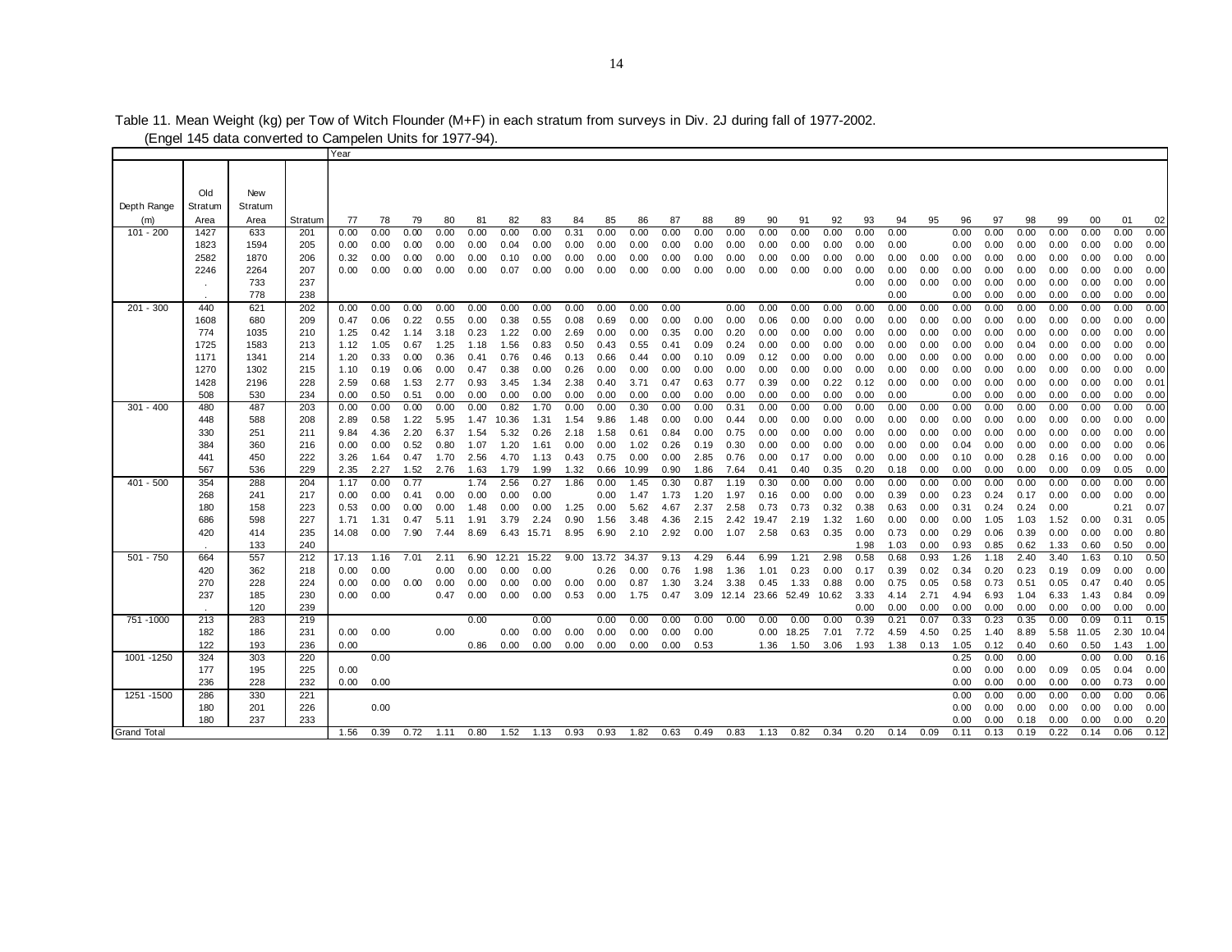Table 11. Mean Weight (kg) per Tow of Witch Flounder (M+F) in each stratum from surveys in Div. 2J during fall of 1977-2002.
(Engel 145 data converted to Campelen Units for 1977-94).

| | | | | Year | | | | | | | | | | | | | | | | | | | | | | | | | |
|---|---|---|---|---|---|---|---|---|---|---|---|---|---|---|---|---|---|---|---|---|---|---|---|---|---|---|---|---|---|
| Depth Range (m) | Old Stratum Area | New Stratum Area | Stratum | 77 | 78 | 79 | 80 | 81 | 82 | 83 | 84 | 85 | 86 | 87 | 88 | 89 | 90 | 91 | 92 | 93 | 94 | 95 | 96 | 97 | 98 | 99 | 00 | 01 | 02 |
| 101 - 200 | 1427 | 633 | 201 | 0.00 | 0.00 | 0.00 | 0.00 | 0.00 | 0.00 | 0.00 | 0.31 | 0.00 | 0.00 | 0.00 | 0.00 | 0.00 | 0.00 | 0.00 | 0.00 | 0.00 | 0.00 | | 0.00 | 0.00 | 0.00 | 0.00 | 0.00 | 0.00 | 0.00 |
| | 1823 | 1594 | 205 | 0.00 | 0.00 | 0.00 | 0.00 | 0.00 | 0.04 | 0.00 | 0.00 | 0.00 | 0.00 | 0.00 | 0.00 | 0.00 | 0.00 | 0.00 | 0.00 | 0.00 | 0.00 | | 0.00 | 0.00 | 0.00 | 0.00 | 0.00 | 0.00 | 0.00 |
| | 2582 | 1870 | 206 | 0.32 | 0.00 | 0.00 | 0.00 | 0.00 | 0.10 | 0.00 | 0.00 | 0.00 | 0.00 | 0.00 | 0.00 | 0.00 | 0.00 | 0.00 | 0.00 | 0.00 | 0.00 | 0.00 | 0.00 | 0.00 | 0.00 | 0.00 | 0.00 | 0.00 | 0.00 |
| | 2246 | 2264 | 207 | 0.00 | 0.00 | 0.00 | 0.00 | 0.00 | 0.07 | 0.00 | 0.00 | 0.00 | 0.00 | 0.00 | 0.00 | 0.00 | 0.00 | 0.00 | 0.00 | 0.00 | 0.00 | 0.00 | 0.00 | 0.00 | 0.00 | 0.00 | 0.00 | 0.00 | 0.00 |
| | . | 733 | 237 | | | | | | | | | | | | | | | | | 0.00 | 0.00 | 0.00 | 0.00 | 0.00 | 0.00 | 0.00 | 0.00 | 0.00 | 0.00 |
| | . | 778 | 238 | | | | | | | | | | | | | | | | | | 0.00 | | 0.00 | 0.00 | 0.00 | 0.00 | 0.00 | 0.00 | 0.00 |
| 201 - 300 | 440 | 621 | 202 | 0.00 | 0.00 | 0.00 | 0.00 | 0.00 | 0.00 | 0.00 | 0.00 | 0.00 | 0.00 | 0.00 | | 0.00 | 0.00 | 0.00 | 0.00 | 0.00 | 0.00 | 0.00 | 0.00 | 0.00 | 0.00 | 0.00 | 0.00 | 0.00 | 0.00 |
| | 1608 | 680 | 209 | 0.47 | 0.06 | 0.22 | 0.55 | 0.00 | 0.38 | 0.55 | 0.08 | 0.69 | 0.00 | 0.00 | 0.00 | 0.00 | 0.06 | 0.00 | 0.00 | 0.00 | 0.00 | 0.00 | 0.00 | 0.00 | 0.00 | 0.00 | 0.00 | 0.00 | 0.00 |
| | 774 | 1035 | 210 | 1.25 | 0.42 | 1.14 | 3.18 | 0.23 | 1.22 | 0.00 | 2.69 | 0.00 | 0.00 | 0.35 | 0.00 | 0.20 | 0.00 | 0.00 | 0.00 | 0.00 | 0.00 | 0.00 | 0.00 | 0.00 | 0.00 | 0.00 | 0.00 | 0.00 | 0.00 |
| | 1725 | 1583 | 213 | 1.12 | 1.05 | 0.67 | 1.25 | 1.18 | 1.56 | 0.83 | 0.50 | 0.43 | 0.55 | 0.41 | 0.09 | 0.24 | 0.00 | 0.00 | 0.00 | 0.00 | 0.00 | 0.00 | 0.00 | 0.00 | 0.04 | 0.00 | 0.00 | 0.00 | 0.00 |
| | 1171 | 1341 | 214 | 1.20 | 0.33 | 0.00 | 0.36 | 0.41 | 0.76 | 0.46 | 0.13 | 0.66 | 0.44 | 0.00 | 0.10 | 0.09 | 0.12 | 0.00 | 0.00 | 0.00 | 0.00 | 0.00 | 0.00 | 0.00 | 0.00 | 0.00 | 0.00 | 0.00 | 0.00 |
| | 1270 | 1302 | 215 | 1.10 | 0.19 | 0.06 | 0.00 | 0.47 | 0.38 | 0.00 | 0.26 | 0.00 | 0.00 | 0.00 | 0.00 | 0.00 | 0.00 | 0.00 | 0.00 | 0.00 | 0.00 | 0.00 | 0.00 | 0.00 | 0.00 | 0.00 | 0.00 | 0.00 | 0.00 |
| | 1428 | 2196 | 228 | 2.59 | 0.68 | 1.53 | 2.77 | 0.93 | 3.45 | 1.34 | 2.38 | 0.40 | 3.71 | 0.47 | 0.63 | 0.77 | 0.39 | 0.00 | 0.22 | 0.12 | 0.00 | 0.00 | 0.00 | 0.00 | 0.00 | 0.00 | 0.00 | 0.00 | 0.01 |
| | 508 | 530 | 234 | 0.00 | 0.50 | 0.51 | 0.00 | 0.00 | 0.00 | 0.00 | 0.00 | 0.00 | 0.00 | 0.00 | 0.00 | 0.00 | 0.00 | 0.00 | 0.00 | 0.00 | 0.00 | | 0.00 | 0.00 | 0.00 | 0.00 | 0.00 | 0.00 | 0.00 |
| 301 - 400 | 480 | 487 | 203 | 0.00 | 0.00 | 0.00 | 0.00 | 0.00 | 0.82 | 1.70 | 0.00 | 0.00 | 0.30 | 0.00 | 0.00 | 0.31 | 0.00 | 0.00 | 0.00 | 0.00 | 0.00 | 0.00 | 0.00 | 0.00 | 0.00 | 0.00 | 0.00 | 0.00 | 0.00 |
| | 448 | 588 | 208 | 2.89 | 0.58 | 1.22 | 5.95 | 1.47 | 10.36 | 1.31 | 1.54 | 9.86 | 1.48 | 0.00 | 0.00 | 0.44 | 0.00 | 0.00 | 0.00 | 0.00 | 0.00 | 0.00 | 0.00 | 0.00 | 0.00 | 0.00 | 0.00 | 0.00 | 0.00 |
| | 330 | 251 | 211 | 9.84 | 4.36 | 2.20 | 6.37 | 1.54 | 5.32 | 0.26 | 2.18 | 1.58 | 0.61 | 0.84 | 0.00 | 0.75 | 0.00 | 0.00 | 0.00 | 0.00 | 0.00 | 0.00 | 0.00 | 0.00 | 0.00 | 0.00 | 0.00 | 0.00 | 0.00 |
| | 384 | 360 | 216 | 0.00 | 0.00 | 0.52 | 0.80 | 1.07 | 1.20 | 1.61 | 0.00 | 0.00 | 1.02 | 0.26 | 0.19 | 0.30 | 0.00 | 0.00 | 0.00 | 0.00 | 0.00 | 0.00 | 0.04 | 0.00 | 0.00 | 0.00 | 0.00 | 0.00 | 0.06 |
| | 441 | 450 | 222 | 3.26 | 1.64 | 0.47 | 1.70 | 2.56 | 4.70 | 1.13 | 0.43 | 0.75 | 0.00 | 0.00 | 2.85 | 0.76 | 0.00 | 0.17 | 0.00 | 0.00 | 0.00 | 0.00 | 0.10 | 0.00 | 0.28 | 0.16 | 0.00 | 0.00 | 0.00 |
| | 567 | 536 | 229 | 2.35 | 2.27 | 1.52 | 2.76 | 1.63 | 1.79 | 1.99 | 1.32 | 0.66 | 10.99 | 0.90 | 1.86 | 7.64 | 0.41 | 0.40 | 0.35 | 0.20 | 0.18 | 0.00 | 0.00 | 0.00 | 0.00 | 0.00 | 0.09 | 0.05 | 0.00 |
| 401 - 500 | 354 | 288 | 204 | 1.17 | 0.00 | 0.77 | | 1.74 | 2.56 | 0.27 | 1.86 | 0.00 | 1.45 | 0.30 | 0.87 | 1.19 | 0.30 | 0.00 | 0.00 | 0.00 | 0.00 | 0.00 | 0.00 | 0.00 | 0.00 | 0.00 | 0.00 | 0.00 | 0.00 |
| | 268 | 241 | 217 | 0.00 | 0.00 | 0.41 | 0.00 | 0.00 | 0.00 | 0.00 | | 0.00 | 1.47 | 1.73 | 1.20 | 1.97 | 0.16 | 0.00 | 0.00 | 0.00 | 0.39 | 0.00 | 0.23 | 0.24 | 0.17 | 0.00 | 0.00 | 0.00 | 0.00 |
| | 180 | 158 | 223 | 0.53 | 0.00 | 0.00 | 0.00 | 1.48 | 0.00 | 0.00 | 1.25 | 0.00 | 5.62 | 4.67 | 2.37 | 2.58 | 0.73 | 0.73 | 0.32 | 0.38 | 0.63 | 0.00 | 0.31 | 0.24 | 0.24 | 0.00 | | 0.21 | 0.07 |
| | 686 | 598 | 227 | 1.71 | 1.31 | 0.47 | 5.11 | 1.91 | 3.79 | 2.24 | 0.90 | 1.56 | 3.48 | 4.36 | 2.15 | 2.42 | 19.47 | 2.19 | 1.32 | 1.60 | 0.00 | 0.00 | 0.00 | 1.05 | 1.03 | 1.52 | 0.00 | 0.31 | 0.05 |
| | 420 | 414 | 235 | 14.08 | 0.00 | 7.90 | 7.44 | 8.69 | 6.43 | 15.71 | 8.95 | 6.90 | 2.10 | 2.92 | 0.00 | 1.07 | 2.58 | 0.63 | 0.35 | 0.00 | 0.73 | 0.00 | 0.29 | 0.06 | 0.39 | 0.00 | 0.00 | 0.00 | 0.80 |
| | . | 133 | 240 | | | | | | | | | | | | | | | | | 1.98 | 1.03 | 0.00 | 0.93 | 0.85 | 0.62 | 1.33 | 0.60 | 0.50 | 0.00 |
| 501 - 750 | 664 | 557 | 212 | 17.13 | 1.16 | 7.01 | 2.11 | 6.90 | 12.21 | 15.22 | 9.00 | 13.72 | 34.37 | 9.13 | 4.29 | 6.44 | 6.99 | 1.21 | 2.98 | 0.58 | 0.68 | 0.93 | 1.26 | 1.18 | 2.40 | 3.40 | 1.63 | 0.10 | 0.50 |
| | 420 | 362 | 218 | 0.00 | 0.00 | | 0.00 | 0.00 | 0.00 | 0.00 | | 0.26 | 0.00 | 0.76 | 1.98 | 1.36 | 1.01 | 0.23 | 0.00 | 0.17 | 0.39 | 0.02 | 0.34 | 0.20 | 0.23 | 0.19 | 0.09 | 0.00 | 0.00 |
| | 270 | 228 | 224 | 0.00 | 0.00 | 0.00 | 0.00 | 0.00 | 0.00 | 0.00 | 0.00 | 0.00 | 0.87 | 1.30 | 3.24 | 3.38 | 0.45 | 1.33 | 0.88 | 0.00 | 0.75 | 0.05 | 0.58 | 0.73 | 0.51 | 0.05 | 0.47 | 0.40 | 0.05 |
| | 237 | 185 | 230 | 0.00 | 0.00 | | 0.47 | 0.00 | 0.00 | 0.00 | 0.53 | 0.00 | 1.75 | 0.47 | 3.09 | 12.14 | 23.66 | 52.49 | 10.62 | 3.33 | 4.14 | 2.71 | 4.94 | 6.93 | 1.04 | 6.33 | 1.43 | 0.84 | 0.09 |
| | . | 120 | 239 | | | | | | | | | | | | | | | | | 0.00 | 0.00 | 0.00 | 0.00 | 0.00 | 0.00 | 0.00 | 0.00 | 0.00 | 0.00 |
| 751 -1000 | 213 | 283 | 219 | | | | | 0.00 | | 0.00 | | 0.00 | 0.00 | 0.00 | 0.00 | 0.00 | 0.00 | 0.00 | 0.00 | 0.39 | 0.21 | 0.07 | 0.33 | 0.23 | 0.35 | 0.00 | 0.09 | 0.11 | 0.15 |
| | 182 | 186 | 231 | 0.00 | 0.00 | | 0.00 | | 0.00 | 0.00 | 0.00 | 0.00 | 0.00 | 0.00 | 0.00 | | 0.00 | 18.25 | 7.01 | 7.72 | 4.59 | 4.50 | 0.25 | 1.40 | 8.89 | 5.58 | 11.05 | 2.30 | 10.04 |
| | 122 | 193 | 236 | 0.00 | | | | 0.86 | 0.00 | 0.00 | 0.00 | 0.00 | 0.00 | 0.00 | 0.53 | | 1.36 | 1.50 | 3.06 | 1.93 | 1.38 | 0.13 | 1.05 | 0.12 | 0.40 | 0.60 | 0.50 | 1.43 | 1.00 |
| 1001 -1250 | 324 | 303 | 220 | | 0.00 | | | | | | | | | | | | | | | | | | 0.25 | 0.00 | 0.00 | | 0.00 | 0.00 | 0.16 |
| | 177 | 195 | 225 | 0.00 | | | | | | | | | | | | | | | | | | | 0.00 | 0.00 | 0.00 | 0.09 | 0.05 | 0.04 | 0.00 |
| | 236 | 228 | 232 | 0.00 | 0.00 | | | | | | | | | | | | | | | | | | 0.00 | 0.00 | 0.00 | 0.00 | 0.00 | 0.73 | 0.00 |
| 1251 -1500 | 286 | 330 | 221 | | | | | | | | | | | | | | | | | | | | 0.00 | 0.00 | 0.00 | 0.00 | 0.00 | 0.00 | 0.06 |
| | 180 | 201 | 226 | | 0.00 | | | | | | | | | | | | | | | | | | 0.00 | 0.00 | 0.00 | 0.00 | 0.00 | 0.00 | 0.00 |
| | 180 | 237 | 233 | | | | | | | | | | | | | | | | | | | | 0.00 | 0.00 | 0.18 | 0.00 | 0.00 | 0.00 | 0.20 |
| Grand Total | | | | 1.56 | 0.39 | 0.72 | 1.11 | 0.80 | 1.52 | 1.13 | 0.93 | 0.93 | 1.82 | 0.63 | 0.49 | 0.83 | 1.13 | 0.82 | 0.34 | 0.20 | 0.14 | 0.09 | 0.11 | 0.13 | 0.19 | 0.22 | 0.14 | 0.06 | 0.12 |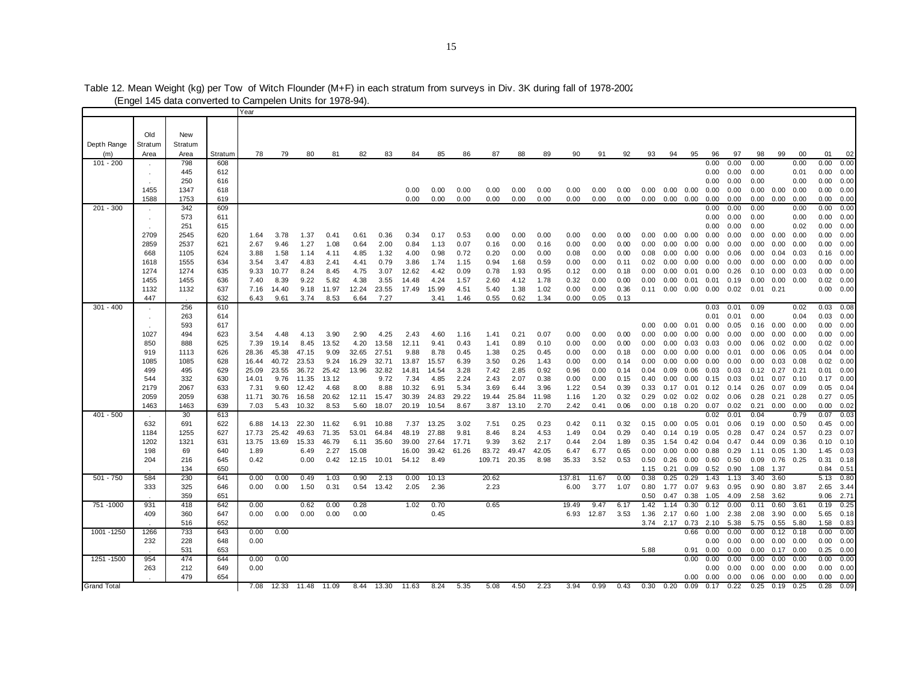Table 12. Mean Weight (kg) per Tow of Witch Flounder (M+F) in each stratum from surveys in Div. 3K during fall of 1978-2002
(Engel 145 data converted to Campelen Units for 1978-94).

| | | | | Year | | | | | | | | | | | | | | | | | | | | | | | | |
|---|---|---|---|---|---|---|---|---|---|---|---|---|---|---|---|---|---|---|---|---|---|---|---|---|---|---|---|---|
| Depth Range (m) | Old Stratum Area | New Stratum Area | Stratum | 78 | 79 | 80 | 81 | 82 | 83 | 84 | 85 | 86 | 87 | 88 | 89 | 90 | 91 | 92 | 93 | 94 | 95 | 96 | 97 | 98 | 99 | 00 | 01 | 02 |
| 101 - 200 | . | 798 | 608 | | | | | | | | | | | | | | | | | | | 0.00 | 0.00 | 0.00 | | 0.00 | 0.00 | 0.00 |
| | . | 445 | 612 | | | | | | | | | | | | | | | | | | | 0.00 | 0.00 | 0.00 | | 0.01 | 0.00 | 0.00 |
| | . | 250 | 616 | | | | | | | | | | | | | | | | | | | 0.00 | 0.00 | 0.00 | | 0.00 | 0.00 | 0.00 |
| | 1455 | 1347 | 618 | | | | | | | 0.00 | 0.00 | 0.00 | 0.00 | 0.00 | 0.00 | 0.00 | 0.00 | 0.00 | 0.00 | 0.00 | 0.00 | 0.00 | 0.00 | 0.00 | 0.00 | 0.00 | 0.00 | 0.00 |
| | 1588 | 1753 | 619 | | | | | | | 0.00 | 0.00 | 0.00 | 0.00 | 0.00 | 0.00 | 0.00 | 0.00 | 0.00 | 0.00 | 0.00 | 0.00 | 0.00 | 0.00 | 0.00 | 0.00 | 0.00 | 0.00 | 0.00 |
| 201 - 300 | . | 342 | 609 | | | | | | | | | | | | | | | | | | | 0.00 | 0.00 | 0.00 | | 0.00 | 0.00 | 0.00 |
| | . | 573 | 611 | | | | | | | | | | | | | | | | | | | 0.00 | 0.00 | 0.00 | | 0.00 | 0.00 | 0.00 |
| | . | 251 | 615 | | | | | | | | | | | | | | | | | | | 0.00 | 0.00 | 0.00 | | 0.02 | 0.00 | 0.00 |
| | 2709 | 2545 | 620 | 1.64 | 3.78 | 1.37 | 0.41 | 0.61 | 0.36 | 0.34 | 0.17 | 0.53 | 0.00 | 0.00 | 0.00 | 0.00 | 0.00 | 0.00 | 0.00 | 0.00 | 0.00 | 0.00 | 0.00 | 0.00 | 0.00 | 0.00 | 0.00 | 0.00 |
| | 2859 | 2537 | 621 | 2.67 | 9.46 | 1.27 | 1.08 | 0.64 | 2.00 | 0.84 | 1.13 | 0.07 | 0.16 | 0.00 | 0.16 | 0.00 | 0.00 | 0.00 | 0.00 | 0.00 | 0.00 | 0.00 | 0.00 | 0.00 | 0.00 | 0.00 | 0.00 | 0.00 |
| | 668 | 1105 | 624 | 3.88 | 1.58 | 1.14 | 4.11 | 4.85 | 1.32 | 4.00 | 0.98 | 0.72 | 0.20 | 0.00 | 0.00 | 0.08 | 0.00 | 0.00 | 0.08 | 0.00 | 0.00 | 0.00 | 0.06 | 0.00 | 0.04 | 0.03 | 0.16 | 0.00 |
| | 1618 | 1555 | 634 | 3.54 | 3.47 | 4.83 | 2.41 | 4.41 | 0.79 | 3.86 | 1.74 | 1.15 | 0.94 | 1.68 | 0.59 | 0.00 | 0.00 | 0.11 | 0.02 | 0.00 | 0.00 | 0.00 | 0.00 | 0.00 | 0.00 | 0.00 | 0.00 | 0.00 |
| | 1274 | 1274 | 635 | 9.33 | 10.77 | 8.24 | 8.45 | 4.75 | 3.07 | 12.62 | 4.42 | 0.09 | 0.78 | 1.93 | 0.95 | 0.12 | 0.00 | 0.18 | 0.00 | 0.00 | 0.01 | 0.00 | 0.26 | 0.10 | 0.00 | 0.03 | 0.00 | 0.00 |
| | 1455 | 1455 | 636 | 7.40 | 8.39 | 9.22 | 5.82 | 4.38 | 3.55 | 14.48 | 4.24 | 1.57 | 2.60 | 4.12 | 1.78 | 0.32 | 0.00 | 0.00 | 0.00 | 0.00 | 0.01 | 0.01 | 0.19 | 0.00 | 0.00 | 0.00 | 0.02 | 0.00 |
| | 1132 | 1132 | 637 | 7.16 | 14.40 | 9.18 | 11.97 | 12.24 | 23.55 | 17.49 | 15.99 | 4.51 | 5.40 | 1.38 | 1.02 | 0.00 | 0.00 | 0.36 | 0.11 | 0.00 | 0.00 | 0.00 | 0.02 | 0.01 | 0.21 | | 0.00 | 0.00 |
| | 447 | . | 632 | 6.43 | 9.61 | 3.74 | 8.53 | 6.64 | 7.27 | | 3.41 | 1.46 | 0.55 | 0.62 | 1.34 | 0.00 | 0.05 | 0.13 | | | | | | | | | | |
| 301 - 400 | . | 256 | 610 | | | | | | | | | | | | | | | | | | | 0.03 | 0.01 | 0.09 | | 0.02 | 0.03 | 0.08 |
| | . | 263 | 614 | | | | | | | | | | | | | | | | | | | 0.01 | 0.01 | 0.00 | | 0.04 | 0.03 | 0.00 |
| | . | 593 | 617 | | | | | | | | | | | | | | | | 0.00 | 0.00 | 0.01 | 0.00 | 0.05 | 0.16 | 0.00 | 0.00 | 0.00 | 0.00 |
| | 1027 | 494 | 623 | 3.54 | 4.48 | 4.13 | 3.90 | 2.90 | 4.25 | 2.43 | 4.60 | 1.16 | 1.41 | 0.21 | 0.07 | 0.00 | 0.00 | 0.00 | 0.00 | 0.00 | 0.00 | 0.00 | 0.00 | 0.00 | 0.00 | 0.00 | 0.00 | 0.00 |
| | 850 | 888 | 625 | 7.39 | 19.14 | 8.45 | 13.52 | 4.20 | 13.58 | 12.11 | 9.41 | 0.43 | 1.41 | 0.89 | 0.10 | 0.00 | 0.00 | 0.00 | 0.00 | 0.00 | 0.03 | 0.03 | 0.00 | 0.06 | 0.02 | 0.00 | 0.02 | 0.00 |
| | 919 | 1113 | 626 | 28.36 | 45.38 | 47.15 | 9.09 | 32.65 | 27.51 | 9.88 | 8.78 | 0.45 | 1.38 | 0.25 | 0.45 | 0.00 | 0.00 | 0.18 | 0.00 | 0.00 | 0.00 | 0.00 | 0.01 | 0.00 | 0.06 | 0.05 | 0.04 | 0.00 |
| | 1085 | 1085 | 628 | 16.44 | 40.72 | 23.53 | 9.24 | 16.29 | 32.71 | 13.87 | 15.57 | 6.39 | 3.50 | 0.26 | 1.43 | 0.00 | 0.00 | 0.14 | 0.00 | 0.00 | 0.00 | 0.00 | 0.00 | 0.00 | 0.03 | 0.08 | 0.02 | 0.00 |
| | 499 | 495 | 629 | 25.09 | 23.55 | 36.72 | 25.42 | 13.96 | 32.82 | 14.81 | 14.54 | 3.28 | 7.42 | 2.85 | 0.92 | 0.96 | 0.00 | 0.14 | 0.04 | 0.09 | 0.06 | 0.03 | 0.03 | 0.12 | 0.27 | 0.21 | 0.01 | 0.00 |
| | 544 | 332 | 630 | 14.01 | 9.76 | 11.35 | 13.12 | | 9.72 | 7.34 | 4.85 | 2.24 | 2.43 | 2.07 | 0.38 | 0.00 | 0.00 | 0.15 | 0.40 | 0.00 | 0.00 | 0.15 | 0.03 | 0.01 | 0.07 | 0.10 | 0.17 | 0.00 |
| | 2179 | 2067 | 633 | 7.31 | 9.60 | 12.42 | 4.68 | 8.00 | 8.88 | 10.32 | 6.91 | 5.34 | 3.69 | 6.44 | 3.96 | 1.22 | 0.54 | 0.39 | 0.33 | 0.17 | 0.01 | 0.12 | 0.14 | 0.26 | 0.07 | 0.09 | 0.05 | 0.04 |
| | 2059 | 2059 | 638 | 11.71 | 30.76 | 16.58 | 20.62 | 12.11 | 15.47 | 30.39 | 24.83 | 29.22 | 19.44 | 25.84 | 11.98 | 1.16 | 1.20 | 0.32 | 0.29 | 0.02 | 0.02 | 0.02 | 0.06 | 0.28 | 0.21 | 0.28 | 0.27 | 0.05 |
| | 1463 | 1463 | 639 | 7.03 | 5.43 | 10.32 | 8.53 | 5.60 | 18.07 | 20.19 | 10.54 | 8.67 | 3.87 | 13.10 | 2.70 | 2.42 | 0.41 | 0.06 | 0.00 | 0.18 | 0.20 | 0.07 | 0.02 | 0.21 | 0.00 | 0.00 | 0.00 | 0.02 |
| 401 - 500 | . | 30 | 613 | | | | | | | | | | | | | | | | | | | 0.02 | 0.01 | 0.04 | | 0.79 | 0.07 | 0.03 |
| | 632 | 691 | 622 | 6.88 | 14.13 | 22.30 | 11.62 | 6.91 | 10.88 | 7.37 | 13.25 | 3.02 | 7.51 | 0.25 | 0.23 | 0.42 | 0.11 | 0.32 | 0.15 | 0.00 | 0.05 | 0.01 | 0.06 | 0.19 | 0.00 | 0.50 | 0.45 | 0.00 |
| | 1184 | 1255 | 627 | 17.73 | 25.42 | 49.63 | 71.35 | 53.01 | 64.84 | 48.19 | 27.88 | 9.81 | 8.46 | 8.24 | 4.53 | 1.49 | 0.04 | 0.29 | 0.40 | 0.14 | 0.19 | 0.05 | 0.28 | 0.47 | 0.24 | 0.57 | 0.23 | 0.07 |
| | 1202 | 1321 | 631 | 13.75 | 13.69 | 15.33 | 46.79 | 6.11 | 35.60 | 39.00 | 27.64 | 17.71 | 9.39 | 3.62 | 2.17 | 0.44 | 2.04 | 1.89 | 0.35 | 1.54 | 0.42 | 0.04 | 0.47 | 0.44 | 0.09 | 0.36 | 0.10 | 0.10 |
| | 198 | 69 | 640 | 1.89 | | 6.49 | 2.27 | 15.08 | | 16.00 | 39.42 | 61.26 | 83.72 | 49.47 | 42.05 | 6.47 | 6.77 | 0.65 | 0.00 | 0.00 | 0.00 | 0.88 | 0.29 | 1.11 | 0.05 | 1.30 | 1.45 | 0.03 |
| | 204 | 216 | 645 | 0.42 | | 0.00 | 0.42 | 12.15 | 10.01 | 54.12 | 8.49 | | 109.71 | 20.35 | 8.98 | 35.33 | 3.52 | 0.53 | 0.50 | 0.26 | 0.00 | 0.60 | 0.50 | 0.09 | 0.76 | 0.25 | 0.31 | 0.18 |
| | . | 134 | 650 | | | | | | | | | | | | | | | | 1.15 | 0.21 | 0.09 | 0.52 | 0.90 | 1.08 | 1.37 | | 0.84 | 0.51 |
| 501 - 750 | 584 | 230 | 641 | 0.00 | 0.00 | 0.49 | 1.03 | 0.90 | 2.13 | 0.00 | 10.13 | | 20.62 | | | 137.81 | 11.67 | 0.00 | 0.38 | 0.25 | 0.29 | 1.43 | 1.13 | 3.40 | 3.60 | | 5.13 | 0.80 |
| | 333 | 325 | 646 | 0.00 | 0.00 | 1.50 | 0.31 | 0.54 | 13.42 | 2.05 | 2.36 | | 2.23 | | | 6.00 | 3.77 | 1.07 | 0.80 | 1.77 | 0.07 | 9.63 | 0.95 | 0.90 | 0.80 | 3.87 | 2.65 | 3.44 |
| | . | 359 | 651 | | | | | | | | | | | | | | | | 0.50 | 0.47 | 0.38 | 1.05 | 4.09 | 2.58 | 3.62 | | 9.06 | 2.71 |
| 751 -1000 | 931 | 418 | 642 | 0.00 | | 0.62 | 0.00 | 0.28 | | 1.02 | 0.70 | | 0.65 | | | 19.49 | 9.47 | 6.17 | 1.42 | 1.14 | 0.30 | 0.12 | 0.00 | 0.11 | 0.60 | 3.61 | 0.19 | 0.25 |
| | 409 | 360 | 647 | 0.00 | 0.00 | 0.00 | 0.00 | 0.00 | | | 0.45 | | | | | 6.93 | 12.87 | 3.53 | 1.36 | 2.17 | 0.60 | 1.00 | 2.38 | 2.08 | 3.90 | 0.00 | 5.65 | 0.18 |
| | . | 516 | 652 | | | | | | | | | | | | | | | | 3.74 | 2.17 | 0.73 | 2.10 | 5.38 | 5.75 | 0.55 | 5.80 | 1.58 | 0.83 |
| 1001 -1250 | 1266 | 733 | 643 | 0.00 | 0.00 | | | | | | | | | | | | | | | | 0.66 | 0.00 | 0.00 | 0.00 | 0.12 | 0.18 | 0.00 | 0.00 |
| | 232 | 228 | 648 | 0.00 | | | | | | | | | | | | | | | | | | 0.00 | 0.00 | 0.00 | 0.00 | 0.00 | 0.00 | 0.00 |
| | . | 531 | 653 | | | | | | | | | | | | | | | | 5.88 | | 0.91 | 0.00 | 0.00 | 0.00 | 0.17 | 0.00 | 0.25 | 0.00 |
| 1251 -1500 | 954 | 474 | 644 | 0.00 | 0.00 | | | | | | | | | | | | | | | | 0.00 | 0.00 | 0.00 | 0.00 | 0.00 | 0.00 | 0.00 | 0.00 |
| | 263 | 212 | 649 | 0.00 | | | | | | | | | | | | | | | | | | 0.00 | 0.00 | 0.00 | 0.00 | 0.00 | 0.00 | 0.00 |
| | . | 479 | 654 | | | | | | | | | | | | | | | | | | 0.00 | 0.00 | 0.00 | 0.06 | 0.00 | 0.00 | 0.00 | 0.00 |
| Grand Total | | | | 7.08 | 12.33 | 11.48 | 11.09 | 8.44 | 13.30 | 11.63 | 8.24 | 5.35 | 5.08 | 4.50 | 2.23 | 3.94 | 0.99 | 0.43 | 0.30 | 0.20 | 0.09 | 0.17 | 0.22 | 0.25 | 0.19 | 0.25 | 0.28 | 0.09 |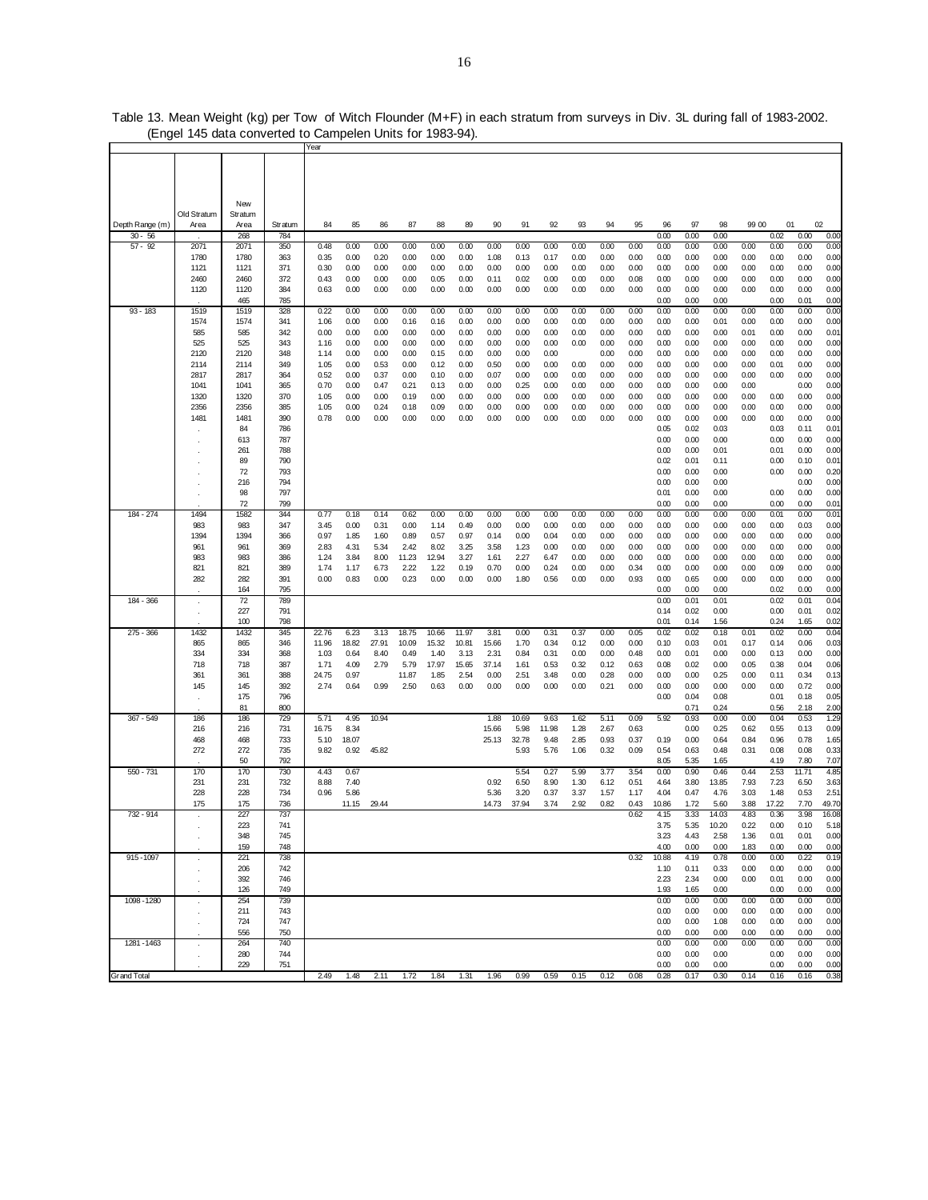Table 13. Mean Weight (kg) per Tow of Witch Flounder (M+F) in each stratum from surveys in Div. 3L during fall of 1983-2002. (Engel 145 data converted to Campelen Units for 1983-94).

| Depth Range (m) | Old Stratum Area | New Stratum Area | Stratum | Year 84 | 85 | 86 | 87 | 88 | 89 | 90 | 91 | 92 | 93 | 94 | 95 | 96 | 97 | 98 | 99 | 00 | 01 | 02 |
|---|---|---|---|---|---|---|---|---|---|---|---|---|---|---|---|---|---|---|---|---|---|---|
| 30 - 56 | . | 268 | 784 | | | | | | | | | | | | | 0.00 | 0.00 | 0.00 | | 0.02 | 0.00 | 0.00 |
| 57 - 92 | 2071 | 2071 | 350 | 0.48 | 0.00 | 0.00 | 0.00 | 0.00 | 0.00 | 0.00 | 0.00 | 0.00 | 0.00 | 0.00 | 0.00 | 0.00 | 0.00 | 0.00 | 0.00 | 0.00 | 0.00 | 0.00 |
| | 1780 | 1780 | 363 | 0.35 | 0.00 | 0.20 | 0.00 | 0.00 | 0.00 | 1.08 | 0.13 | 0.17 | 0.00 | 0.00 | 0.00 | 0.00 | 0.00 | 0.00 | 0.00 | 0.00 | 0.00 | 0.00 |
| | 1121 | 1121 | 371 | 0.30 | 0.00 | 0.00 | 0.00 | 0.00 | 0.00 | 0.00 | 0.00 | 0.00 | 0.00 | 0.00 | 0.00 | 0.00 | 0.00 | 0.00 | 0.00 | 0.00 | 0.00 | 0.00 |
| | 2460 | 2460 | 372 | 0.43 | 0.00 | 0.00 | 0.00 | 0.05 | 0.00 | 0.11 | 0.02 | 0.00 | 0.00 | 0.00 | 0.08 | 0.00 | 0.00 | 0.00 | 0.00 | 0.00 | 0.00 | 0.00 |
| | 1120 | 1120 | 384 | 0.63 | 0.00 | 0.00 | 0.00 | 0.00 | 0.00 | 0.00 | 0.00 | 0.00 | 0.00 | 0.00 | 0.00 | 0.00 | 0.00 | 0.00 | 0.00 | 0.00 | 0.00 | 0.00 |
| | . | 465 | 785 | | | | | | | | | | | | | 0.00 | 0.00 | 0.00 | | 0.00 | 0.01 | 0.00 |
| 93 - 183 | 1519 | 1519 | 328 | 0.22 | 0.00 | 0.00 | 0.00 | 0.00 | 0.00 | 0.00 | 0.00 | 0.00 | 0.00 | 0.00 | 0.00 | 0.00 | 0.00 | 0.00 | 0.00 | 0.00 | 0.00 | 0.00 |
| | 1574 | 1574 | 341 | 1.06 | 0.00 | 0.00 | 0.16 | 0.16 | 0.00 | 0.00 | 0.00 | 0.00 | 0.00 | 0.00 | 0.00 | 0.00 | 0.00 | 0.01 | 0.00 | 0.00 | 0.00 | 0.00 |
| | 585 | 585 | 342 | 0.00 | 0.00 | 0.00 | 0.00 | 0.00 | 0.00 | 0.00 | 0.00 | 0.00 | 0.00 | 0.00 | 0.00 | 0.00 | 0.00 | 0.00 | 0.01 | 0.00 | 0.00 | 0.01 |
| | 525 | 525 | 343 | 1.16 | 0.00 | 0.00 | 0.00 | 0.00 | 0.00 | 0.00 | 0.00 | 0.00 | 0.00 | 0.00 | 0.00 | 0.00 | 0.00 | 0.00 | 0.00 | 0.00 | 0.00 | 0.00 |
| | 2120 | 2120 | 348 | 1.14 | 0.00 | 0.00 | 0.00 | 0.15 | 0.00 | 0.00 | 0.00 | 0.00 | | 0.00 | 0.00 | 0.00 | 0.00 | 0.00 | 0.00 | 0.00 | 0.00 | 0.00 |
| | 2114 | 2114 | 349 | 1.05 | 0.00 | 0.53 | 0.00 | 0.12 | 0.00 | 0.50 | 0.00 | 0.00 | 0.00 | 0.00 | 0.00 | 0.00 | 0.00 | 0.00 | 0.00 | 0.01 | 0.00 | 0.00 |
| | 2817 | 2817 | 364 | 0.52 | 0.00 | 0.37 | 0.00 | 0.10 | 0.00 | 0.07 | 0.00 | 0.00 | 0.00 | 0.00 | 0.00 | 0.00 | 0.00 | 0.00 | 0.00 | 0.00 | 0.00 | 0.00 |
| | 1041 | 1041 | 365 | 0.70 | 0.00 | 0.47 | 0.21 | 0.13 | 0.00 | 0.00 | 0.25 | 0.00 | 0.00 | 0.00 | 0.00 | 0.00 | 0.00 | 0.00 | 0.00 | | 0.00 | 0.00 |
| | 1320 | 1320 | 370 | 1.05 | 0.00 | 0.00 | 0.19 | 0.00 | 0.00 | 0.00 | 0.00 | 0.00 | 0.00 | 0.00 | 0.00 | 0.00 | 0.00 | 0.00 | 0.00 | 0.00 | 0.00 | 0.00 |
| | 2356 | 2356 | 385 | 1.05 | 0.00 | 0.24 | 0.18 | 0.09 | 0.00 | 0.00 | 0.00 | 0.00 | 0.00 | 0.00 | 0.00 | 0.00 | 0.00 | 0.00 | 0.00 | 0.00 | 0.00 | 0.00 |
| | 1481 | 1481 | 390 | 0.78 | 0.00 | 0.00 | 0.00 | 0.00 | 0.00 | 0.00 | 0.00 | 0.00 | 0.00 | 0.00 | 0.00 | 0.00 | 0.00 | 0.00 | 0.00 | 0.00 | 0.00 | 0.00 |
| | . | 84 | 786 | | | | | | | | | | | | | 0.05 | 0.02 | 0.03 | | 0.03 | 0.11 | 0.01 |
| | . | 613 | 787 | | | | | | | | | | | | | 0.00 | 0.00 | 0.00 | | 0.00 | 0.00 | 0.00 |
| | . | 261 | 788 | | | | | | | | | | | | | 0.00 | 0.00 | 0.01 | | 0.01 | 0.00 | 0.00 |
| | . | 89 | 790 | | | | | | | | | | | | | 0.02 | 0.01 | 0.11 | | 0.00 | 0.10 | 0.01 |
| | . | 72 | 793 | | | | | | | | | | | | | 0.00 | 0.00 | 0.00 | | 0.00 | 0.00 | 0.20 |
| | . | 216 | 794 | | | | | | | | | | | | | 0.00 | 0.00 | 0.00 | | | 0.00 | 0.00 |
| | . | 98 | 797 | | | | | | | | | | | | | 0.01 | 0.00 | 0.00 | | 0.00 | 0.00 | 0.00 |
| | . | 72 | 799 | | | | | | | | | | | | | 0.00 | 0.00 | 0.00 | | 0.00 | 0.00 | 0.01 |
| 184 - 274 | 1494 | 1582 | 344 | 0.77 | 0.18 | 0.14 | 0.62 | 0.00 | 0.00 | 0.00 | 0.00 | 0.00 | 0.00 | 0.00 | 0.00 | 0.00 | 0.00 | 0.00 | 0.00 | 0.01 | 0.00 | 0.01 |
| | 983 | 983 | 347 | 3.45 | 0.00 | 0.31 | 0.00 | 1.14 | 0.49 | 0.00 | 0.00 | 0.00 | 0.00 | 0.00 | 0.00 | 0.00 | 0.00 | 0.00 | 0.00 | 0.00 | 0.03 | 0.00 |
| | 1394 | 1394 | 366 | 0.97 | 1.85 | 1.60 | 0.89 | 0.57 | 0.97 | 0.14 | 0.00 | 0.04 | 0.00 | 0.00 | 0.00 | 0.00 | 0.00 | 0.00 | 0.00 | 0.00 | 0.00 | 0.00 |
| | 961 | 961 | 369 | 2.83 | 4.31 | 5.34 | 2.42 | 8.02 | 3.25 | 3.58 | 1.23 | 0.00 | 0.00 | 0.00 | 0.00 | 0.00 | 0.00 | 0.00 | 0.00 | 0.00 | 0.00 | 0.00 |
| | 983 | 983 | 386 | 1.24 | 3.84 | 8.00 | 11.23 | 12.94 | 3.27 | 1.61 | 2.27 | 6.47 | 0.00 | 0.00 | 0.00 | 0.00 | 0.00 | 0.00 | 0.00 | 0.00 | 0.00 | 0.00 |
| | 821 | 821 | 389 | 1.74 | 1.17 | 6.73 | 2.22 | 1.22 | 0.19 | 0.70 | 0.00 | 0.24 | 0.00 | 0.00 | 0.34 | 0.00 | 0.00 | 0.00 | 0.00 | 0.09 | 0.00 | 0.00 |
| | 282 | 282 | 391 | 0.00 | 0.83 | 0.00 | 0.23 | 0.00 | 0.00 | 0.00 | 1.80 | 0.56 | 0.00 | 0.00 | 0.93 | 0.00 | 0.65 | 0.00 | 0.00 | 0.00 | 0.00 | 0.00 |
| | . | 164 | 795 | | | | | | | | | | | | | 0.00 | 0.00 | 0.00 | | 0.02 | 0.00 | 0.00 |
| 184 - 366 | . | 72 | 789 | | | | | | | | | | | | | 0.00 | 0.01 | 0.01 | | 0.02 | 0.01 | 0.04 |
| | . | 227 | 791 | | | | | | | | | | | | | 0.14 | 0.02 | 0.00 | | 0.00 | 0.01 | 0.02 |
| | . | 100 | 798 | | | | | | | | | | | | | 0.01 | 0.14 | 1.56 | | 0.24 | 1.65 | 0.02 |
| 275 - 366 | 1432 | 1432 | 345 | 22.76 | 6.23 | 3.13 | 18.75 | 10.66 | 11.97 | 3.81 | 0.00 | 0.31 | 0.37 | 0.00 | 0.05 | 0.02 | 0.02 | 0.18 | 0.01 | 0.02 | 0.00 | 0.04 |
| | 865 | 865 | 346 | 11.96 | 18.82 | 27.91 | 10.09 | 15.32 | 10.81 | 15.66 | 1.70 | 0.34 | 0.12 | 0.00 | 0.00 | 0.10 | 0.03 | 0.01 | 0.17 | 0.14 | 0.06 | 0.03 |
| | 334 | 334 | 368 | 1.03 | 0.64 | 8.40 | 0.49 | 1.40 | 3.13 | 2.31 | 0.84 | 0.31 | 0.00 | 0.00 | 0.48 | 0.00 | 0.01 | 0.00 | 0.00 | 0.13 | 0.00 | 0.00 |
| | 718 | 718 | 387 | 1.71 | 4.09 | 2.79 | 5.79 | 17.97 | 15.65 | 37.14 | 1.61 | 0.53 | 0.32 | 0.12 | 0.63 | 0.08 | 0.02 | 0.00 | 0.05 | 0.38 | 0.04 | 0.06 |
| | 361 | 361 | 388 | 24.75 | 0.97 | | 11.87 | 1.85 | 2.54 | 0.00 | 2.51 | 3.48 | 0.00 | 0.28 | 0.00 | 0.00 | 0.00 | 0.25 | 0.00 | 0.11 | 0.34 | 0.13 |
| | 145 | 145 | 392 | 2.74 | 0.64 | 0.99 | 2.50 | 0.63 | 0.00 | 0.00 | 0.00 | 0.00 | 0.00 | 0.21 | 0.00 | 0.00 | 0.00 | 0.00 | 0.00 | 0.00 | 0.72 | 0.00 |
| | . | 175 | 796 | | | | | | | | | | | | | 0.00 | 0.04 | 0.08 | | 0.01 | 0.18 | 0.05 |
| | . | 81 | 800 | | | | | | | | | | | | | | 0.71 | 0.24 | | 0.56 | 2.18 | 2.00 |
| 367 - 549 | 186 | 186 | 729 | 5.71 | 4.95 | 10.94 | | | | 1.88 | 10.69 | 9.63 | 1.62 | 5.11 | 0.09 | 5.92 | 0.93 | 0.00 | 0.00 | 0.04 | 0.53 | 1.29 |
| | 216 | 216 | 731 | 16.75 | 8.34 | | | | | 15.66 | 5.98 | 11.98 | 1.28 | 2.67 | 0.63 | | 0.00 | 0.25 | 0.62 | 0.55 | 0.13 | 0.09 |
| | 468 | 468 | 733 | 5.10 | 18.07 | | | | | 25.13 | 32.78 | 9.48 | 2.85 | 0.93 | 0.37 | 0.19 | 0.00 | 0.64 | 0.84 | 0.96 | 0.78 | 1.65 |
| | 272 | 272 | 735 | 9.82 | 0.92 | 45.82 | | | | | 5.93 | 5.76 | 1.06 | 0.32 | 0.09 | 0.54 | 0.63 | 0.48 | 0.31 | 0.08 | 0.08 | 0.33 |
| | . | 50 | 792 | | | | | | | | | | | | | 8.05 | 5.35 | 1.65 | | 4.19 | 7.80 | 7.07 |
| 550 - 731 | 170 | 170 | 730 | 4.43 | 0.67 | | | | | | 5.54 | 0.27 | 5.99 | 3.77 | 3.54 | 0.00 | 0.90 | 0.46 | 0.44 | 2.53 | 11.71 | 4.85 |
| | 231 | 231 | 732 | 8.88 | 7.40 | | | | | 0.92 | 6.50 | 8.90 | 1.30 | 6.12 | 0.51 | 4.64 | 3.80 | 13.85 | 7.93 | 7.23 | 6.50 | 3.63 |
| | 228 | 228 | 734 | 0.96 | 5.86 | | | | | 5.36 | 3.20 | 0.37 | 3.37 | 1.57 | 1.17 | 4.04 | 0.47 | 4.76 | 3.03 | 1.48 | 0.53 | 2.51 |
| | 175 | 175 | 736 | | 11.15 | 29.44 | | | | 14.73 | 37.94 | 3.74 | 2.92 | 0.82 | 0.43 | 10.86 | 1.72 | 5.60 | 3.88 | 17.22 | 7.70 | 49.70 |
| 732 - 914 | . | 227 | 737 | | | | | | | | | | | | 0.62 | 4.15 | 3.33 | 14.03 | 4.83 | 0.36 | 3.98 | 16.08 |
| | . | 223 | 741 | | | | | | | | | | | | | 3.75 | 5.35 | 10.20 | 0.22 | 0.00 | 0.10 | 5.18 |
| | . | 348 | 745 | | | | | | | | | | | | | 3.23 | 4.43 | 2.58 | 1.36 | 0.01 | 0.01 | 0.00 |
| | . | 159 | 748 | | | | | | | | | | | | | 4.00 | 0.00 | 0.00 | 1.83 | 0.00 | 0.00 | 0.00 |
| 915 - 1097 | . | 221 | 738 | | | | | | | | | | | | 0.32 | 10.88 | 4.19 | 0.78 | 0.00 | 0.00 | 0.22 | 0.19 |
| | . | 206 | 742 | | | | | | | | | | | | | 1.10 | 0.11 | 0.33 | 0.00 | 0.00 | 0.00 | 0.00 |
| | . | 392 | 746 | | | | | | | | | | | | | 2.23 | 2.34 | 0.00 | 0.00 | 0.01 | 0.00 | 0.00 |
| | . | 126 | 749 | | | | | | | | | | | | | 1.93 | 1.65 | 0.00 | | 0.00 | 0.00 | 0.00 |
| 1098 - 1280 | . | 254 | 739 | | | | | | | | | | | | | 0.00 | 0.00 | 0.00 | 0.00 | 0.00 | 0.00 | 0.00 |
| | . | 211 | 743 | | | | | | | | | | | | | 0.00 | 0.00 | 0.00 | 0.00 | 0.00 | 0.00 | 0.00 |
| | . | 724 | 747 | | | | | | | | | | | | | 0.00 | 0.00 | 1.08 | 0.00 | 0.00 | 0.00 | 0.00 |
| | . | 556 | 750 | | | | | | | | | | | | | 0.00 | 0.00 | 0.00 | 0.00 | 0.00 | 0.00 | 0.00 |
| 1281 - 1463 | . | 264 | 740 | | | | | | | | | | | | | 0.00 | 0.00 | 0.00 | 0.00 | 0.00 | 0.00 | 0.00 |
| | . | 280 | 744 | | | | | | | | | | | | | 0.00 | 0.00 | 0.00 | | 0.00 | 0.00 | 0.00 |
| | . | 229 | 751 | | | | | | | | | | | | | 0.00 | 0.00 | 0.00 | | 0.00 | 0.00 | 0.00 |
| Grand Total | | | | 2.49 | 1.48 | 2.11 | 1.72 | 1.84 | 1.31 | 1.96 | 0.99 | 0.59 | 0.15 | 0.12 | 0.08 | 0.28 | 0.17 | 0.30 | 0.14 | 0.16 | 0.16 | 0.38 |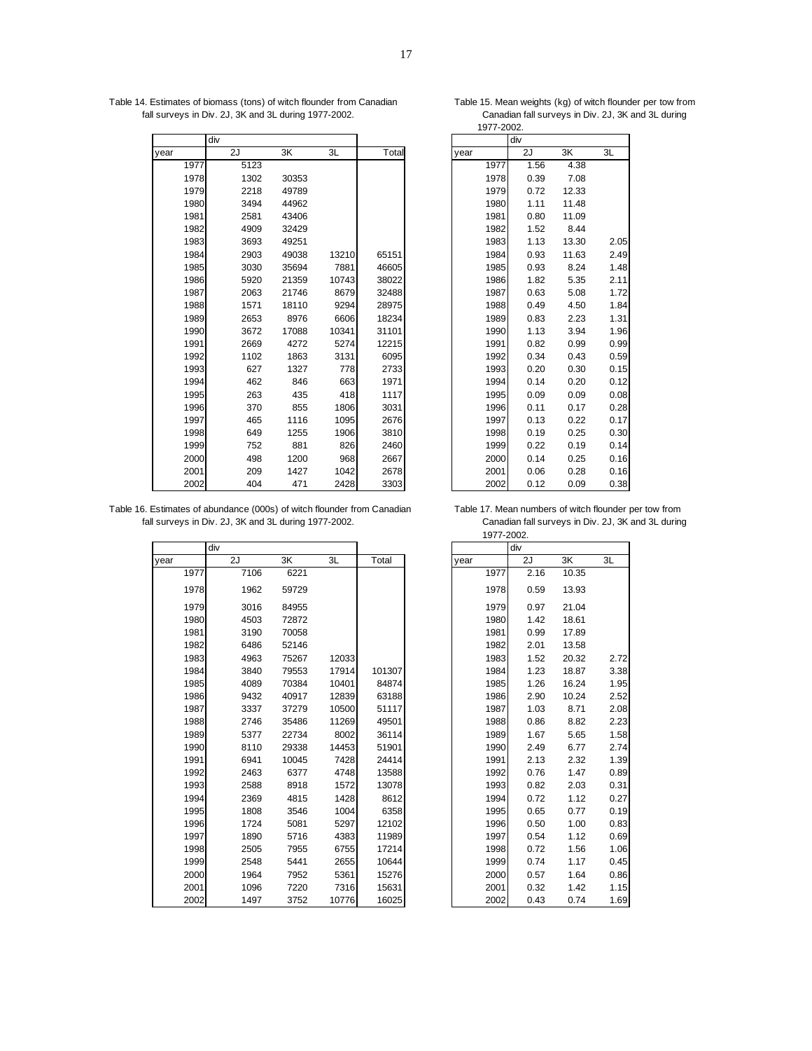Table 14. Estimates of biomass (tons) of witch flounder from Canadian fall surveys in Div. 2J, 3K and 3L during 1977-2002.

| | div | | | |
|---|---|---|---|---|
| year | 2J | 3K | 3L | Total |
| 1977 | 5123 | | | |
| 1978 | 1302 | 30353 | | |
| 1979 | 2218 | 49789 | | |
| 1980 | 3494 | 44962 | | |
| 1981 | 2581 | 43406 | | |
| 1982 | 4909 | 32429 | | |
| 1983 | 3693 | 49251 | | |
| 1984 | 2903 | 49038 | 13210 | 65151 |
| 1985 | 3030 | 35694 | 7881 | 46605 |
| 1986 | 5920 | 21359 | 10743 | 38022 |
| 1987 | 2063 | 21746 | 8679 | 32488 |
| 1988 | 1571 | 18110 | 9294 | 28975 |
| 1989 | 2653 | 8976 | 6606 | 18234 |
| 1990 | 3672 | 17088 | 10341 | 31101 |
| 1991 | 2669 | 4272 | 5274 | 12215 |
| 1992 | 1102 | 1863 | 3131 | 6095 |
| 1993 | 627 | 1327 | 778 | 2733 |
| 1994 | 462 | 846 | 663 | 1971 |
| 1995 | 263 | 435 | 418 | 1117 |
| 1996 | 370 | 855 | 1806 | 3031 |
| 1997 | 465 | 1116 | 1095 | 2676 |
| 1998 | 649 | 1255 | 1906 | 3810 |
| 1999 | 752 | 881 | 826 | 2460 |
| 2000 | 498 | 1200 | 968 | 2667 |
| 2001 | 209 | 1427 | 1042 | 2678 |
| 2002 | 404 | 471 | 2428 | 3303 |

Table 15. Mean weights (kg) of witch flounder per tow from Canadian fall surveys in Div. 2J, 3K and 3L during 1977-2002.

| | div | | |
|---|---|---|---|
| year | 2J | 3K | 3L |
| 1977 | 1.56 | 4.38 | |
| 1978 | 0.39 | 7.08 | |
| 1979 | 0.72 | 12.33 | |
| 1980 | 1.11 | 11.48 | |
| 1981 | 0.80 | 11.09 | |
| 1982 | 1.52 | 8.44 | |
| 1983 | 1.13 | 13.30 | 2.05 |
| 1984 | 0.93 | 11.63 | 2.49 |
| 1985 | 0.93 | 8.24 | 1.48 |
| 1986 | 1.82 | 5.35 | 2.11 |
| 1987 | 0.63 | 5.08 | 1.72 |
| 1988 | 0.49 | 4.50 | 1.84 |
| 1989 | 0.83 | 2.23 | 1.31 |
| 1990 | 1.13 | 3.94 | 1.96 |
| 1991 | 0.82 | 0.99 | 0.99 |
| 1992 | 0.34 | 0.43 | 0.59 |
| 1993 | 0.20 | 0.30 | 0.15 |
| 1994 | 0.14 | 0.20 | 0.12 |
| 1995 | 0.09 | 0.09 | 0.08 |
| 1996 | 0.11 | 0.17 | 0.28 |
| 1997 | 0.13 | 0.22 | 0.17 |
| 1998 | 0.19 | 0.25 | 0.30 |
| 1999 | 0.22 | 0.19 | 0.14 |
| 2000 | 0.14 | 0.25 | 0.16 |
| 2001 | 0.06 | 0.28 | 0.16 |
| 2002 | 0.12 | 0.09 | 0.38 |

Table 16. Estimates of abundance (000s) of witch flounder from Canadian fall surveys in Div. 2J, 3K and 3L during 1977-2002.

| | div | | | |
|---|---|---|---|---|
| year | 2J | 3K | 3L | Total |
| 1977 | 7106 | 6221 | | |
| 1978 | 1962 | 59729 | | |
| 1979 | 3016 | 84955 | | |
| 1980 | 4503 | 72872 | | |
| 1981 | 3190 | 70058 | | |
| 1982 | 6486 | 52146 | | |
| 1983 | 4963 | 75267 | 12033 | |
| 1984 | 3840 | 79553 | 17914 | 101307 |
| 1985 | 4089 | 70384 | 10401 | 84874 |
| 1986 | 9432 | 40917 | 12839 | 63188 |
| 1987 | 3337 | 37279 | 10500 | 51117 |
| 1988 | 2746 | 35486 | 11269 | 49501 |
| 1989 | 5377 | 22734 | 8002 | 36114 |
| 1990 | 8110 | 29338 | 14453 | 51901 |
| 1991 | 6941 | 10045 | 7428 | 24414 |
| 1992 | 2463 | 6377 | 4748 | 13588 |
| 1993 | 2588 | 8918 | 1572 | 13078 |
| 1994 | 2369 | 4815 | 1428 | 8612 |
| 1995 | 1808 | 3546 | 1004 | 6358 |
| 1996 | 1724 | 5081 | 5297 | 12102 |
| 1997 | 1890 | 5716 | 4383 | 11989 |
| 1998 | 2505 | 7955 | 6755 | 17214 |
| 1999 | 2548 | 5441 | 2655 | 10644 |
| 2000 | 1964 | 7952 | 5361 | 15276 |
| 2001 | 1096 | 7220 | 7316 | 15631 |
| 2002 | 1497 | 3752 | 10776 | 16025 |

Table 17. Mean numbers of witch flounder per tow from Canadian fall surveys in Div. 2J, 3K and 3L during 1977-2002.

| | div | | |
|---|---|---|---|
| year | 2J | 3K | 3L |
| 1977 | 2.16 | 10.35 | |
| 1978 | 0.59 | 13.93 | |
| 1979 | 0.97 | 21.04 | |
| 1980 | 1.42 | 18.61 | |
| 1981 | 0.99 | 17.89 | |
| 1982 | 2.01 | 13.58 | |
| 1983 | 1.52 | 20.32 | 2.72 |
| 1984 | 1.23 | 18.87 | 3.38 |
| 1985 | 1.26 | 16.24 | 1.95 |
| 1986 | 2.90 | 10.24 | 2.52 |
| 1987 | 1.03 | 8.71 | 2.08 |
| 1988 | 0.86 | 8.82 | 2.23 |
| 1989 | 1.67 | 5.65 | 1.58 |
| 1990 | 2.49 | 6.77 | 2.74 |
| 1991 | 2.13 | 2.32 | 1.39 |
| 1992 | 0.76 | 1.47 | 0.89 |
| 1993 | 0.82 | 2.03 | 0.31 |
| 1994 | 0.72 | 1.12 | 0.27 |
| 1995 | 0.65 | 0.77 | 0.19 |
| 1996 | 0.50 | 1.00 | 0.83 |
| 1997 | 0.54 | 1.12 | 0.69 |
| 1998 | 0.72 | 1.56 | 1.06 |
| 1999 | 0.74 | 1.17 | 0.45 |
| 2000 | 0.57 | 1.64 | 0.86 |
| 2001 | 0.32 | 1.42 | 1.15 |
| 2002 | 0.43 | 0.74 | 1.69 |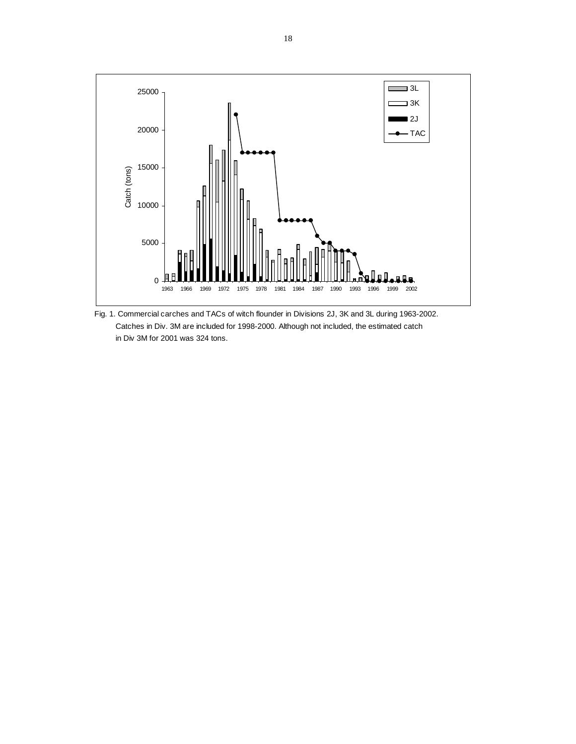Fig. 1. Commercial carches and TACs of witch flounder in Divisions 2J, 3K and 3L during 1963-2002. Catches in Div. 3M are included for 1998-2000. Although not included, the estimated catch in Div 3M for 2001 was 324 tons.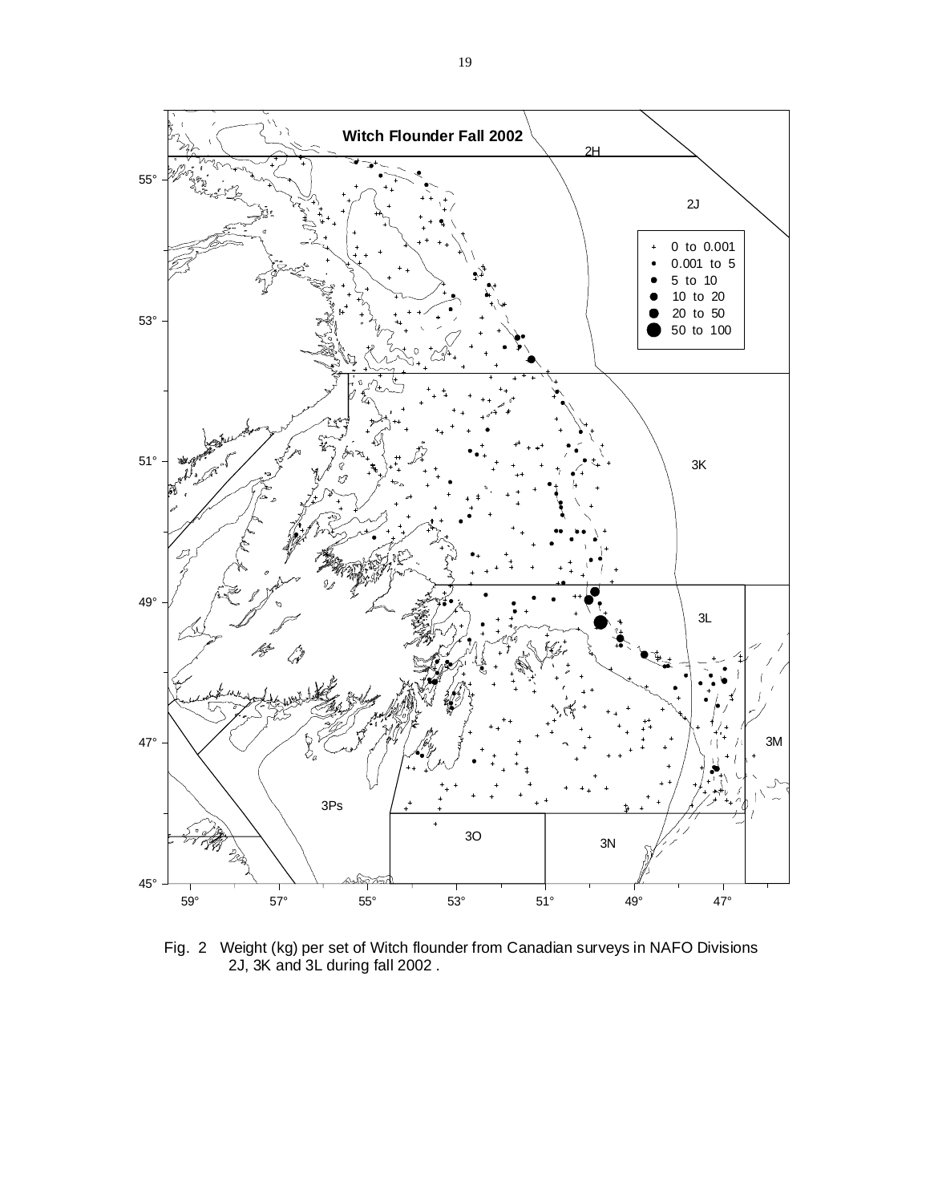Witch Flounder Fall 2002

| Symbol | Weight (kg) |
| --- | --- |
| + | 0 to 0.001 |
| • | 0.001 to 5 |
| • | 5 to 10 |
| ● | 10 to 20 |
| ● | 20 to 50 |
| ● | 50 to 100 |

Fig. 2 Weight (kg) per set of Witch flounder from Canadian surveys in NAFO Divisions 2J, 3K and 3L during fall 2002 .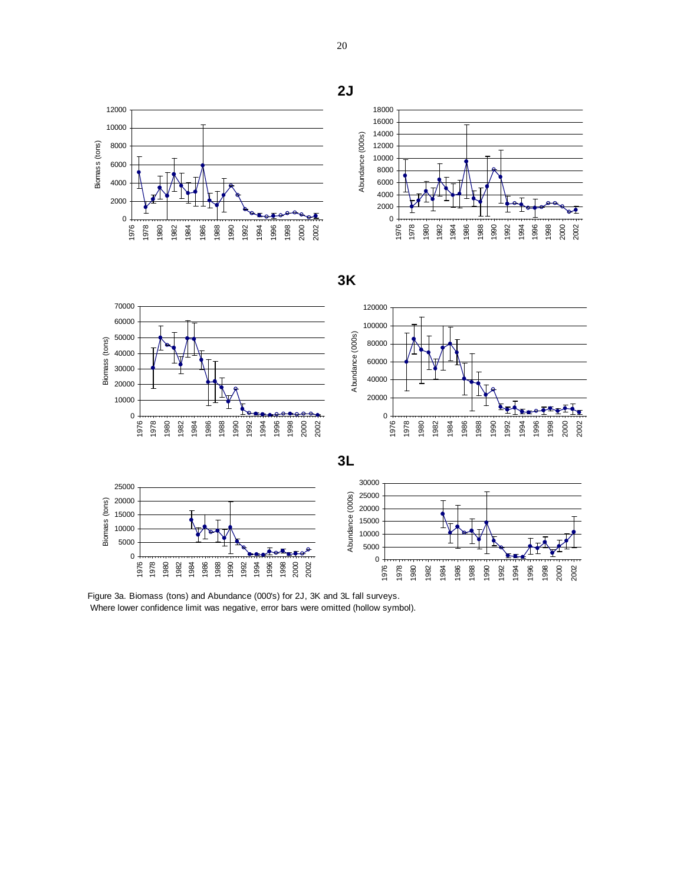Figure 3a. Biomass (tons) and Abundance (000's) for 2J, 3K and 3L fall surveys.
Where lower confidence limit was negative, error bars were omitted (hollow symbol).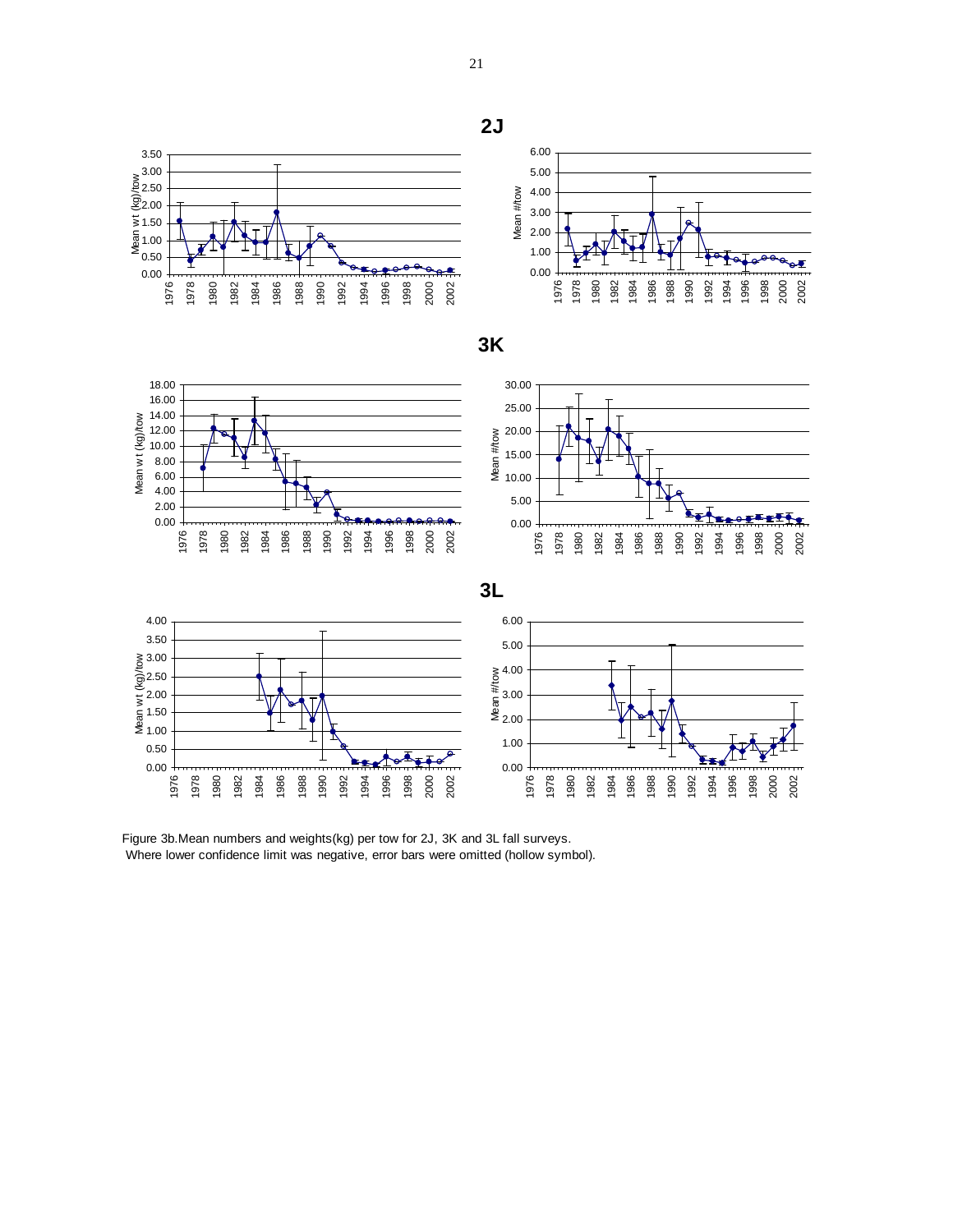**2J**

**3K**

**3L**

Figure 3b.Mean numbers and weights(kg) per tow for 2J, 3K and 3L fall surveys.
Where lower confidence limit was negative, error bars were omitted (hollow symbol).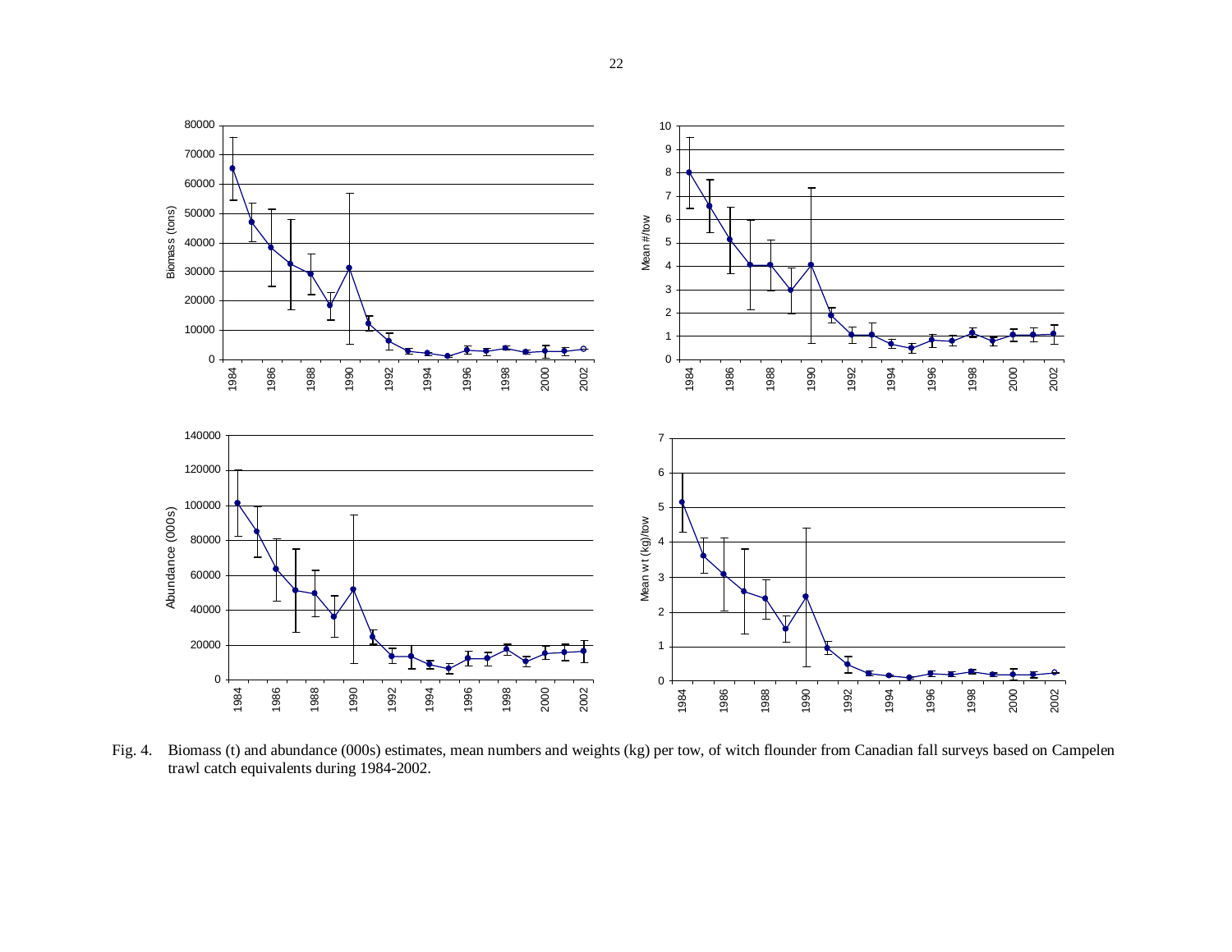Biomass (tons)

80000
70000
60000
50000
40000
30000
20000
10000
0

1984 1986 1988 1990 1992 1994 1996 1998 2000 2002

Mean #/tow

10
9
8
7
6
5
4
3
2
1
0

1984 1986 1988 1990 1992 1994 1996 1998 2000 2002

Abundance (000s)

140000
120000
100000
80000
60000
40000
20000
0

1984 1986 1988 1990 1992 1994 1996 1998 2000 2002

Mean wt (kg)/tow

7
6
5
4
3
2
1
0

1984 1986 1988 1990 1992 1994 1996 1998 2000 2002

Fig. 4. Biomass (t) and abundance (000s) estimates, mean numbers and weights (kg) per tow, of witch flounder from Canadian fall surveys based on Campelen trawl catch equivalents during 1984-2002.